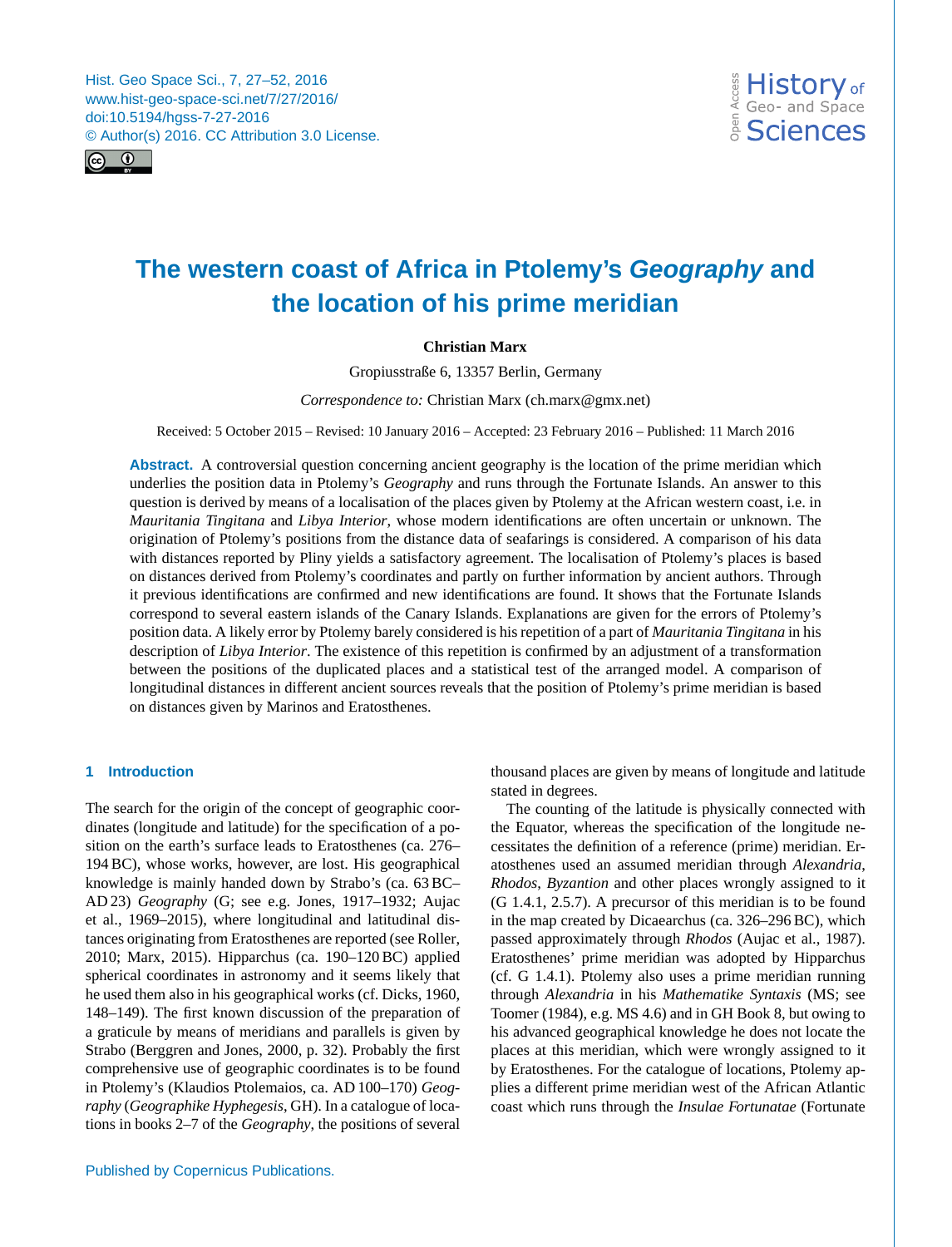# The western coast of Africa in Ptolemy's *Geography* and the location of his prime meridian

**Christian Marx**

Gropiusstraße 6, 13357 Berlin, Germany

*Correspondence to:* Christian Marx (ch.marx@gmx.net)

Received: 5 October 2015 – Revised: 10 January 2016 – Accepted: 23 February 2016 – Published: 11 March 2016

**Abstract.** A controversial question concerning ancient geography is the location of the prime meridian which underlies the position data in Ptolemy's *Geography* and runs through the Fortunate Islands. An answer to this question is derived by means of a localisation of the places given by Ptolemy at the African western coast, i.e. in *Mauritania Tingitana* and *Libya Interior*, whose modern identifications are often uncertain or unknown. The origination of Ptolemy's positions from the distance data of seafarings is considered. A comparison of his data with distances reported by Pliny yields a satisfactory agreement. The localisation of Ptolemy's places is based on distances derived from Ptolemy's coordinates and partly on further information by ancient authors. Through it previous identifications are confirmed and new identifications are found. It shows that the Fortunate Islands correspond to several eastern islands of the Canary Islands. Explanations are given for the errors of Ptolemy's position data. A likely error by Ptolemy barely considered is his repetition of a part of *Mauritania Tingitana* in his description of *Libya Interior*. The existence of this repetition is confirmed by an adjustment of a transformation between the positions of the duplicated places and a statistical test of the arranged model. A comparison of longitudinal distances in different ancient sources reveals that the position of Ptolemy's prime meridian is based on distances given by Marinos and Eratosthenes.

## 1 Introduction

The search for the origin of the concept of geographic coordinates (longitude and latitude) for the specification of a position on the earth's surface leads to Eratosthenes (ca. 276–194 BC), whose works, however, are lost. His geographical knowledge is mainly handed down by Strabo's (ca. 63 BC–AD 23) *Geography* (G; see e.g. Jones, 1917–1932; Aujac et al., 1969–2015), where longitudinal and latitudinal distances originating from Eratosthenes are reported (see Roller, 2010; Marx, 2015). Hipparchus (ca. 190–120 BC) applied spherical coordinates in astronomy and it seems likely that he used them also in his geographical works (cf. Dicks, 1960, 148–149). The first known discussion of the preparation of a graticule by means of meridians and parallels is given by Strabo (Berggren and Jones, 2000, p. 32). Probably the first comprehensive use of geographic coordinates is to be found in Ptolemy's (Klaudios Ptolemaios, ca. AD 100–170) *Geography* (*Geographike Hyphegesis*, GH). In a catalogue of locations in books 2–7 of the *Geography*, the positions of several thousand places are given by means of longitude and latitude stated in degrees.

The counting of the latitude is physically connected with the Equator, whereas the specification of the longitude necessitates the definition of a reference (prime) meridian. Eratosthenes used an assumed meridian through *Alexandria*, *Rhodos*, *Byzantion* and other places wrongly assigned to it (G 1.4.1, 2.5.7). A precursor of this meridian is to be found in the map created by Dicaearchus (ca. 326–296 BC), which passed approximately through *Rhodos* (Aujac et al., 1987). Eratosthenes' prime meridian was adopted by Hipparchus (cf. G 1.4.1). Ptolemy also uses a prime meridian running through *Alexandria* in his *Mathematike Syntaxis* (MS; see Toomer (1984), e.g. MS 4.6) and in GH Book 8, but owing to his advanced geographical knowledge he does not locate the places at this meridian, which were wrongly assigned to it by Eratosthenes. For the catalogue of locations, Ptolemy applies a different prime meridian west of the African Atlantic coast which runs through the *Insulae Fortunatae* (Fortunate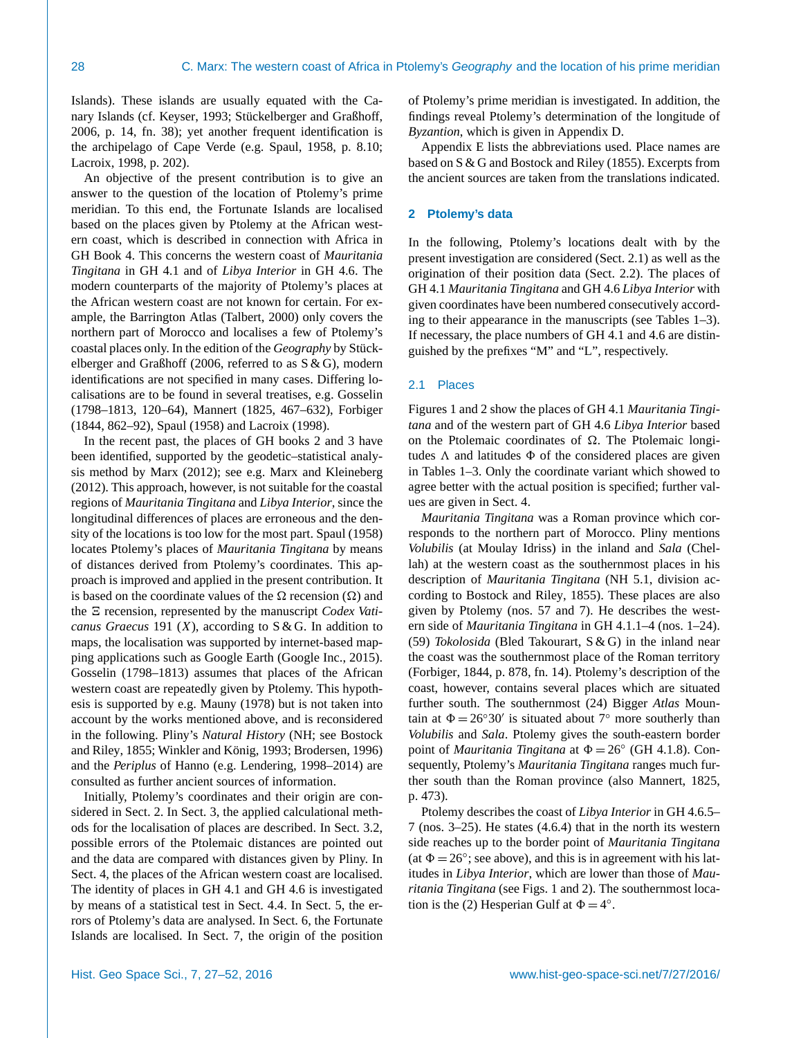Islands). These islands are usually equated with the Canary Islands (cf. Keyser, 1993; Stückelberger and Graßhoff, 2006, p. 14, fn. 38); yet another frequent identification is the archipelago of Cape Verde (e.g. Spaul, 1958, p. 8.10; Lacroix, 1998, p. 202).

An objective of the present contribution is to give an answer to the question of the location of Ptolemy's prime meridian. To this end, the Fortunate Islands are localised based on the places given by Ptolemy at the African western coast, which is described in connection with Africa in GH Book 4. This concerns the western coast of *Mauritania Tingitana* in GH 4.1 and of *Libya Interior* in GH 4.6. The modern counterparts of the majority of Ptolemy's places at the African western coast are not known for certain. For example, the Barrington Atlas (Talbert, 2000) only covers the northern part of Morocco and localises a few of Ptolemy's coastal places only. In the edition of the *Geography* by Stückelberger and Graßhoff (2006, referred to as S & G), modern identifications are not specified in many cases. Differing localisations are to be found in several treatises, e.g. Gosselin (1798–1813, 120–64), Mannert (1825, 467–632), Forbiger (1844, 862–92), Spaul (1958) and Lacroix (1998).

In the recent past, the places of GH books 2 and 3 have been identified, supported by the geodetic–statistical analysis method by Marx (2012); see e.g. Marx and Kleineberg (2012). This approach, however, is not suitable for the coastal regions of *Mauritania Tingitana* and *Libya Interior*, since the longitudinal differences of places are erroneous and the density of the locations is too low for the most part. Spaul (1958) locates Ptolemy's places of *Mauritania Tingitana* by means of distances derived from Ptolemy's coordinates. This approach is improved and applied in the present contribution. It is based on the coordinate values of the Ω recension (Ω) and the Ξ recension, represented by the manuscript *Codex Vaticanus Graecus* 191 ($X$), according to S & G. In addition to maps, the localisation was supported by internet-based mapping applications such as Google Earth (Google Inc., 2015). Gosselin (1798–1813) assumes that places of the African western coast are repeatedly given by Ptolemy. This hypothesis is supported by e.g. Mauny (1978) but is not taken into account by the works mentioned above, and is reconsidered in the following. Pliny's *Natural History* (NH; see Bostock and Riley, 1855; Winkler and König, 1993; Brodersen, 1996) and the *Periplus* of Hanno (e.g. Lendering, 1998–2014) are consulted as further ancient sources of information.

Initially, Ptolemy's coordinates and their origin are considered in Sect. 2. In Sect. 3, the applied calculational methods for the localisation of places are described. In Sect. 3.2, possible errors of the Ptolemaic distances are pointed out and the data are compared with distances given by Pliny. In Sect. 4, the places of the African western coast are localised. The identity of places in GH 4.1 and GH 4.6 is investigated by means of a statistical test in Sect. 4.4. In Sect. 5, the errors of Ptolemy's data are analysed. In Sect. 6, the Fortunate Islands are localised. In Sect. 7, the origin of the position of Ptolemy's prime meridian is investigated. In addition, the findings reveal Ptolemy's determination of the longitude of *Byzantion*, which is given in Appendix D.

Appendix E lists the abbreviations used. Place names are based on S & G and Bostock and Riley (1855). Excerpts from the ancient sources are taken from the translations indicated.

## 2 Ptolemy's data

In the following, Ptolemy's locations dealt with by the present investigation are considered (Sect. 2.1) as well as the origination of their position data (Sect. 2.2). The places of GH 4.1 *Mauritania Tingitana* and GH 4.6 *Libya Interior* with given coordinates have been numbered consecutively according to their appearance in the manuscripts (see Tables 1–3). If necessary, the place numbers of GH 4.1 and 4.6 are distinguished by the prefixes "M" and "L", respectively.

### 2.1 Places

Figures 1 and 2 show the places of GH 4.1 *Mauritania Tingitana* and of the western part of GH 4.6 *Libya Interior* based on the Ptolemaic coordinates of Ω. The Ptolemaic longitudes Λ and latitudes Φ of the considered places are given in Tables 1–3. Only the coordinate variant which showed to agree better with the actual position is specified; further values are given in Sect. 4.

*Mauritania Tingitana* was a Roman province which corresponds to the northern part of Morocco. Pliny mentions *Volubilis* (at Moulay Idriss) in the inland and *Sala* (Chellah) at the western coast as the southernmost places in his description of *Mauritania Tingitana* (NH 5.1, division according to Bostock and Riley, 1855). These places are also given by Ptolemy (nos. 57 and 7). He describes the western side of *Mauritania Tingitana* in GH 4.1.1–4 (nos. 1–24). (59) *Tokolosida* (Bled Takourart, S & G) in the inland near the coast was the southernmost place of the Roman territory (Forbiger, 1844, p. 878, fn. 14). Ptolemy's description of the coast, however, contains several places which are situated further south. The southernmost (24) Bigger *Atlas* Mountain at $\Phi = 26°30'$ is situated about 7° more southerly than *Volubilis* and *Sala*. Ptolemy gives the south-eastern border point of *Mauritania Tingitana* at $\Phi = 26°$ (GH 4.1.8). Consequently, Ptolemy's *Mauritania Tingitana* ranges much further south than the Roman province (also Mannert, 1825, p. 473).

Ptolemy describes the coast of *Libya Interior* in GH 4.6.5–7 (nos. 3–25). He states (4.6.4) that in the north its western side reaches up to the border point of *Mauritania Tingitana* (at $\Phi = 26°$; see above), and this is in agreement with his latitudes in *Libya Interior*, which are lower than those of *Mauritania Tingitana* (see Figs. 1 and 2). The southernmost location is the (2) Hesperian Gulf at $\Phi = 4°$.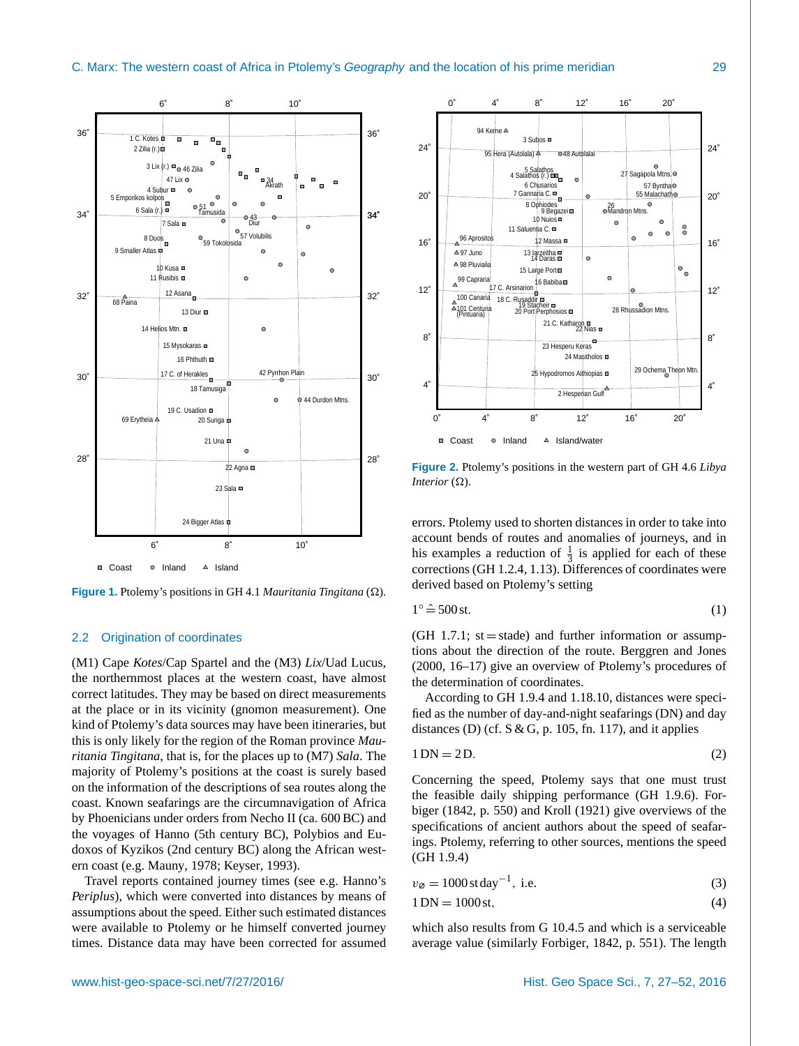**Figure 1.** Ptolemy's positions in GH 4.1 *Mauritania Tingitana* (Ω).

**Figure 2.** Ptolemy's positions in the western part of GH 4.6 *Libya Interior* (Ω).

## 2.2 Origination of coordinates

(M1) Cape *Kotes*/Cap Spartel and the (M3) *Lix*/Uad Lucus, the northernmost places at the western coast, have almost correct latitudes. They may be based on direct measurements at the place or in its vicinity (gnomon measurement). One kind of Ptolemy's data sources may have been itineraries, but this is only likely for the region of the Roman province *Mauritania Tingitana*, that is, for the places up to (M7) *Sala*. The majority of Ptolemy's positions at the coast is surely based on the information of the descriptions of sea routes along the coast. Known seafarings are the circumnavigation of Africa by Phoenicians under orders from Necho II (ca. 600 BC) and the voyages of Hanno (5th century BC), Polybios and Eudoxos of Kyzikos (2nd century BC) along the African western coast (e.g. Mauny, 1978; Keyser, 1993).

Travel reports contained journey times (see e.g. Hanno's *Periplus*), which were converted into distances by means of assumptions about the speed. Either such estimated distances were available to Ptolemy or he himself converted journey times. Distance data may have been corrected for assumed errors. Ptolemy used to shorten distances in order to take into account bends of routes and anomalies of journeys, and in his examples a reduction of $\frac{1}{3}$ is applied for each of these corrections (GH 1.2.4, 1.13). Differences of coordinates were derived based on Ptolemy's setting

$$1^\circ \mathrel{\hat{=}} 500\,\mathrm{st}. \tag{1}$$

(GH 1.7.1; st = stade) and further information or assumptions about the direction of the route. Berggren and Jones (2000, 16–17) give an overview of Ptolemy's procedures of the determination of coordinates.

According to GH 1.9.4 and 1.18.10, distances were specified as the number of day-and-night seafarings (DN) and day distances (D) (cf. S & G, p. 105, fn. 117), and it applies

$$1\,\mathrm{DN} = 2\,\mathrm{D}. \tag{2}$$

Concerning the speed, Ptolemy says that one must trust the feasible daily shipping performance (GH 1.9.6). Forbiger (1842, p. 550) and Kroll (1921) give overviews of the specifications of ancient authors about the speed of seafarings. Ptolemy, referring to other sources, mentions the speed (GH 1.9.4)

$$v_{\varnothing} = 1000\,\mathrm{st\,day}^{-1}, \text{ i.e.} \tag{3}$$

$$1\,\mathrm{DN} = 1000\,\mathrm{st}, \tag{4}$$

which also results from G 10.4.5 and which is a serviceable average value (similarly Forbiger, 1842, p. 551). The length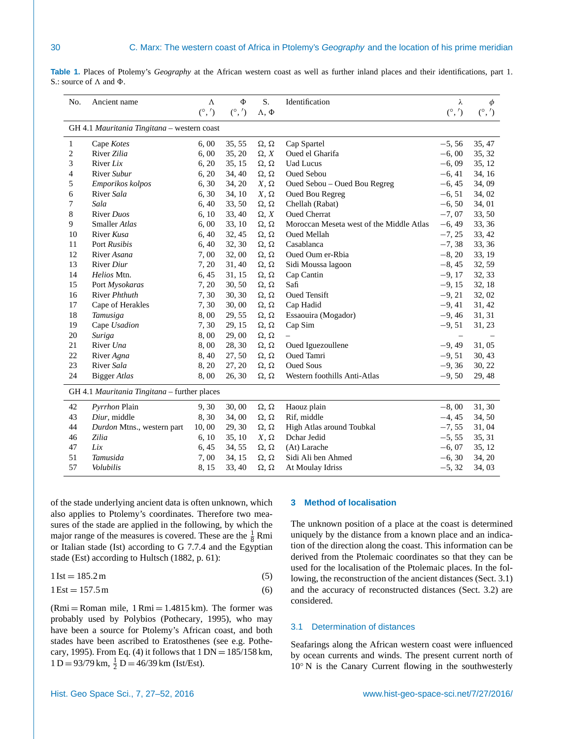**Table 1.** Places of Ptolemy's *Geography* at the African western coast as well as further inland places and their identifications, part 1. S.: source of Λ and Φ.

| No. | Ancient name | Λ (°, ′) | Φ (°, ′) | S. Λ, Φ | Identification | λ (°, ′) | ϕ (°, ′) |
|---|---|---|---|---|---|---|---|
| GH 4.1 *Mauritania Tingitana* – western coast | | | | | | | |
| 1 | Cape *Kotes* | 6, 00 | 35, 55 | Ω, Ω | Cap Spartel | −5, 56 | 35, 47 |
| 2 | River *Zilia* | 6, 00 | 35, 20 | Ω, *X* | Oued el Gharifa | −6, 00 | 35, 32 |
| 3 | River *Lix* | 6, 20 | 35, 15 | Ω, Ω | Uad Lucus | −6, 09 | 35, 12 |
| 4 | River *Subur* | 6, 20 | 34, 40 | Ω, Ω | Oued Sebou | −6, 41 | 34, 16 |
| 5 | *Emporikos kolpos* | 6, 30 | 34, 20 | *X*, Ω | Oued Sebou – Oued Bou Regreg | −6, 45 | 34, 09 |
| 6 | River *Sala* | 6, 30 | 34, 10 | *X*, Ω | Oued Bou Regreg | −6, 51 | 34, 02 |
| 7 | *Sala* | 6, 40 | 33, 50 | Ω, Ω | Chellah (Rabat) | −6, 50 | 34, 01 |
| 8 | River *Duos* | 6, 10 | 33, 40 | Ω, *X* | Oued Cherrat | −7, 07 | 33, 50 |
| 9 | Smaller *Atlas* | 6, 00 | 33, 10 | Ω, Ω | Moroccan Meseta west of the Middle Atlas | −6, 49 | 33, 36 |
| 10 | River *Kusa* | 6, 40 | 32, 45 | Ω, Ω | Oued Mellah | −7, 25 | 33, 42 |
| 11 | Port *Rusibis* | 6, 40 | 32, 30 | Ω, Ω | Casablanca | −7, 38 | 33, 36 |
| 12 | River *Asana* | 7, 00 | 32, 00 | Ω, Ω | Oued Oum er-Rbia | −8, 20 | 33, 19 |
| 13 | River *Diur* | 7, 20 | 31, 40 | Ω, Ω | Sidi Moussa lagoon | −8, 45 | 32, 59 |
| 14 | *Helios* Mtn. | 6, 45 | 31, 15 | Ω, Ω | Cap Cantin | −9, 17 | 32, 33 |
| 15 | Port *Mysokaras* | 7, 20 | 30, 50 | Ω, Ω | Safi | −9, 15 | 32, 18 |
| 16 | River *Phthuth* | 7, 30 | 30, 30 | Ω, Ω | Oued Tensift | −9, 21 | 32, 02 |
| 17 | Cape of Herakles | 7, 30 | 30, 00 | Ω, Ω | Cap Hadid | −9, 41 | 31, 42 |
| 18 | *Tamusiga* | 8, 00 | 29, 55 | Ω, Ω | Essaouira (Mogador) | −9, 46 | 31, 31 |
| 19 | Cape *Usadion* | 7, 30 | 29, 15 | Ω, Ω | Cap Sim | −9, 51 | 31, 23 |
| 20 | *Suriga* | 8, 00 | 29, 00 | Ω, Ω | – | – | – |
| 21 | River *Una* | 8, 00 | 28, 30 | Ω, Ω | Oued Iguezoullene | −9, 49 | 31, 05 |
| 22 | River *Agna* | 8, 40 | 27, 50 | Ω, Ω | Oued Tamri | −9, 51 | 30, 43 |
| 23 | River *Sala* | 8, 20 | 27, 20 | Ω, Ω | Oued Sous | −9, 36 | 30, 22 |
| 24 | Bigger *Atlas* | 8, 00 | 26, 30 | Ω, Ω | Western foothills Anti-Atlas | −9, 50 | 29, 48 |
| GH 4.1 *Mauritania Tingitana* – further places | | | | | | | |
| 42 | *Pyrrhon* Plain | 9, 30 | 30, 00 | Ω, Ω | Haouz plain | −8, 00 | 31, 30 |
| 43 | *Diur*, middle | 8, 30 | 34, 00 | Ω, Ω | Rif, middle | −4, 45 | 34, 50 |
| 44 | *Durdon* Mtns., western part | 10, 00 | 29, 30 | Ω, Ω | High Atlas around Toubkal | −7, 55 | 31, 04 |
| 46 | *Zilia* | 6, 10 | 35, 10 | *X*, Ω | Dchar Jedid | −5, 55 | 35, 31 |
| 47 | *Lix* | 6, 45 | 34, 55 | Ω, Ω | (At) Larache | −6, 07 | 35, 12 |
| 51 | *Tamusida* | 7, 00 | 34, 15 | Ω, Ω | Sidi Ali ben Ahmed | −6, 30 | 34, 20 |
| 57 | *Volubilis* | 8, 15 | 33, 40 | Ω, Ω | At Moulay Idriss | −5, 32 | 34, 03 |

of the stade underlying ancient data is often unknown, which also applies to Ptolemy's coordinates. Therefore two measures of the stade are applied in the following, by which the major range of the measures is covered. These are the $\frac{1}{8}$ Rmi or Italian stade (Ist) according to G 7.7.4 and the Egyptian stade (Est) according to Hultsch (1882, p. 61):

$$1\,\mathrm{Ist} = 185.2\,\mathrm{m} \tag{5}$$

$$1\,\mathrm{Est} = 157.5\,\mathrm{m} \tag{6}$$

(Rmi = Roman mile, 1 Rmi = 1.4815 km). The former was probably used by Polybios (Pothecary, 1995), who may have been a source for Ptolemy's African coast, and both stades have been ascribed to Eratosthenes (see e.g. Pothecary, 1995). From Eq. (4) it follows that 1 DN = 185/158 km, 1 D = 93/79 km, $\frac{1}{2}$ D = 46/39 km (Ist/Est).

## 3 Method of localisation

The unknown position of a place at the coast is determined uniquely by the distance from a known place and an indication of the direction along the coast. This information can be derived from the Ptolemaic coordinates so that they can be used for the localisation of the Ptolemaic places. In the following, the reconstruction of the ancient distances (Sect. 3.1) and the accuracy of reconstructed distances (Sect. 3.2) are considered.

### 3.1 Determination of distances

Seafarings along the African western coast were influenced by ocean currents and winds. The present current north of 10° N is the Canary Current flowing in the southwesterly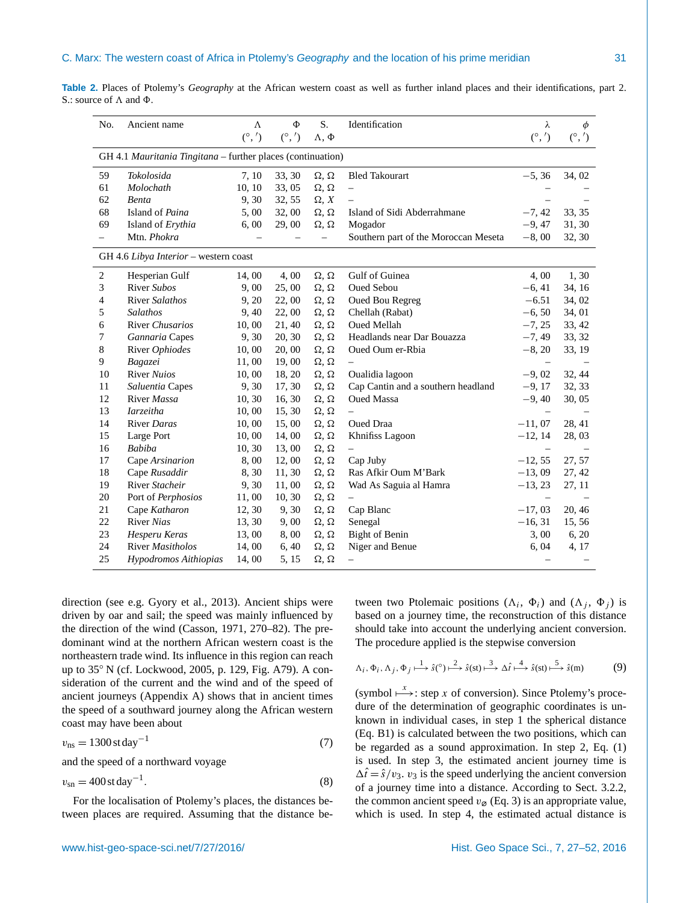**Table 2.** Places of Ptolemy's *Geography* at the African western coast as well as further inland places and their identifications, part 2. S.: source of Λ and Φ.

| No. | Ancient name | Λ (°, ′) | Φ (°, ′) | S. Λ, Φ | Identification | λ (°, ′) | ϕ (°, ′) |
|---|---|---|---|---|---|---|---|
| GH 4.1 *Mauritania Tingitana* – further places (continuation) | | | | | | | |
| 59 | *Tokolosida* | 7, 10 | 33, 30 | Ω, Ω | Bled Takourart | −5, 36 | 34, 02 |
| 61 | *Molochath* | 10, 10 | 33, 05 | Ω, Ω | – | – | – |
| 62 | *Benta* | 9, 30 | 32, 55 | Ω, *X* | – | – | – |
| 68 | Island of *Paina* | 5, 00 | 32, 00 | Ω, Ω | Island of Sidi Abderrahmane | −7, 42 | 33, 35 |
| 69 | Island of *Erythia* | 6, 00 | 29, 00 | Ω, Ω | Mogador | −9, 47 | 31, 30 |
| – | Mtn. *Phokra* | – | – | – | Southern part of the Moroccan Meseta | −8, 00 | 32, 30 |
| GH 4.6 *Libya Interior* – western coast | | | | | | | |
| 2 | Hesperian Gulf | 14, 00 | 4, 00 | Ω, Ω | Gulf of Guinea | 4, 00 | 1, 30 |
| 3 | River *Subos* | 9, 00 | 25, 00 | Ω, Ω | Oued Sebou | −6, 41 | 34, 16 |
| 4 | River *Salathos* | 9, 20 | 22, 00 | Ω, Ω | Oued Bou Regreg | −6.51 | 34, 02 |
| 5 | *Salathos* | 9, 40 | 22, 00 | Ω, Ω | Chellah (Rabat) | −6, 50 | 34, 01 |
| 6 | River *Chusarios* | 10, 00 | 21, 40 | Ω, Ω | Oued Mellah | −7, 25 | 33, 42 |
| 7 | *Gannaria* Capes | 9, 30 | 20, 30 | Ω, Ω | Headlands near Dar Bouazza | −7, 49 | 33, 32 |
| 8 | River *Ophiodes* | 10, 00 | 20, 00 | Ω, Ω | Oued Oum er-Rbia | −8, 20 | 33, 19 |
| 9 | *Bagazei* | 11, 00 | 19, 00 | Ω, Ω | – | – | – |
| 10 | River *Nuios* | 10, 00 | 18, 20 | Ω, Ω | Oualidia lagoon | −9, 02 | 32, 44 |
| 11 | *Saluentia* Capes | 9, 30 | 17, 30 | Ω, Ω | Cap Cantin and a southern headland | −9, 17 | 32, 33 |
| 12 | River *Massa* | 10, 30 | 16, 30 | Ω, Ω | Oued Massa | −9, 40 | 30, 05 |
| 13 | *Iarzeitha* | 10, 00 | 15, 30 | Ω, Ω | – | – | – |
| 14 | River *Daras* | 10, 00 | 15, 00 | Ω, Ω | Oued Draa | −11, 07 | 28, 41 |
| 15 | Large Port | 10, 00 | 14, 00 | Ω, Ω | Khnifiss Lagoon | −12, 14 | 28, 03 |
| 16 | *Babiba* | 10, 30 | 13, 00 | Ω, Ω | – | – | – |
| 17 | Cape *Arsinarion* | 8, 00 | 12, 00 | Ω, Ω | Cap Juby | −12, 55 | 27, 57 |
| 18 | Cape *Rusaddir* | 8, 30 | 11, 30 | Ω, Ω | Ras Afkir Oum M'Bark | −13, 09 | 27, 42 |
| 19 | River *Stacheir* | 9, 30 | 11, 00 | Ω, Ω | Wad As Saguia al Hamra | −13, 23 | 27, 11 |
| 20 | Port of *Perphosios* | 11, 00 | 10, 30 | Ω, Ω | – | – | – |
| 21 | Cape *Katharon* | 12, 30 | 9, 30 | Ω, Ω | Cap Blanc | −17, 03 | 20, 46 |
| 22 | River *Nias* | 13, 30 | 9, 00 | Ω, Ω | Senegal | −16, 31 | 15, 56 |
| 23 | *Hesperu Keras* | 13, 00 | 8, 00 | Ω, Ω | Bight of Benin | 3, 00 | 6, 20 |
| 24 | River *Masitholos* | 14, 00 | 6, 40 | Ω, Ω | Niger and Benue | 6, 04 | 4, 17 |
| 25 | *Hypodromos Aithiopias* | 14, 00 | 5, 15 | Ω, Ω | – | – | – |

direction (see e.g. Gyory et al., 2013). Ancient ships were driven by oar and sail; the speed was mainly influenced by the direction of the wind (Casson, 1971, 270–82). The predominant wind at the northern African western coast is the northeastern trade wind. Its influence in this region can reach up to 35° N (cf. Lockwood, 2005, p. 129, Fig. A79). A consideration of the current and the wind and of the speed of ancient journeys (Appendix A) shows that in ancient times the speed of a southward journey along the African western coast may have been about

$$v_{\mathrm{ns}} = 1300\,\mathrm{st\,day}^{-1} \tag{7}$$

and the speed of a northward voyage

$$v_{\mathrm{sn}} = 400\,\mathrm{st\,day}^{-1}. \tag{8}$$

For the localisation of Ptolemy's places, the distances between places are required. Assuming that the distance between two Ptolemaic positions $(\Lambda_i,\ \Phi_i)$ and $(\Lambda_j,\ \Phi_j)$ is based on a journey time, the reconstruction of this distance should take into account the underlying ancient conversion. The procedure applied is the stepwise conversion

$$\Lambda_i, \Phi_i, \Lambda_j, \Phi_j \overset{1}{\longmapsto} \hat{s}(^\circ) \overset{2}{\longmapsto} \hat{s}(\mathrm{st}) \overset{3}{\longmapsto} \Delta\hat{t} \overset{4}{\longmapsto} \hat{s}(\mathrm{st}) \overset{5}{\longmapsto} \hat{s}(\mathrm{m}) \tag{9}$$

(symbol $\overset{x}{\longmapsto}$: step $x$ of conversion). Since Ptolemy's procedure of the determination of geographic coordinates is unknown in individual cases, in step 1 the spherical distance (Eq. B1) is calculated between the two positions, which can be regarded as a sound approximation. In step 2, Eq. (1) is used. In step 3, the estimated ancient journey time is $\Delta\hat{t} = \hat{s}/v_3$. $v_3$ is the speed underlying the ancient conversion of a journey time into a distance. According to Sect. 3.2.2, the common ancient speed $v_\varnothing$ (Eq. 3) is an appropriate value, which is used. In step 4, the estimated actual distance is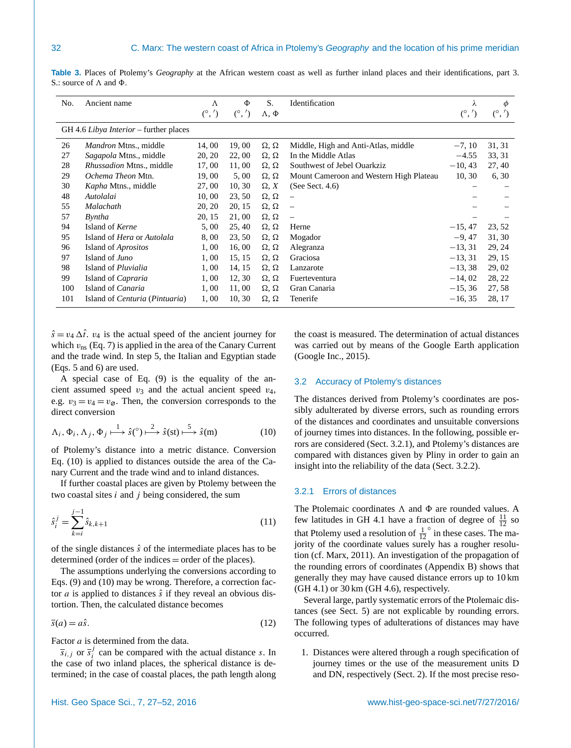**Table 3.** Places of Ptolemy's *Geography* at the African western coast as well as further inland places and their identifications, part 3. S.: source of Λ and Φ.

| No. | Ancient name | Λ (°, ′) | Φ (°, ′) | S. Λ, Φ | Identification | λ (°, ′) | ϕ (°, ′) |
|---|---|---|---|---|---|---|---|
| GH 4.6 *Libya Interior* – further places | | | | | | | |
| 26 | *Mandron* Mtns., middle | 14, 00 | 19, 00 | Ω, Ω | Middle, High and Anti-Atlas, middle | −7, 10 | 31, 31 |
| 27 | *Sagapola* Mtns., middle | 20, 20 | 22, 00 | Ω, Ω | In the Middle Atlas | −4.55 | 33, 31 |
| 28 | *Rhussadion* Mtns., middle | 17, 00 | 11, 00 | Ω, Ω | Southwest of Jebel Ouarkziz | −10, 43 | 27, 40 |
| 29 | *Ochema Theon* Mtn. | 19, 00 | 5, 00 | Ω, Ω | Mount Cameroon and Western High Plateau | 10, 30 | 6, 30 |
| 30 | *Kapha* Mtns., middle | 27, 00 | 10, 30 | Ω, *X* | (See Sect. 4.6) | – | – |
| 48 | *Autolalai* | 10, 00 | 23, 50 | Ω, Ω | – | – | – |
| 55 | *Malachath* | 20, 20 | 20, 15 | Ω, Ω | – | – | – |
| 57 | *Byntha* | 20, 15 | 21, 00 | Ω, Ω | – | – | – |
| 94 | Island of *Kerne* | 5, 00 | 25, 40 | Ω, Ω | Herne | −15, 47 | 23, 52 |
| 95 | Island of *Hera* or *Autolala* | 8, 00 | 23, 50 | Ω, Ω | Mogador | −9, 47 | 31, 30 |
| 96 | Island of *Aprositos* | 1, 00 | 16, 00 | Ω, Ω | Alegranza | −13, 31 | 29, 24 |
| 97 | Island of *Juno* | 1, 00 | 15, 15 | Ω, Ω | Graciosa | −13, 31 | 29, 15 |
| 98 | Island of *Pluvialia* | 1, 00 | 14, 15 | Ω, Ω | Lanzarote | −13, 38 | 29, 02 |
| 99 | Island of *Capraria* | 1, 00 | 12, 30 | Ω, Ω | Fuerteventura | −14, 02 | 28, 22 |
| 100 | Island of *Canaria* | 1, 00 | 11, 00 | Ω, Ω | Gran Canaria | −15, 36 | 27, 58 |
| 101 | Island of *Centuria* (*Pintuaria*) | 1, 00 | 10, 30 | Ω, Ω | Tenerife | −16, 35 | 28, 17 |

$\hat{s} = v_4\,\Delta\hat{t}$. $v_4$ is the actual speed of the ancient journey for which $v_{\mathrm{ns}}$ (Eq. 7) is applied in the area of the Canary Current and the trade wind. In step 5, the Italian and Egyptian stade (Eqs. 5 and 6) are used.

A special case of Eq. (9) is the equality of the ancient assumed speed $v_3$ and the actual ancient speed $v_4$, e.g. $v_3 = v_4 = v_{\varnothing}$. Then, the conversion corresponds to the direct conversion

$$\Lambda_i, \Phi_i, \Lambda_j, \Phi_j \overset{1}{\longmapsto} \hat{s}(^\circ) \overset{2}{\longmapsto} \hat{s}(\mathrm{st}) \overset{5}{\longmapsto} \hat{s}(\mathrm{m}) \tag{10}$$

of Ptolemy's distance into a metric distance. Conversion Eq. (10) is applied to distances outside the area of the Canary Current and the trade wind and to inland distances.

If further coastal places are given by Ptolemy between the two coastal sites $i$ and $j$ being considered, the sum

$$\hat{s}_i^j = \sum_{k=i}^{j-1} \hat{s}_{k,k+1} \tag{11}$$

of the single distances $\hat{s}$ of the intermediate places has to be determined (order of the indices = order of the places).

The assumptions underlying the conversions according to Eqs. (9) and (10) may be wrong. Therefore, a correction factor $a$ is applied to distances $\hat{s}$ if they reveal an obvious distortion. Then, the calculated distance becomes

$$\overline{s}(a) = a\hat{s}. \tag{12}$$

Factor $a$ is determined from the data.

$\overline{s}_{i,j}$ or $\overline{s}_i^j$ can be compared with the actual distance $s$. In the case of two inland places, the spherical distance is determined; in the case of coastal places, the path length along the coast is measured. The determination of actual distances was carried out by means of the Google Earth application (Google Inc., 2015).

### 3.2 Accuracy of Ptolemy's distances

The distances derived from Ptolemy's coordinates are possibly adulterated by diverse errors, such as rounding errors of the distances and unsuitable conversions of journey times into distances. In the following, possible errors are considered (Sect. 3.2.1), and Ptolemy's distances are compared with distances given by Pliny in order to gain an insight into the reliability of the data (Sect. 3.2.2).

#### 3.2.1 Errors of distances

The Ptolemaic coordinates Λ and Φ are rounded values. A few latitudes in GH 4.1 have a fraction of degree of $\frac{11}{12}$ so that Ptolemy used a resolution of $\frac{1}{12}^\circ$ in these cases. The majority of the coordinate values surely has a rougher resolution (cf. Marx, 2011). An investigation of the propagation of the rounding errors of coordinates (Appendix B) shows that generally they may have caused distance errors up to 10 km (GH 4.1) or 30 km (GH 4.6), respectively.

Several large, partly systematic errors of the Ptolemaic distances (see Sect. 5) are not explicable by rounding errors. The following types of adulterations of distances may have occurred.

1. Distances were altered through a rough specification of journey times or the use of the measurement units D and DN, respectively (Sect. 2). If the most precise reso-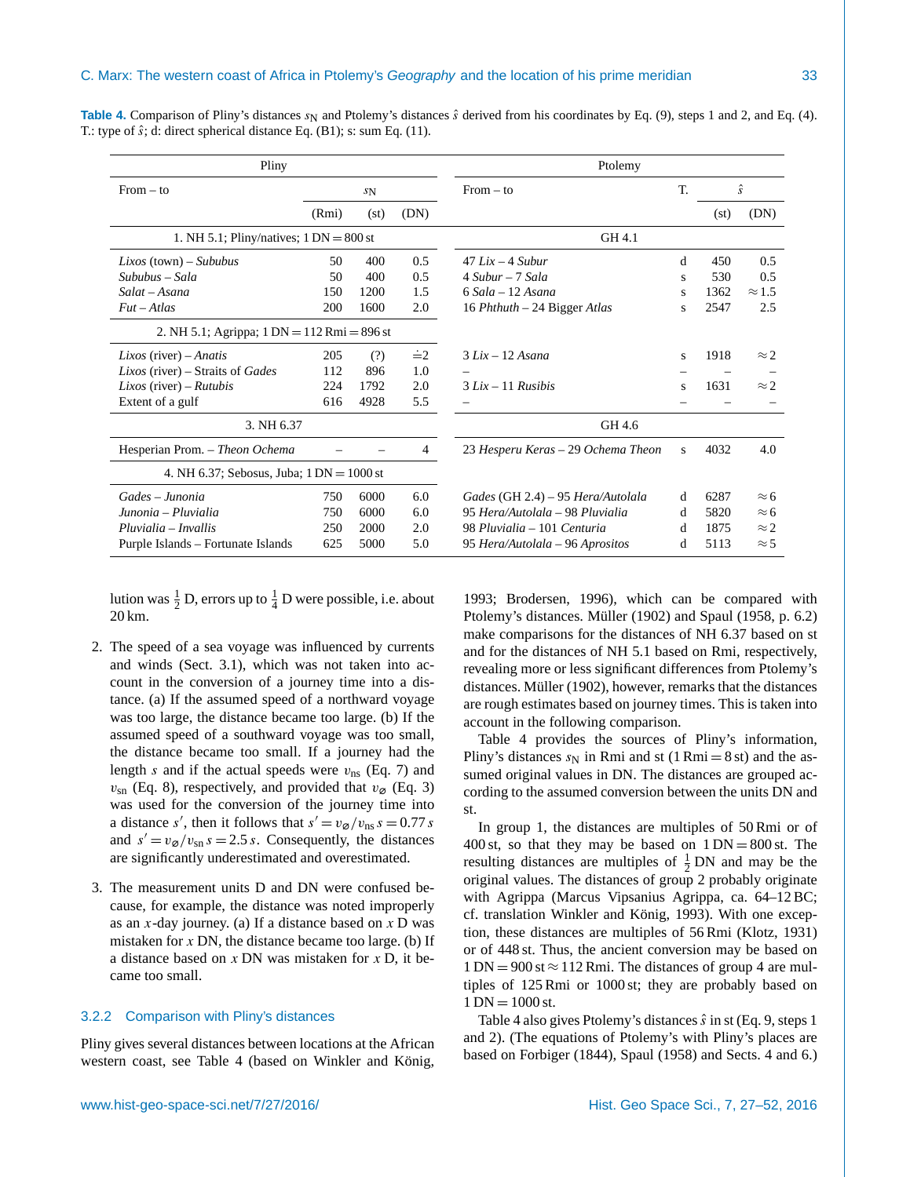**Table 4.** Comparison of Pliny's distances $s_N$ and Ptolemy's distances $\hat{s}$ derived from his coordinates by Eq. (9), steps 1 and 2, and Eq. (4). T.: type of $\hat{s}$; d: direct spherical distance Eq. (B1); s: sum Eq. (11).

| Pliny | | | | Ptolemy | | | |
|---|---|---|---|---|---|---|---|
| From – to | $s_N$ | | | From – to | T. | $\hat{s}$ | |
| | (Rmi) | (st) | (DN) | | | (st) | (DN) |
| 1. NH 5.1; Pliny/natives; 1 DN = 800 st | | | | GH 4.1 | | | |
| *Lixos* (town) – *Sububus* | 50 | 400 | 0.5 | 47 *Lix* – 4 *Subur* | d | 450 | 0.5 |
| *Sububus* – *Sala* | 50 | 400 | 0.5 | 4 *Subur* – 7 *Sala* | s | 530 | 0.5 |
| *Salat* – *Asana* | 150 | 1200 | 1.5 | 6 *Sala* – 12 *Asana* | s | 1362 | ≈ 1.5 |
| *Fut* – *Atlas* | 200 | 1600 | 2.0 | 16 *Phthuth* – 24 Bigger *Atlas* | s | 2547 | 2.5 |
| 2. NH 5.1; Agrippa; 1 DN = 112 Rmi = 896 st | | | | | | | |
| *Lixos* (river) – *Anatis* | 205 | (?) | ≐2 | 3 *Lix* – 12 *Asana* | s | 1918 | ≈ 2 |
| *Lixos* (river) – Straits of *Gades* | 112 | 896 | 1.0 | – | – | – | – |
| *Lixos* (river) – *Rutubis* | 224 | 1792 | 2.0 | 3 *Lix* – 11 *Rusibis* | s | 1631 | ≈ 2 |
| Extent of a gulf | 616 | 4928 | 5.5 | – | – | – | – |
| 3. NH 6.37 | | | | GH 4.6 | | | |
| Hesperian Prom. – *Theon Ochema* | – | – | 4 | 23 *Hesperu Keras* – 29 *Ochema Theon* | s | 4032 | 4.0 |
| 4. NH 6.37; Sebosus, Juba; 1 DN = 1000 st | | | | | | | |
| *Gades* – *Junonia* | 750 | 6000 | 6.0 | *Gades* (GH 2.4) – 95 *Hera/Autolala* | d | 6287 | ≈ 6 |
| *Junonia* – *Pluvialia* | 750 | 6000 | 6.0 | 95 *Hera/Autolala* – 98 *Pluvialia* | d | 5820 | ≈ 6 |
| *Pluvialia* – *Invallis* | 250 | 2000 | 2.0 | 98 *Pluvialia* – 101 *Centuria* | d | 1875 | ≈ 2 |
| Purple Islands – Fortunate Islands | 625 | 5000 | 5.0 | 95 *Hera/Autolala* – 96 *Aprositos* | d | 5113 | ≈ 5 |

lution was $\frac{1}{2}$ D, errors up to $\frac{1}{4}$ D were possible, i.e. about 20 km.

2. The speed of a sea voyage was influenced by currents and winds (Sect. 3.1), which was not taken into account in the conversion of a journey time into a distance. (a) If the assumed speed of a northward voyage was too large, the distance became too large. (b) If the assumed speed of a southward voyage was too small, the distance became too small. If a journey had the length $s$ and if the actual speeds were $v_{ns}$ (Eq. 7) and $v_{sn}$ (Eq. 8), respectively, and provided that $v_{\varnothing}$ (Eq. 3) was used for the conversion of the journey time into a distance $s'$, then it follows that $s' = v_{\varnothing}/v_{ns}\, s = 0.77\, s$ and $s' = v_{\varnothing}/v_{sn}\, s = 2.5\, s$. Consequently, the distances are significantly underestimated and overestimated.

3. The measurement units D and DN were confused because, for example, the distance was noted improperly as an $x$-day journey. (a) If a distance based on $x$ D was mistaken for $x$ DN, the distance became too large. (b) If a distance based on $x$ DN was mistaken for $x$ D, it became too small.

### 3.2.2 Comparison with Pliny's distances

Pliny gives several distances between locations at the African western coast, see Table 4 (based on Winkler and König, 1993; Brodersen, 1996), which can be compared with Ptolemy's distances. Müller (1902) and Spaul (1958, p. 6.2) make comparisons for the distances of NH 6.37 based on st and for the distances of NH 5.1 based on Rmi, respectively, revealing more or less significant differences from Ptolemy's distances. Müller (1902), however, remarks that the distances are rough estimates based on journey times. This is taken into account in the following comparison.

Table 4 provides the sources of Pliny's information, Pliny's distances $s_N$ in Rmi and st (1 Rmi = 8 st) and the assumed original values in DN. The distances are grouped according to the assumed conversion between the units DN and st.

In group 1, the distances are multiples of 50 Rmi or of 400 st, so that they may be based on 1 DN = 800 st. The resulting distances are multiples of $\frac{1}{2}$ DN and may be the original values. The distances of group 2 probably originate with Agrippa (Marcus Vipsanius Agrippa, ca. 64–12 BC; cf. translation Winkler and König, 1993). With one exception, these distances are multiples of 56 Rmi (Klotz, 1931) or of 448 st. Thus, the ancient conversion may be based on 1 DN = 900 st ≈ 112 Rmi. The distances of group 4 are multiples of 125 Rmi or 1000 st; they are probably based on 1 DN = 1000 st.

Table 4 also gives Ptolemy's distances $\hat{s}$ in st (Eq. 9, steps 1 and 2). (The equations of Ptolemy's with Pliny's places are based on Forbiger (1844), Spaul (1958) and Sects. 4 and 6.)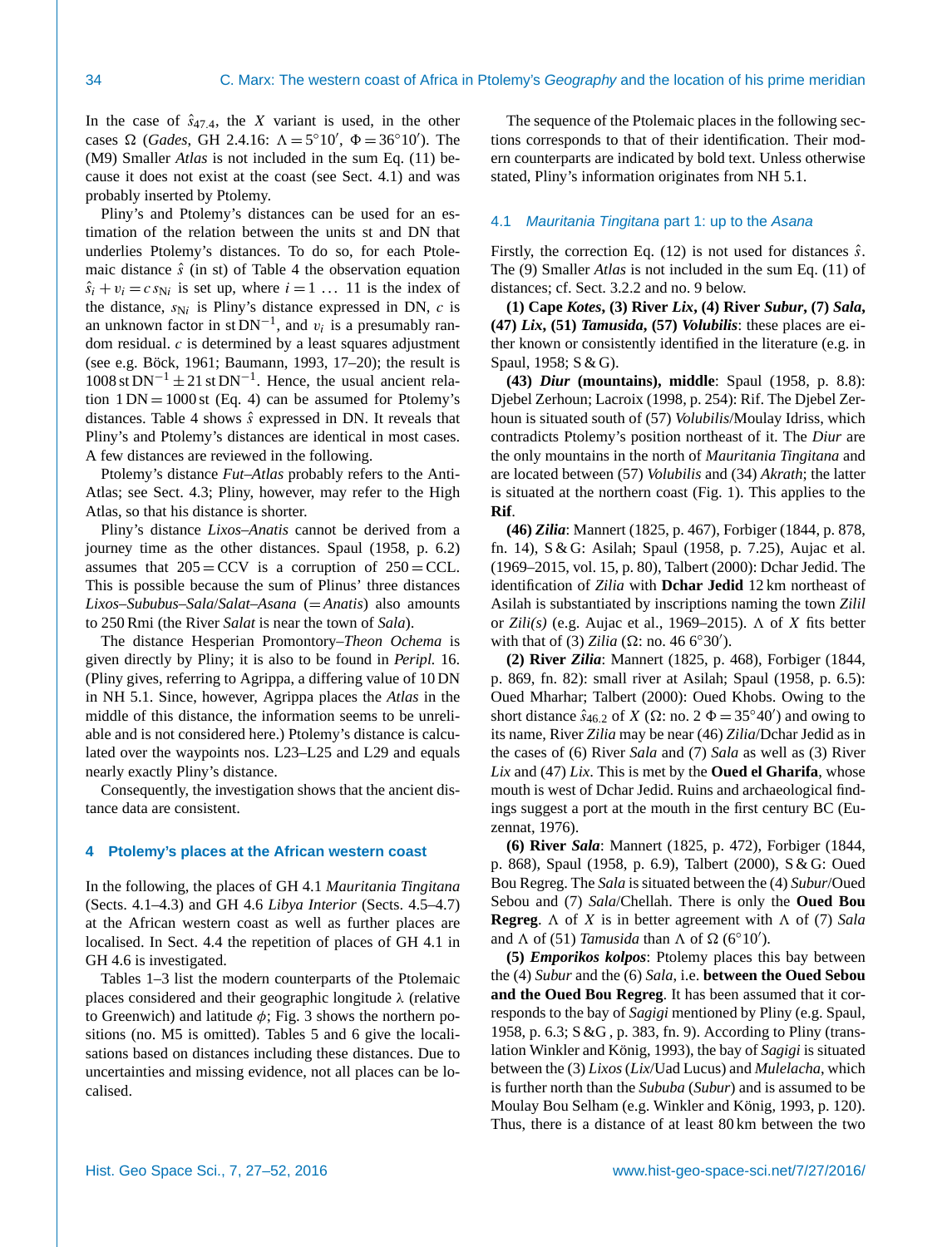In the case of $\hat{s}_{47.4}$, the $X$ variant is used, in the other cases $\Omega$ (*Gades*, GH 2.4.16: $\Lambda = 5°10'$, $\Phi = 36°10'$). The (M9) Smaller *Atlas* is not included in the sum Eq. (11) because it does not exist at the coast (see Sect. 4.1) and was probably inserted by Ptolemy.

Pliny's and Ptolemy's distances can be used for an estimation of the relation between the units st and DN that underlies Ptolemy's distances. To do so, for each Ptolemaic distance $\hat{s}$ (in st) of Table 4 the observation equation $\hat{s}_i + v_i = c\, s_{\mathrm{N}i}$ is set up, where $i = 1 \ldots 11$ is the index of the distance, $s_{\mathrm{N}i}$ is Pliny's distance expressed in DN, $c$ is an unknown factor in st $\mathrm{DN}^{-1}$, and $v_i$ is a presumably random residual. $c$ is determined by a least squares adjustment (see e.g. Böck, 1961; Baumann, 1993, 17–20); the result is $1008\,\mathrm{st\,DN}^{-1} \pm 21\,\mathrm{st\,DN}^{-1}$. Hence, the usual ancient relation $1\,\mathrm{DN} = 1000\,\mathrm{st}$ (Eq. 4) can be assumed for Ptolemy's distances. Table 4 shows $\hat{s}$ expressed in DN. It reveals that Pliny's and Ptolemy's distances are identical in most cases. A few distances are reviewed in the following.

Ptolemy's distance *Fut*–*Atlas* probably refers to the Anti-Atlas; see Sect. 4.3; Pliny, however, may refer to the High Atlas, so that his distance is shorter.

Pliny's distance *Lixos*–*Anatis* cannot be derived from a journey time as the other distances. Spaul (1958, p. 6.2) assumes that $205 = \mathrm{CCV}$ is a corruption of $250 = \mathrm{CCL}$. This is possible because the sum of Plinus' three distances *Lixos*–*Sububus*–*Sala*/*Salat*–*Asana* (= *Anatis*) also amounts to 250 Rmi (the River *Salat* is near the town of *Sala*).

The distance Hesperian Promontory–*Theon Ochema* is given directly by Pliny; it is also to be found in *Peripl.* 16. (Pliny gives, referring to Agrippa, a differing value of 10 DN in NH 5.1. Since, however, Agrippa places the *Atlas* in the middle of this distance, the information seems to be unreliable and is not considered here.) Ptolemy's distance is calculated over the waypoints nos. L23–L25 and L29 and equals nearly exactly Pliny's distance.

Consequently, the investigation shows that the ancient distance data are consistent.

## 4 Ptolemy's places at the African western coast

In the following, the places of GH 4.1 *Mauritania Tingitana* (Sects. 4.1–4.3) and GH 4.6 *Libya Interior* (Sects. 4.5–4.7) at the African western coast as well as further places are localised. In Sect. 4.4 the repetition of places of GH 4.1 in GH 4.6 is investigated.

Tables 1–3 list the modern counterparts of the Ptolemaic places considered and their geographic longitude $\lambda$ (relative to Greenwich) and latitude $\phi$; Fig. 3 shows the northern positions (no. M5 is omitted). Tables 5 and 6 give the localisations based on distances including these distances. Due to uncertainties and missing evidence, not all places can be localised.

The sequence of the Ptolemaic places in the following sections corresponds to that of their identification. Their modern counterparts are indicated by bold text. Unless otherwise stated, Pliny's information originates from NH 5.1.

### 4.1 *Mauritania Tingitana* part 1: up to the *Asana*

Firstly, the correction Eq. (12) is not used for distances $\hat{s}$. The (9) Smaller *Atlas* is not included in the sum Eq. (11) of distances; cf. Sect. 3.2.2 and no. 9 below.

**(1) Cape *Kotes*, (3) River *Lix*, (4) River *Subur*, (7) *Sala*, (47) *Lix*, (51) *Tamusida*, (57) *Volubilis***: these places are either known or consistently identified in the literature (e.g. in Spaul, 1958; S & G).

**(43) *Diur* (mountains), middle**: Spaul (1958, p. 8.8): Djebel Zerhoun; Lacroix (1998, p. 254): Rif. The Djebel Zerhoun is situated south of (57) *Volubilis*/Moulay Idriss, which contradicts Ptolemy's position northeast of it. The *Diur* are the only mountains in the north of *Mauritania Tingitana* and are located between (57) *Volubilis* and (34) *Akrath*; the latter is situated at the northern coast (Fig. 1). This applies to the **Rif**.

**(46) *Zilia***: Mannert (1825, p. 467), Forbiger (1844, p. 878, fn. 14), S & G: Asilah; Spaul (1958, p. 7.25), Aujac et al. (1969–2015, vol. 15, p. 80), Talbert (2000): Dchar Jedid. The identification of *Zilia* with **Dchar Jedid** 12 km northeast of Asilah is substantiated by inscriptions naming the town *Zilil* or *Zili(s)* (e.g. Aujac et al., 1969–2015). $\Lambda$ of $X$ fits better with that of (3) *Zilia* ($\Omega$: no. 46 6°30′).

**(2) River *Zilia***: Mannert (1825, p. 468), Forbiger (1844, p. 869, fn. 82): small river at Asilah; Spaul (1958, p. 6.5): Oued Mharhar; Talbert (2000): Oued Khobs. Owing to the short distance $\hat{s}_{46.2}$ of $X$ ($\Omega$: no. 2 $\Phi = 35°40'$) and owing to its name, River *Zilia* may be near (46) *Zilia*/Dchar Jedid as in the cases of (6) River *Sala* and (7) *Sala* as well as (3) River *Lix* and (47) *Lix*. This is met by the **Oued el Gharifa**, whose mouth is west of Dchar Jedid. Ruins and archaeological findings suggest a port at the mouth in the first century BC (Euzennat, 1976).

**(6) River *Sala***: Mannert (1825, p. 472), Forbiger (1844, p. 868), Spaul (1958, p. 6.9), Talbert (2000), S & G: Oued Bou Regreg. The *Sala* is situated between the (4) *Subur*/Oued Sebou and (7) *Sala*/Chellah. There is only the **Oued Bou Regreg**. $\Lambda$ of $X$ is in better agreement with $\Lambda$ of (7) *Sala* and $\Lambda$ of (51) *Tamusida* than $\Lambda$ of $\Omega$ (6°10′).

**(5) *Emporikos kolpos***: Ptolemy places this bay between the (4) *Subur* and the (6) *Sala*, i.e. **between the Oued Sebou and the Oued Bou Regreg**. It has been assumed that it corresponds to the bay of *Sagigi* mentioned by Pliny (e.g. Spaul, 1958, p. 6.3; S &G , p. 383, fn. 9). According to Pliny (translation Winkler and König, 1993), the bay of *Sagigi* is situated between the (3) *Lixos* (*Lix*/Uad Lucus) and *Mulelacha*, which is further north than the *Sububa* (*Subur*) and is assumed to be Moulay Bou Selham (e.g. Winkler and König, 1993, p. 120). Thus, there is a distance of at least 80 km between the two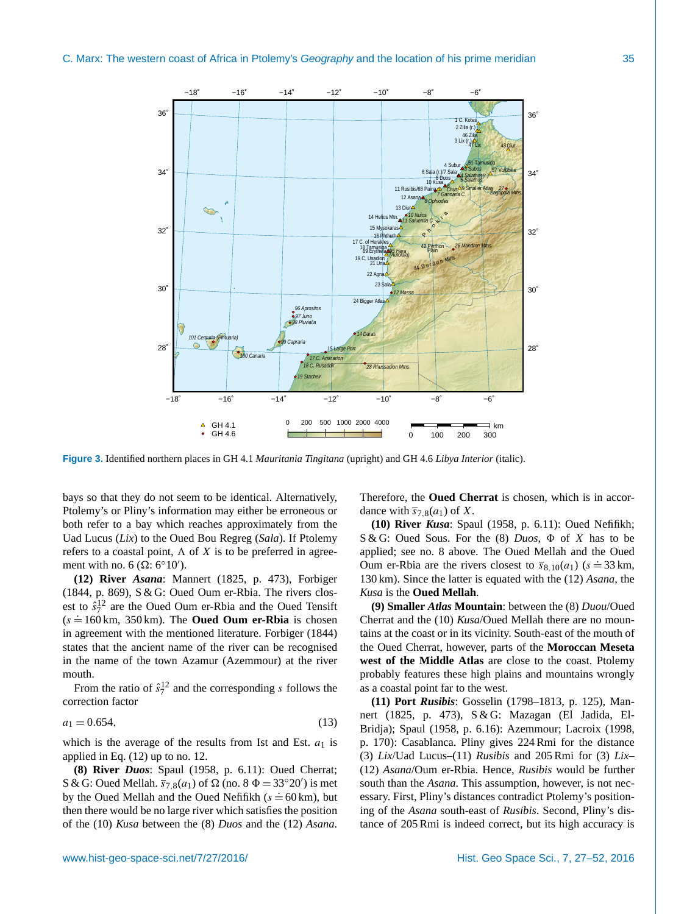**Figure 3.** Identified northern places in GH 4.1 *Mauritania Tingitana* (upright) and GH 4.6 *Libya Interior* (italic).

bays so that they do not seem to be identical. Alternatively, Ptolemy's or Pliny's information may either be erroneous or both refer to a bay which reaches approximately from the Uad Lucus (*Lix*) to the Oued Bou Regreg (*Sala*). If Ptolemy refers to a coastal point, $\Lambda$ of $X$ is to be preferred in agreement with no. 6 ($\Omega$: 6°10′).

**(12) River *Asana***: Mannert (1825, p. 473), Forbiger (1844, p. 869), S & G: Oued Oum er-Rbia. The rivers closest to $\hat{s}_7^{12}$ are the Oued Oum er-Rbia and the Oued Tensift ($s \doteq 160$ km, 350 km). The **Oued Oum er-Rbia** is chosen in agreement with the mentioned literature. Forbiger (1844) states that the ancient name of the river can be recognised in the name of the town Azamur (Azemmour) at the river mouth.

From the ratio of $\hat{s}_7^{12}$ and the corresponding $s$ follows the correction factor

$$a_1 = 0.654, \tag{13}$$

which is the average of the results from Ist and Est. $a_1$ is applied in Eq. (12) up to no. 12.

**(8) River *Duos***: Spaul (1958, p. 6.11): Oued Cherrat; S & G: Oued Mellah. $\bar{s}_{7,8}(a_1)$ of $\Omega$ (no. 8 $\Phi = 33°20'$) is met by the Oued Mellah and the Oued Nefifikh ($s \doteq 60$ km), but then there would be no large river which satisfies the position of the (10) *Kusa* between the (8) *Duos* and the (12) *Asana*. Therefore, the **Oued Cherrat** is chosen, which is in accordance with $\bar{s}_{7,8}(a_1)$ of $X$.

**(10) River *Kusa***: Spaul (1958, p. 6.11): Oued Nefifikh; S & G: Oued Sous. For the (8) *Duos*, $\Phi$ of $X$ has to be applied; see no. 8 above. The Oued Mellah and the Oued Oum er-Rbia are the rivers closest to $\bar{s}_{8,10}(a_1)$ ($s \doteq 33$ km, 130 km). Since the latter is equated with the (12) *Asana*, the *Kusa* is the **Oued Mellah**.

**(9) Smaller *Atlas* Mountain**: between the (8) *Duou*/Oued Cherrat and the (10) *Kusa*/Oued Mellah there are no mountains at the coast or in its vicinity. South-east of the mouth of the Oued Cherrat, however, parts of the **Moroccan Meseta west of the Middle Atlas** are close to the coast. Ptolemy probably features these high plains and mountains wrongly as a coastal point far to the west.

**(11) Port *Rusibis***: Gosselin (1798–1813, p. 125), Mannert (1825, p. 473), S & G: Mazagan (El Jadida, El-Bridja); Spaul (1958, p. 6.16): Azemmour; Lacroix (1998, p. 170): Casablanca. Pliny gives 224 Rmi for the distance (3) *Lix*/Uad Lucus–(11) *Rusibis* and 205 Rmi for (3) *Lix*–(12) *Asana*/Oum er-Rbia. Hence, *Rusibis* would be further south than the *Asana*. This assumption, however, is not necessary. First, Pliny's distances contradict Ptolemy's positioning of the *Asana* south-east of *Rusibis*. Second, Pliny's distance of 205 Rmi is indeed correct, but its high accuracy is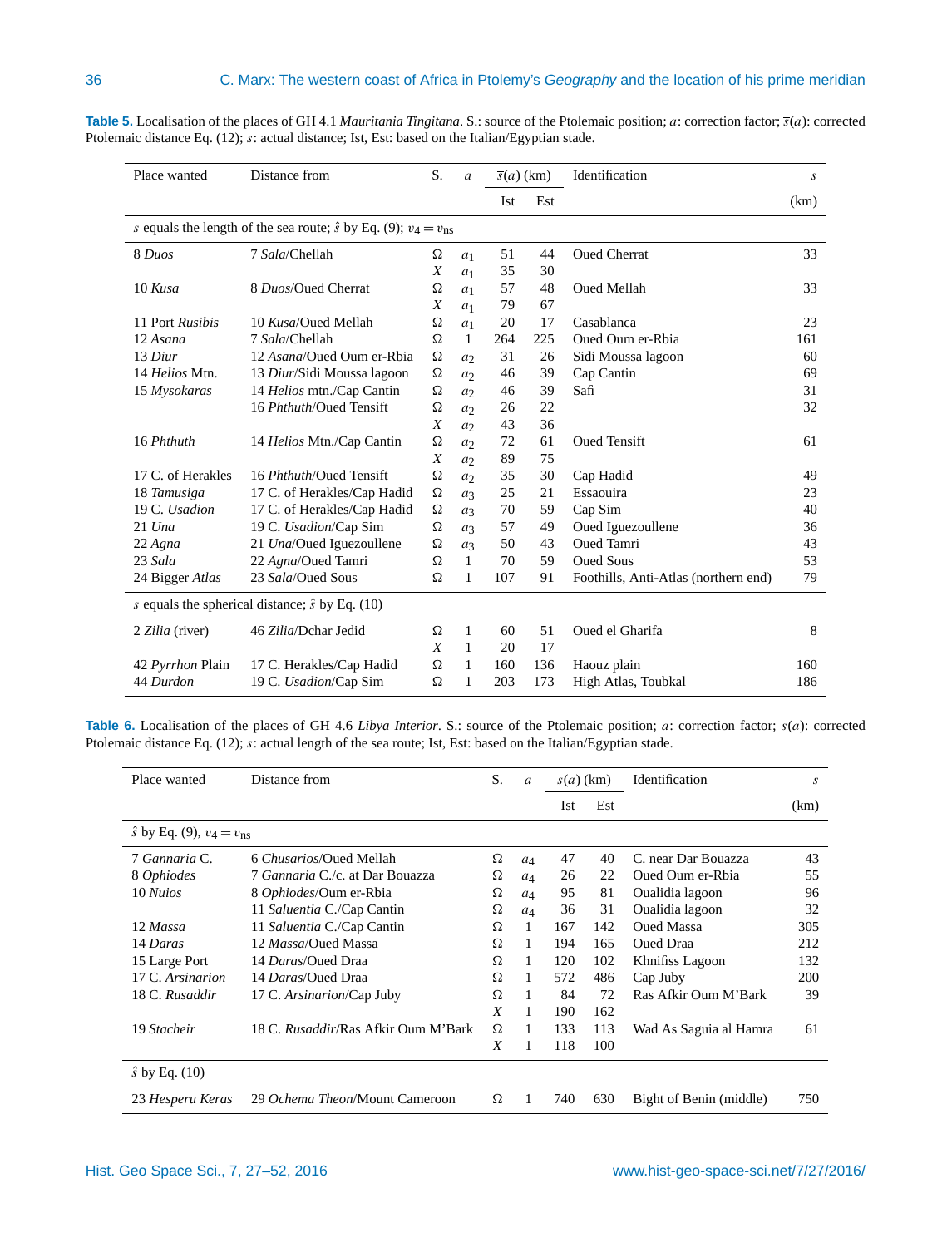**Table 5.** Localisation of the places of GH 4.1 *Mauritania Tingitana*. S.: source of the Ptolemaic position; $a$: correction factor; $\bar{s}(a)$: corrected Ptolemaic distance Eq. (12); $s$: actual distance; Ist, Est: based on the Italian/Egyptian stade.

| Place wanted | Distance from | S. | $a$ | $\bar{s}(a)$ (km) | | Identification | $s$ |
|---|---|---|---|---|---|---|---|
| | | | | Ist | Est | | (km) |
| $s$ equals the length of the sea route; $\hat{s}$ by Eq. (9); $v_4 = v_{ns}$ | | | | | | | |
| 8 *Duos* | 7 *Sala*/Chellah | Ω | $a_1$ | 51 | 44 | Oued Cherrat | 33 |
| | | $X$ | $a_1$ | 35 | 30 | | |
| 10 *Kusa* | 8 *Duos*/Oued Cherrat | Ω | $a_1$ | 57 | 48 | Oued Mellah | 33 |
| | | $X$ | $a_1$ | 79 | 67 | | |
| 11 Port *Rusibis* | 10 *Kusa*/Oued Mellah | Ω | $a_1$ | 20 | 17 | Casablanca | 23 |
| 12 *Asana* | 7 *Sala*/Chellah | Ω | 1 | 264 | 225 | Oued Oum er-Rbia | 161 |
| 13 *Diur* | 12 *Asana*/Oued Oum er-Rbia | Ω | $a_2$ | 31 | 26 | Sidi Moussa lagoon | 60 |
| 14 *Helios* Mtn. | 13 *Diur*/Sidi Moussa lagoon | Ω | $a_2$ | 46 | 39 | Cap Cantin | 69 |
| 15 *Mysokaras* | 14 *Helios* mtn./Cap Cantin | Ω | $a_2$ | 46 | 39 | Safi | 31 |
| | 16 *Phthuth*/Oued Tensift | Ω | $a_2$ | 26 | 22 | | 32 |
| | | $X$ | $a_2$ | 43 | 36 | | |
| 16 *Phthuth* | 14 *Helios* Mtn./Cap Cantin | Ω | $a_2$ | 72 | 61 | Oued Tensift | 61 |
| | | $X$ | $a_2$ | 89 | 75 | | |
| 17 C. of Herakles | 16 *Phthuth*/Oued Tensift | Ω | $a_2$ | 35 | 30 | Cap Hadid | 49 |
| 18 *Tamusiga* | 17 C. of Herakles/Cap Hadid | Ω | $a_3$ | 25 | 21 | Essaouira | 23 |
| 19 C. *Usadion* | 17 C. of Herakles/Cap Hadid | Ω | $a_3$ | 70 | 59 | Cap Sim | 40 |
| 21 *Una* | 19 C. *Usadion*/Cap Sim | Ω | $a_3$ | 57 | 49 | Oued Iguezoullene | 36 |
| 22 *Agna* | 21 *Una*/Oued Iguezoullene | Ω | $a_3$ | 50 | 43 | Oued Tamri | 43 |
| 23 *Sala* | 22 *Agna*/Oued Tamri | Ω | 1 | 70 | 59 | Oued Sous | 53 |
| 24 Bigger *Atlas* | 23 *Sala*/Oued Sous | Ω | 1 | 107 | 91 | Foothills, Anti-Atlas (northern end) | 79 |
| $s$ equals the spherical distance; $\hat{s}$ by Eq. (10) | | | | | | | |
| 2 *Zilia* (river) | 46 *Zilia*/Dchar Jedid | Ω | 1 | 60 | 51 | Oued el Gharifa | 8 |
| | | $X$ | 1 | 20 | 17 | | |
| 42 *Pyrrhon* Plain | 17 C. Herakles/Cap Hadid | Ω | 1 | 160 | 136 | Haouz plain | 160 |
| 44 *Durdon* | 19 C. *Usadion*/Cap Sim | Ω | 1 | 203 | 173 | High Atlas, Toubkal | 186 |

**Table 6.** Localisation of the places of GH 4.6 *Libya Interior*. S.: source of the Ptolemaic position; $a$: correction factor; $\bar{s}(a)$: corrected Ptolemaic distance Eq. (12); $s$: actual length of the sea route; Ist, Est: based on the Italian/Egyptian stade.

| Place wanted | Distance from | S. | $a$ | $\bar{s}(a)$ (km) | | Identification | $s$ |
|---|---|---|---|---|---|---|---|
| | | | | Ist | Est | | (km) |
| $\hat{s}$ by Eq. (9), $v_4 = v_{ns}$ | | | | | | | |
| 7 *Gannaria* C. | 6 *Chusarios*/Oued Mellah | Ω | $a_4$ | 47 | 40 | C. near Dar Bouazza | 43 |
| 8 *Ophiodes* | 7 *Gannaria* C./c. at Dar Bouazza | Ω | $a_4$ | 26 | 22 | Oued Oum er-Rbia | 55 |
| 10 *Nuios* | 8 *Ophiodes*/Oum er-Rbia | Ω | $a_4$ | 95 | 81 | Oualidia lagoon | 96 |
| | 11 *Saluentia* C./Cap Cantin | Ω | $a_4$ | 36 | 31 | Oualidia lagoon | 32 |
| 12 *Massa* | 11 *Saluentia* C./Cap Cantin | Ω | 1 | 167 | 142 | Oued Massa | 305 |
| 14 *Daras* | 12 *Massa*/Oued Massa | Ω | 1 | 194 | 165 | Oued Draa | 212 |
| 15 Large Port | 14 *Daras*/Oued Draa | Ω | 1 | 120 | 102 | Khnifiss Lagoon | 132 |
| 17 C. *Arsinarion* | 14 *Daras*/Oued Draa | Ω | 1 | 572 | 486 | Cap Juby | 200 |
| 18 C. *Rusaddir* | 17 C. *Arsinarion*/Cap Juby | Ω | 1 | 84 | 72 | Ras Afkir Oum M'Bark | 39 |
| | | $X$ | 1 | 190 | 162 | | |
| 19 *Stacheir* | 18 C. *Rusaddir*/Ras Afkir Oum M'Bark | Ω | 1 | 133 | 113 | Wad As Saguia al Hamra | 61 |
| | | $X$ | 1 | 118 | 100 | | |
| $\hat{s}$ by Eq. (10) | | | | | | | |
| 23 *Hesperu Keras* | 29 *Ochema Theon*/Mount Cameroon | Ω | 1 | 740 | 630 | Bight of Benin (middle) | 750 |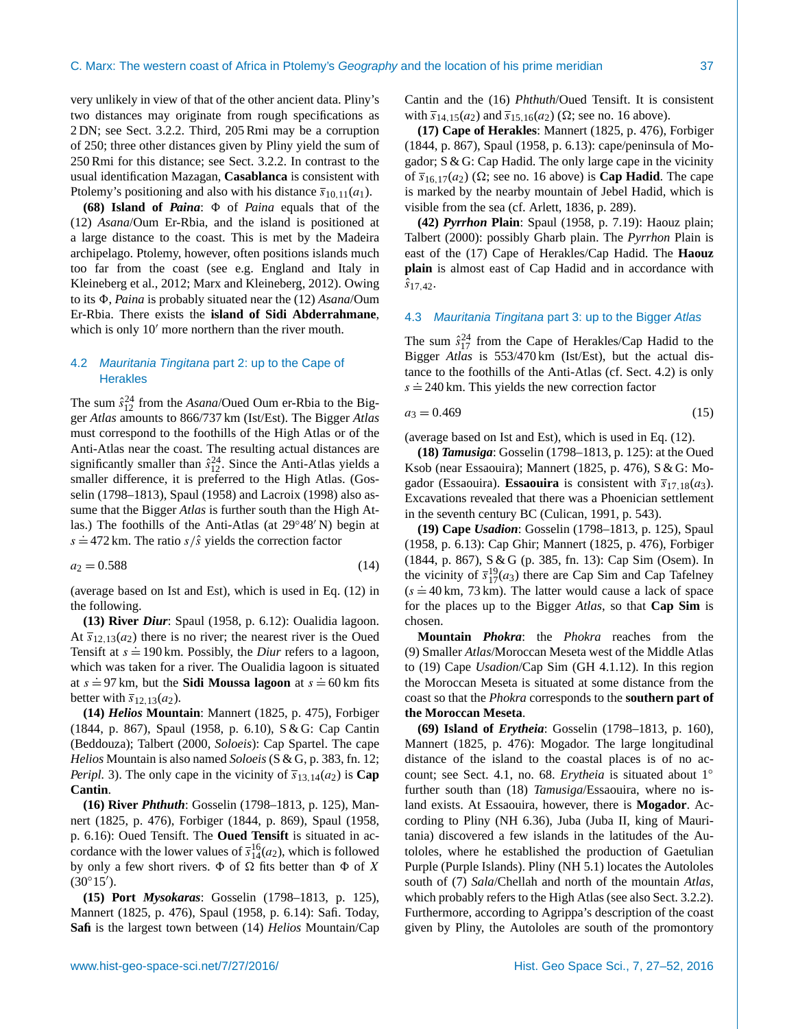very unlikely in view of that of the other ancient data. Pliny's two distances may originate from rough specifications as 2 DN; see Sect. 3.2.2. Third, 205 Rmi may be a corruption of 250; three other distances given by Pliny yield the sum of 250 Rmi for this distance; see Sect. 3.2.2. In contrast to the usual identification Mazagan, **Casablanca** is consistent with Ptolemy's positioning and also with his distance $\bar{s}_{10,11}(a_1)$.

**(68) Island of *Paina***: $\Phi$ of *Paina* equals that of the (12) *Asana*/Oum Er-Rbia, and the island is positioned at a large distance to the coast. This is met by the Madeira archipelago. Ptolemy, however, often positions islands much too far from the coast (see e.g. England and Italy in Kleineberg et al., 2012; Marx and Kleineberg, 2012). Owing to its $\Phi$, *Paina* is probably situated near the (12) *Asana*/Oum Er-Rbia. There exists the **island of Sidi Abderrahmane**, which is only 10′ more northern than the river mouth.

## 4.2 *Mauritania Tingitana* part 2: up to the Cape of Herakles

The sum $\hat{s}_{12}^{24}$ from the *Asana*/Oued Oum er-Rbia to the Bigger *Atlas* amounts to 866/737 km (Ist/Est). The Bigger *Atlas* must correspond to the foothills of the High Atlas or of the Anti-Atlas near the coast. The resulting actual distances are significantly smaller than $\hat{s}_{12}^{24}$. Since the Anti-Atlas yields a smaller difference, it is preferred to the High Atlas. (Gosselin (1798–1813), Spaul (1958) and Lacroix (1998) also assume that the Bigger *Atlas* is further south than the High Atlas.) The foothills of the Anti-Atlas (at 29°48′ N) begin at $s \doteq 472$ km. The ratio $s/\hat{s}$ yields the correction factor

$$a_2 = 0.588 \tag{14}$$

(average based on Ist and Est), which is used in Eq. (12) in the following.

**(13) River *Diur***: Spaul (1958, p. 6.12): Oualidia lagoon. At $\bar{s}_{12,13}(a_2)$ there is no river; the nearest river is the Oued Tensift at $s \doteq 190$ km. Possibly, the *Diur* refers to a lagoon, which was taken for a river. The Oualidia lagoon is situated at $s \doteq 97$ km, but the **Sidi Moussa lagoon** at $s \doteq 60$ km fits better with $\bar{s}_{12,13}(a_2)$.

**(14) *Helios* Mountain**: Mannert (1825, p. 475), Forbiger (1844, p. 867), Spaul (1958, p. 6.10), S & G: Cap Cantin (Beddouza); Talbert (2000, *Soloeis*): Cap Spartel. The cape *Helios* Mountain is also named *Soloeis* (S & G, p. 383, fn. 12; *Peripl.* 3). The only cape in the vicinity of $\bar{s}_{13,14}(a_2)$ is **Cap Cantin**.

**(16) River *Phthuth***: Gosselin (1798–1813, p. 125), Mannert (1825, p. 476), Forbiger (1844, p. 869), Spaul (1958, p. 6.16): Oued Tensift. The **Oued Tensift** is situated in accordance with the lower values of $\bar{s}_{14}^{16}(a_2)$, which is followed by only a few short rivers. $\Phi$ of $\Omega$ fits better than $\Phi$ of $X$ (30°15′).

**(15) Port *Mysokaras***: Gosselin (1798–1813, p. 125), Mannert (1825, p. 476), Spaul (1958, p. 6.14): Safi. Today, **Safi** is the largest town between (14) *Helios* Mountain/Cap Cantin and the (16) *Phthuth*/Oued Tensift. It is consistent with $\bar{s}_{14,15}(a_2)$ and $\bar{s}_{15,16}(a_2)$ ($\Omega$; see no. 16 above).

**(17) Cape of Herakles**: Mannert (1825, p. 476), Forbiger (1844, p. 867), Spaul (1958, p. 6.13): cape/peninsula of Mogador; S & G: Cap Hadid. The only large cape in the vicinity of $\bar{s}_{16,17}(a_2)$ ($\Omega$; see no. 16 above) is **Cap Hadid**. The cape is marked by the nearby mountain of Jebel Hadid, which is visible from the sea (cf. Arlett, 1836, p. 289).

**(42) *Pyrrhon* Plain**: Spaul (1958, p. 7.19): Haouz plain; Talbert (2000): possibly Gharb plain. The *Pyrrhon* Plain is east of the (17) Cape of Herakles/Cap Hadid. The **Haouz plain** is almost east of Cap Hadid and in accordance with $\hat{s}_{17,42}$.

## 4.3 *Mauritania Tingitana* part 3: up to the Bigger *Atlas*

The sum $\hat{s}_{17}^{24}$ from the Cape of Herakles/Cap Hadid to the Bigger *Atlas* is 553/470 km (Ist/Est), but the actual distance to the foothills of the Anti-Atlas (cf. Sect. 4.2) is only $s \doteq 240$ km. This yields the new correction factor

$$a_3 = 0.469 \tag{15}$$

(average based on Ist and Est), which is used in Eq. (12).

**(18) *Tamusiga***: Gosselin (1798–1813, p. 125): at the Oued Ksob (near Essaouira); Mannert (1825, p. 476), S & G: Mogador (Essaouira). **Essaouira** is consistent with $\bar{s}_{17,18}(a_3)$. Excavations revealed that there was a Phoenician settlement in the seventh century BC (Culican, 1991, p. 543).

**(19) Cape *Usadion***: Gosselin (1798–1813, p. 125), Spaul (1958, p. 6.13): Cap Ghir; Mannert (1825, p. 476), Forbiger (1844, p. 867), S & G (p. 385, fn. 13): Cap Sim (Osem). In the vicinity of $\bar{s}_{17}^{19}(a_3)$ there are Cap Sim and Cap Tafelney ($s \doteq 40$ km, 73 km). The latter would cause a lack of space for the places up to the Bigger *Atlas*, so that **Cap Sim** is chosen.

**Mountain *Phokra***: the *Phokra* reaches from the (9) Smaller *Atlas*/Moroccan Meseta west of the Middle Atlas to (19) Cape *Usadion*/Cap Sim (GH 4.1.12). In this region the Moroccan Meseta is situated at some distance from the coast so that the *Phokra* corresponds to the **southern part of the Moroccan Meseta**.

**(69) Island of *Erytheia***: Gosselin (1798–1813, p. 160), Mannert (1825, p. 476): Mogador. The large longitudinal distance of the island to the coastal places is of no account; see Sect. 4.1, no. 68. *Erytheia* is situated about 1° further south than (18) *Tamusiga*/Essaouira, where no island exists. At Essaouira, however, there is **Mogador**. According to Pliny (NH 6.36), Juba (Juba II, king of Mauritania) discovered a few islands in the latitudes of the Autololes, where he established the production of Gaetulian Purple (Purple Islands). Pliny (NH 5.1) locates the Autololes south of (7) *Sala*/Chellah and north of the mountain *Atlas*, which probably refers to the High Atlas (see also Sect. 3.2.2). Furthermore, according to Agrippa's description of the coast given by Pliny, the Autoloes are south of the promontory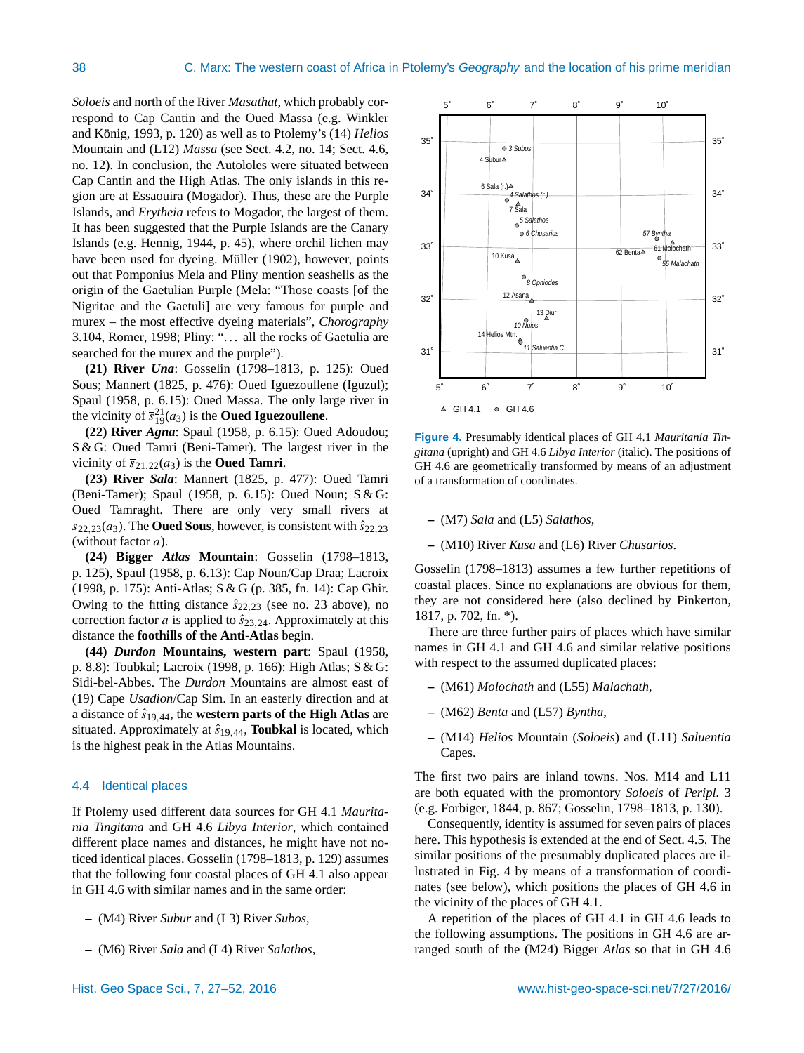*Soloeis* and north of the River *Masathat*, which probably correspond to Cap Cantin and the Oued Massa (e.g. Winkler and König, 1993, p. 120) as well as to Ptolemy's (14) *Helios* Mountain and (L12) *Massa* (see Sect. 4.2, no. 14; Sect. 4.6, no. 12). In conclusion, the Autololes were situated between Cap Cantin and the High Atlas. The only islands in this region are at Essaouira (Mogador). Thus, these are the Purple Islands, and *Erytheia* refers to Mogador, the largest of them. It has been suggested that the Purple Islands are the Canary Islands (e.g. Hennig, 1944, p. 45), where orchil lichen may have been used for dyeing. Müller (1902), however, points out that Pomponius Mela and Pliny mention seashells as the origin of the Gaetulian Purple (Mela: "Those coasts [of the Nigritae and the Gaetuli] are very famous for purple and murex – the most effective dyeing materials", *Chorography* 3.104, Romer, 1998; Pliny: "... all the rocks of Gaetulia are searched for the murex and the purple").

**(21) River *Una***: Gosselin (1798–1813, p. 125): Oued Sous; Mannert (1825, p. 476): Oued Iguezoullene (Iguzul); Spaul (1958, p. 6.15): Oued Massa. The only large river in the vicinity of $\overline{s}^{21}_{19}(a_3)$ is the **Oued Iguezoullene**.

**(22) River *Agna***: Spaul (1958, p. 6.15): Oued Adoudou; S & G: Oued Tamri (Beni-Tamer). The largest river in the vicinity of $\overline{s}_{21,22}(a_3)$ is the **Oued Tamri**.

**(23) River *Sala***: Mannert (1825, p. 477): Oued Tamri (Beni-Tamer); Spaul (1958, p. 6.15): Oued Noun; S & G: Oued Tamraght. There are only very small rivers at $\overline{s}_{22,23}(a_3)$. The **Oued Sous**, however, is consistent with $\hat{s}_{22,23}$ (without factor $a$).

**(24) Bigger *Atlas* Mountain**: Gosselin (1798–1813, p. 125), Spaul (1958, p. 6.13): Cap Noun/Cap Draa; Lacroix (1998, p. 175): Anti-Atlas; S & G (p. 385, fn. 14): Cap Ghir. Owing to the fitting distance $\hat{s}_{22,23}$ (see no. 23 above), no correction factor $a$ is applied to $\hat{s}_{23,24}$. Approximately at this distance the **foothills of the Anti-Atlas** begin.

**(44) *Durdon* Mountains, western part**: Spaul (1958, p. 8.8): Toubkal; Lacroix (1998, p. 166): High Atlas; S & G: Sidi-bel-Abbes. The *Durdon* Mountains are almost east of (19) Cape *Usadion*/Cap Sim. In an easterly direction and at a distance of $\hat{s}_{19,44}$, the **western parts of the High Atlas** are situated. Approximately at $\hat{s}_{19,44}$, **Toubkal** is located, which is the highest peak in the Atlas Mountains.

### 4.4 Identical places

If Ptolemy used different data sources for GH 4.1 *Mauritania Tingitana* and GH 4.6 *Libya Interior*, which contained different place names and distances, he might have not noticed identical places. Gosselin (1798–1813, p. 129) assumes that the following four coastal places of GH 4.1 also appear in GH 4.6 with similar names and in the same order:

- (M4) River *Subur* and (L3) River *Subos*,
- (M6) River *Sala* and (L4) River *Salathos*,
- (M7) *Sala* and (L5) *Salathos*,
- (M10) River *Kusa* and (L6) River *Chusarios*.

**Figure 4.** Presumably identical places of GH 4.1 *Mauritania Tingitana* (upright) and GH 4.6 *Libya Interior* (italic). The positions of GH 4.6 are geometrically transformed by means of an adjustment of a transformation of coordinates.

Gosselin (1798–1813) assumes a few further repetitions of coastal places. Since no explanations are obvious for them, they are not considered here (also declined by Pinkerton, 1817, p. 702, fn. *).

There are three further pairs of places which have similar names in GH 4.1 and GH 4.6 and similar relative positions with respect to the assumed duplicated places:

- (M61) *Molochath* and (L55) *Malachath*,
- (M62) *Benta* and (L57) *Byntha*,
- (M14) *Helios* Mountain (*Soloeis*) and (L11) *Saluentia* Capes.

The first two pairs are inland towns. Nos. M14 and L11 are both equated with the promontory *Soloeis* of *Peripl.* 3 (e.g. Forbiger, 1844, p. 867; Gosselin, 1798–1813, p. 130).

Consequently, identity is assumed for seven pairs of places here. This hypothesis is extended at the end of Sect. 4.5. The similar positions of the presumably duplicated places are illustrated in Fig. 4 by means of a transformation of coordinates (see below), which positions the places of GH 4.6 in the vicinity of the places of GH 4.1.

A repetition of the places of GH 4.1 in GH 4.6 leads to the following assumptions. The positions in GH 4.6 are arranged south of the (M24) Bigger *Atlas* so that in GH 4.6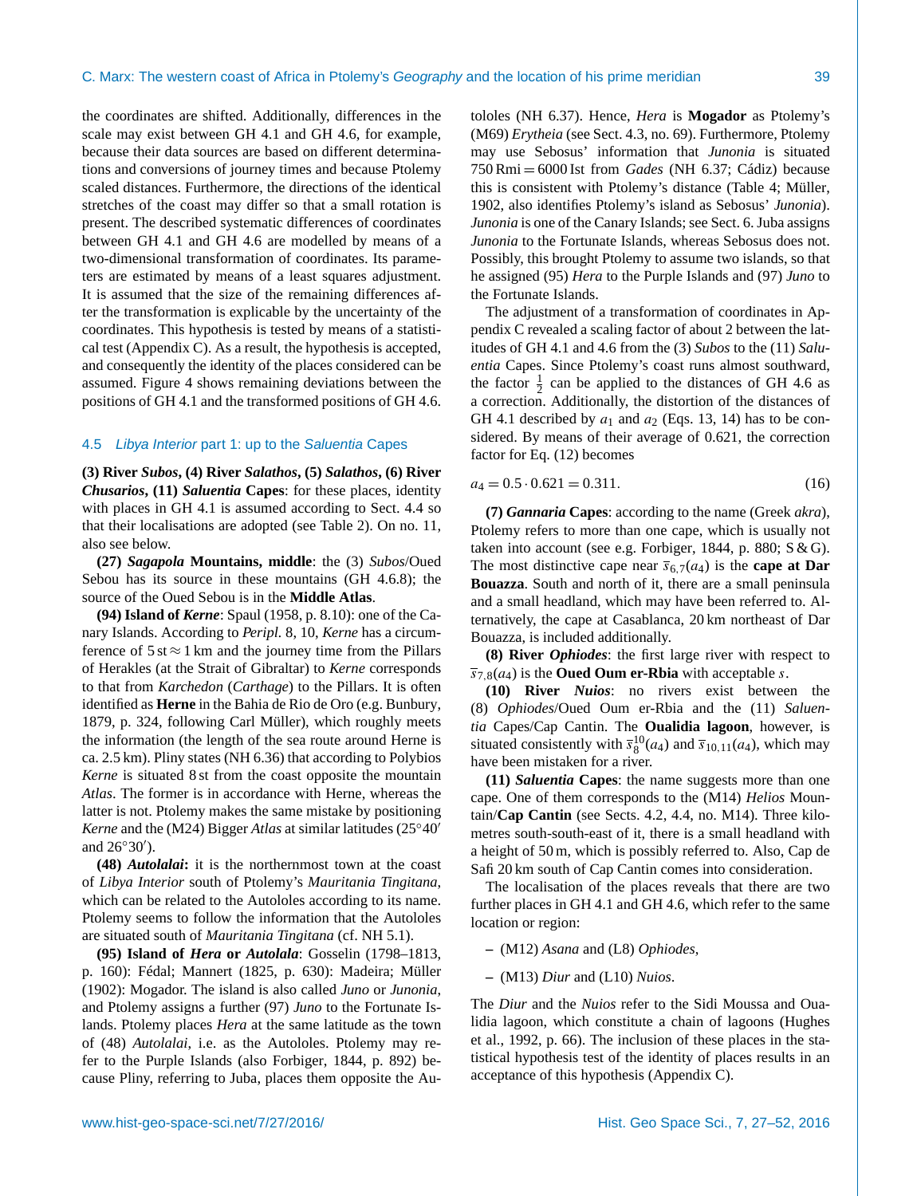the coordinates are shifted. Additionally, differences in the scale may exist between GH 4.1 and GH 4.6, for example, because their data sources are based on different determinations and conversions of journey times and because Ptolemy scaled distances. Furthermore, the directions of the identical stretches of the coast may differ so that a small rotation is present. The described systematic differences of coordinates between GH 4.1 and GH 4.6 are modelled by means of a two-dimensional transformation of coordinates. Its parameters are estimated by means of a least squares adjustment. It is assumed that the size of the remaining differences after the transformation is explicable by the uncertainty of the coordinates. This hypothesis is tested by means of a statistical test (Appendix C). As a result, the hypothesis is accepted, and consequently the identity of the places considered can be assumed. Figure 4 shows remaining deviations between the positions of GH 4.1 and the transformed positions of GH 4.6.

## 4.5 *Libya Interior* part 1: up to the *Saluentia* Capes

**(3) River *Subos*, (4) River *Salathos*, (5) *Salathos*, (6) River *Chusarios*, (11) *Saluentia* Capes**: for these places, identity with places in GH 4.1 is assumed according to Sect. 4.4 so that their localisations are adopted (see Table 2). On no. 11, also see below.

**(27) *Sagapola* Mountains, middle**: the (3) *Subos*/Oued Sebou has its source in these mountains (GH 4.6.8); the source of the Oued Sebou is in the **Middle Atlas**.

**(94) Island of *Kerne***: Spaul (1958, p. 8.10): one of the Canary Islands. According to *Peripl.* 8, 10, *Kerne* has a circumference of 5 st ≈ 1 km and the journey time from the Pillars of Herakles (at the Strait of Gibraltar) to *Kerne* corresponds to that from *Karchedon* (*Carthage*) to the Pillars. It is often identified as **Herne** in the Bahia de Rio de Oro (e.g. Bunbury, 1879, p. 324, following Carl Müller), which roughly meets the information (the length of the sea route around Herne is ca. 2.5 km). Pliny states (NH 6.36) that according to Polybios *Kerne* is situated 8 st from the coast opposite the mountain *Atlas*. The former is in accordance with Herne, whereas the latter is not. Ptolemy makes the same mistake by positioning *Kerne* and the (M24) Bigger *Atlas* at similar latitudes (25°40′ and 26°30′).

**(48) *Autolalai*:** it is the northernmost town at the coast of *Libya Interior* south of Ptolemy's *Mauritania Tingitana*, which can be related to the Autololes according to its name. Ptolemy seems to follow the information that the Autololes are situated south of *Mauritania Tingitana* (cf. NH 5.1).

**(95) Island of *Hera* or *Autolala***: Gosselin (1798–1813, p. 160): Fédal; Mannert (1825, p. 630): Madeira; Müller (1902): Mogador. The island is also called *Juno* or *Junonia*, and Ptolemy assigns a further (97) *Juno* to the Fortunate Islands. Ptolemy places *Hera* at the same latitude as the town of (48) *Autolalai*, i.e. as the Autololes. Ptolemy may refer to the Purple Islands (also Forbiger, 1844, p. 892) because Pliny, referring to Juba, places them opposite the Autololes (NH 6.37). Hence, *Hera* is **Mogador** as Ptolemy's (M69) *Erytheia* (see Sect. 4.3, no. 69). Furthermore, Ptolemy may use Sebosus' information that *Junonia* is situated 750 Rmi = 6000 Ist from *Gades* (NH 6.37; Cádiz) because this is consistent with Ptolemy's distance (Table 4; Müller, 1902, also identifies Ptolemy's island as Sebosus' *Junonia*). *Junonia* is one of the Canary Islands; see Sect. 6. Juba assigns *Junonia* to the Fortunate Islands, whereas Sebosus does not. Possibly, this brought Ptolemy to assume two islands, so that he assigned (95) *Hera* to the Purple Islands and (97) *Juno* to the Fortunate Islands.

The adjustment of a transformation of coordinates in Appendix C revealed a scaling factor of about 2 between the latitudes of GH 4.1 and 4.6 from the (3) *Subos* to the (11) *Saluentia* Capes. Since Ptolemy's coast runs almost southward, the factor $\frac{1}{2}$ can be applied to the distances of GH 4.6 as a correction. Additionally, the distortion of the distances of GH 4.1 described by $a_1$ and $a_2$ (Eqs. 13, 14) has to be considered. By means of their average of 0.621, the correction factor for Eq. (12) becomes

$$a_4 = 0.5 \cdot 0.621 = 0.311. \qquad (16)$$

**(7) *Gannaria* Capes**: according to the name (Greek *akra*), Ptolemy refers to more than one cape, which is usually not taken into account (see e.g. Forbiger, 1844, p. 880; S & G). The most distinctive cape near $\overline{s}_{6,7}(a_4)$ is the **cape at Dar Bouazza**. South and north of it, there are a small peninsula and a small headland, which may have been referred to. Alternatively, the cape at Casablanca, 20 km northeast of Dar Bouazza, is included additionally.

**(8) River *Ophiodes***: the first large river with respect to $\overline{s}_{7,8}(a_4)$ is the **Oued Oum er-Rbia** with acceptable $s$.

**(10) River *Nuios***: no rivers exist between the (8) *Ophiodes*/Oued Oum er-Rbia and the (11) *Saluentia* Capes/Cap Cantin. The **Oualidia lagoon**, however, is situated consistently with $\overline{s}_8^{10}(a_4)$ and $\overline{s}_{10,11}(a_4)$, which may have been mistaken for a river.

**(11) *Saluentia* Capes**: the name suggests more than one cape. One of them corresponds to the (M14) *Helios* Mountain/**Cap Cantin** (see Sects. 4.2, 4.4, no. M14). Three kilometres south-south-east of it, there is a small headland with a height of 50 m, which is possibly referred to. Also, Cap de Safi 20 km south of Cap Cantin comes into consideration.

The localisation of the places reveals that there are two further places in GH 4.1 and GH 4.6, which refer to the same location or region:

- (M12) *Asana* and (L8) *Ophiodes*,
- (M13) *Diur* and (L10) *Nuios*.

The *Diur* and the *Nuios* refer to the Sidi Moussa and Oualidia lagoon, which constitute a chain of lagoons (Hughes et al., 1992, p. 66). The inclusion of these places in the statistical hypothesis test of the identity of places results in an acceptance of this hypothesis (Appendix C).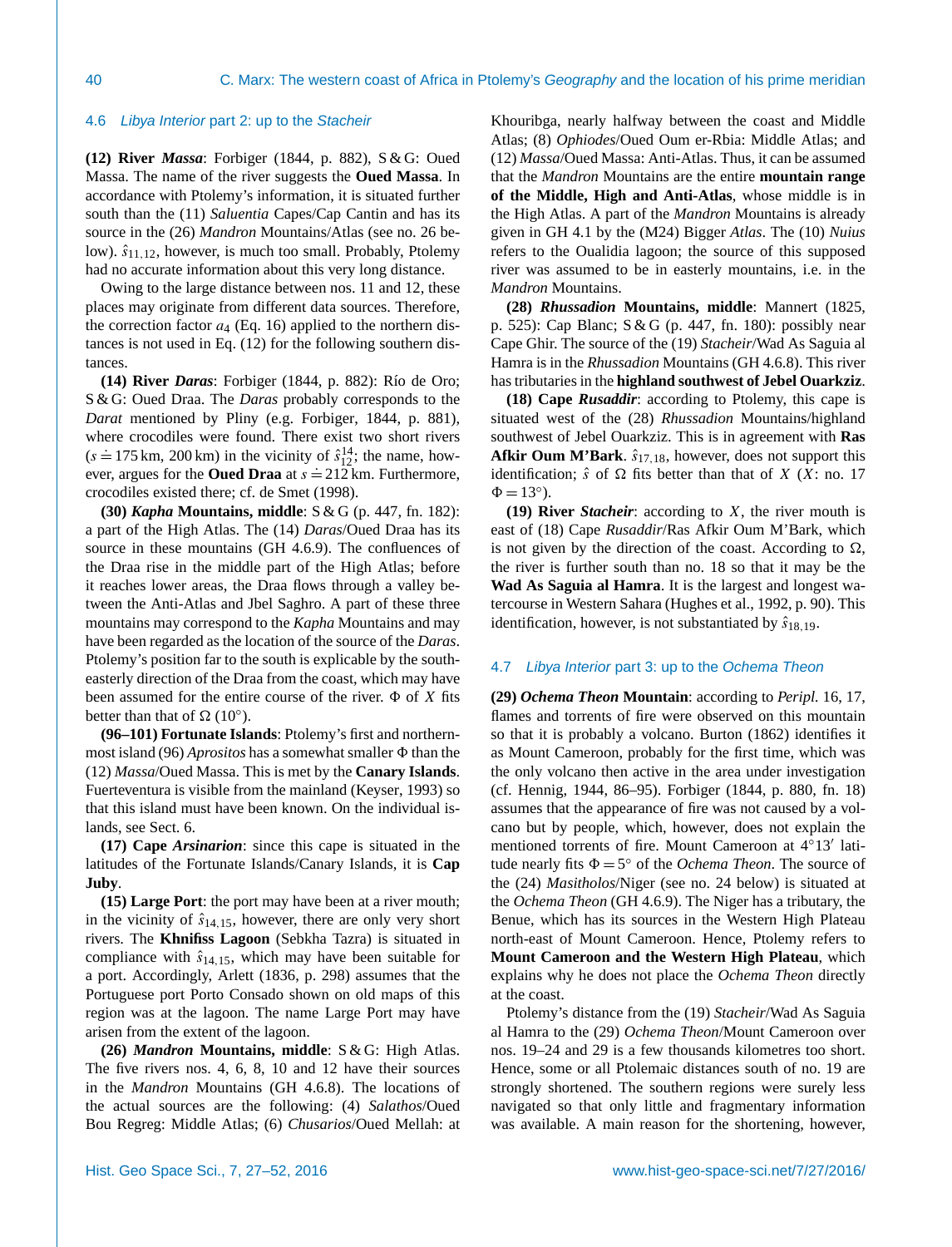### 4.6 *Libya Interior* part 2: up to the *Stacheir*

**(12) River *Massa***: Forbiger (1844, p. 882), S & G: Oued Massa. The name of the river suggests the **Oued Massa**. In accordance with Ptolemy's information, it is situated further south than the (11) *Saluentia* Capes/Cap Cantin and has its source in the (26) *Mandron* Mountains/Atlas (see no. 26 below). $\hat{s}_{11,12}$, however, is much too small. Probably, Ptolemy had no accurate information about this very long distance.

Owing to the large distance between nos. 11 and 12, these places may originate from different data sources. Therefore, the correction factor $a_4$ (Eq. 16) applied to the northern distances is not used in Eq. (12) for the following southern distances.

**(14) River *Daras***: Forbiger (1844, p. 882): Río de Oro; S & G: Oued Draa. The *Daras* probably corresponds to the *Darat* mentioned by Pliny (e.g. Forbiger, 1844, p. 881), where crocodiles were found. There exist two short rivers ($s \doteq 175$ km, 200 km) in the vicinity of $\hat{s}_{12}^{14}$; the name, however, argues for the **Oued Draa** at $s \doteq 212$ km. Furthermore, crocodiles existed there; cf. de Smet (1998).

**(30) *Kapha* Mountains, middle**: S & G (p. 447, fn. 182): a part of the High Atlas. The (14) *Daras*/Oued Draa has its source in these mountains (GH 4.6.9). The confluences of the Draa rise in the middle part of the High Atlas; before it reaches lower areas, the Draa flows through a valley between the Anti-Atlas and Jbel Saghro. A part of these three mountains may correspond to the *Kapha* Mountains and may have been regarded as the location of the source of the *Daras*. Ptolemy's position far to the south is explicable by the southeasterly direction of the Draa from the coast, which may have been assumed for the entire course of the river. $\Phi$ of $X$ fits better than that of $\Omega$ (10°).

**(96–101) Fortunate Islands**: Ptolemy's first and northernmost island (96) *Aprositos* has a somewhat smaller $\Phi$ than the (12) *Massa*/Oued Massa. This is met by the **Canary Islands**. Fuerteventura is visible from the mainland (Keyser, 1993) so that this island must have been known. On the individual islands, see Sect. 6.

**(17) Cape *Arsinarion***: since this cape is situated in the latitudes of the Fortunate Islands/Canary Islands, it is **Cap Juby**.

**(15) Large Port**: the port may have been at a river mouth; in the vicinity of $\hat{s}_{14,15}$, however, there are only very short rivers. The **Khnifiss Lagoon** (Sebkha Tazra) is situated in compliance with $\hat{s}_{14,15}$, which may have been suitable for a port. Accordingly, Arlett (1836, p. 298) assumes that the Portuguese port Porto Consado shown on old maps of this region was at the lagoon. The name Large Port may have arisen from the extent of the lagoon.

**(26) *Mandron* Mountains, middle**: S & G: High Atlas. The five rivers nos. 4, 6, 8, 10 and 12 have their sources in the *Mandron* Mountains (GH 4.6.8). The locations of the actual sources are the following: (4) *Salathos*/Oued Bou Regreg: Middle Atlas; (6) *Chusarios*/Oued Mellah: at Khouribga, nearly halfway between the coast and Middle Atlas; (8) *Ophiodes*/Oued Oum er-Rbia: Middle Atlas; and (12) *Massa*/Oued Massa: Anti-Atlas. Thus, it can be assumed that the *Mandron* Mountains are the entire **mountain range of the Middle, High and Anti-Atlas**, whose middle is in the High Atlas. A part of the *Mandron* Mountains is already given in GH 4.1 by the (M24) Bigger *Atlas*. The (10) *Nuius* refers to the Oualidia lagoon; the source of this supposed river was assumed to be in easterly mountains, i.e. in the *Mandron* Mountains.

**(28) *Rhussadion* Mountains, middle**: Mannert (1825, p. 525): Cap Blanc; S & G (p. 447, fn. 180): possibly near Cape Ghir. The source of the (19) *Stacheir*/Wad As Saguia al Hamra is in the *Rhussadion* Mountains (GH 4.6.8). This river has tributaries in the **highland southwest of Jebel Ouarkziz**.

**(18) Cape *Rusaddir***: according to Ptolemy, this cape is situated west of the (28) *Rhussadion* Mountains/highland southwest of Jebel Ouarkziz. This is in agreement with **Ras Afkir Oum M'Bark**. $\hat{s}_{17,18}$, however, does not support this identification; $\hat{s}$ of $\Omega$ fits better than that of $X$ ($X$: no. 17 $\Phi = 13°$).

**(19) River *Stacheir***: according to $X$, the river mouth is east of (18) Cape *Rusaddir*/Ras Afkir Oum M'Bark, which is not given by the direction of the coast. According to $\Omega$, the river is further south than no. 18 so that it may be the **Wad As Saguia al Hamra**. It is the largest and longest watercourse in Western Sahara (Hughes et al., 1992, p. 90). This identification, however, is not substantiated by $\hat{s}_{18,19}$.

### 4.7 *Libya Interior* part 3: up to the *Ochema Theon*

**(29) *Ochema Theon* Mountain**: according to *Peripl.* 16, 17, flames and torrents of fire were observed on this mountain so that it is probably a volcano. Burton (1862) identifies it as Mount Cameroon, probably for the first time, which was the only volcano then active in the area under investigation (cf. Hennig, 1944, 86–95). Forbiger (1844, p. 880, fn. 18) assumes that the appearance of fire was not caused by a volcano but by people, which, however, does not explain the mentioned torrents of fire. Mount Cameroon at 4°13′ latitude nearly fits $\Phi = 5°$ of the *Ochema Theon*. The source of the (24) *Masitholos*/Niger (see no. 24 below) is situated at the *Ochema Theon* (GH 4.6.9). The Niger has a tributary, the Benue, which has its sources in the Western High Plateau north-east of Mount Cameroon. Hence, Ptolemy refers to **Mount Cameroon and the Western High Plateau**, which explains why he does not place the *Ochema Theon* directly at the coast.

Ptolemy's distance from the (19) *Stacheir*/Wad As Saguia al Hamra to the (29) *Ochema Theon*/Mount Cameroon over nos. 19–24 and 29 is a few thousands kilometres too short. Hence, some or all Ptolemaic distances south of no. 19 are strongly shortened. The southern regions were surely less navigated so that only little and fragmentary information was available. A main reason for the shortening, however,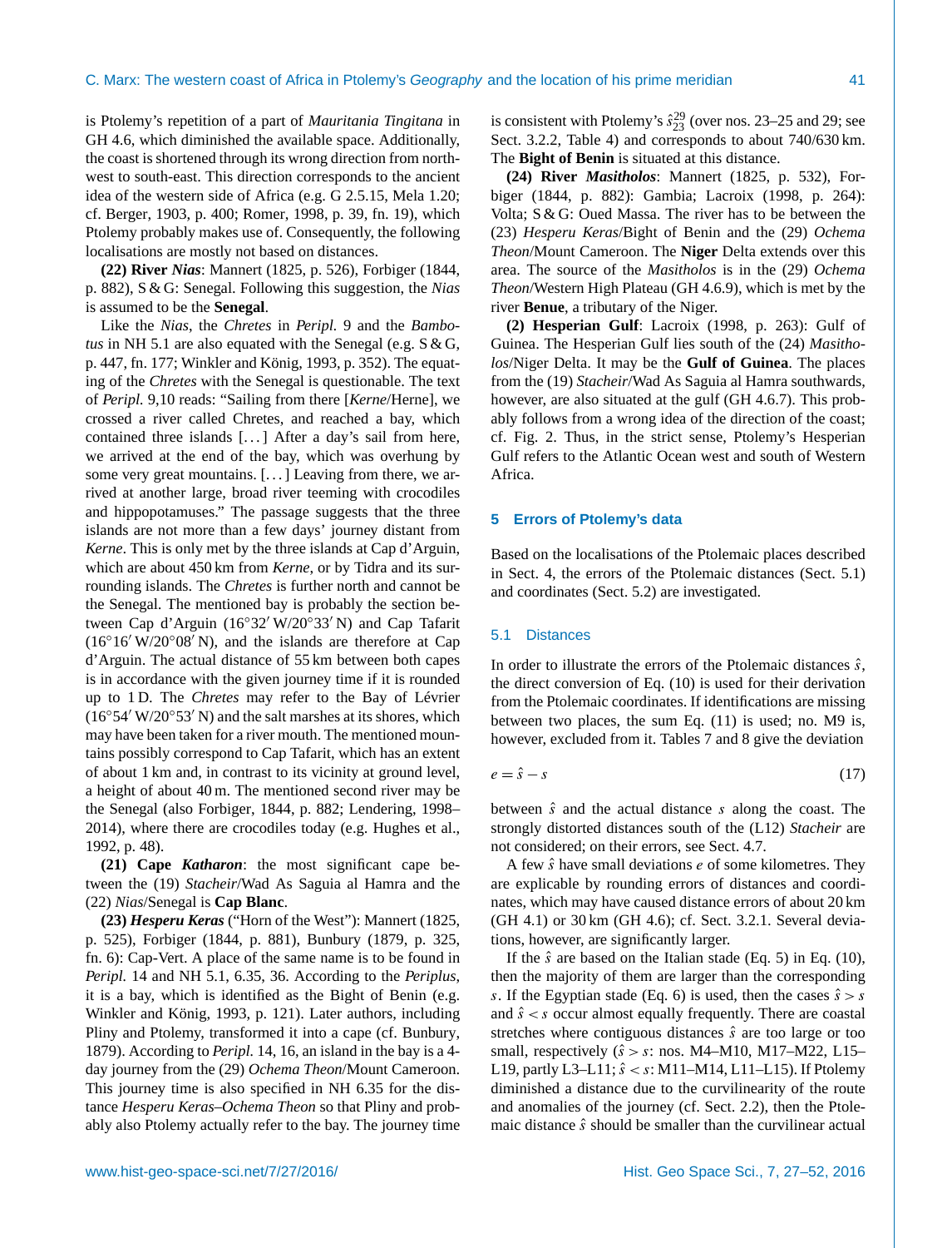is Ptolemy's repetition of a part of *Mauritania Tingitana* in GH 4.6, which diminished the available space. Additionally, the coast is shortened through its wrong direction from north-west to south-east. This direction corresponds to the ancient idea of the western side of Africa (e.g. G 2.5.15, Mela 1.20; cf. Berger, 1903, p. 400; Romer, 1998, p. 39, fn. 19), which Ptolemy probably makes use of. Consequently, the following localisations are mostly not based on distances.

**(22) River *Nias***: Mannert (1825, p. 526), Forbiger (1844, p. 882), S & G: Senegal. Following this suggestion, the *Nias* is assumed to be the **Senegal**.

Like the *Nias*, the *Chretes* in *Peripl.* 9 and the *Bambotus* in NH 5.1 are also equated with the Senegal (e.g. S & G, p. 447, fn. 177; Winkler and König, 1993, p. 352). The equating of the *Chretes* with the Senegal is questionable. The text of *Peripl.* 9,10 reads: "Sailing from there [*Kerne*/Herne], we crossed a river called Chretes, and reached a bay, which contained three islands [...] After a day's sail from here, we arrived at the end of the bay, which was overhung by some very great mountains. [...] Leaving from there, we arrived at another large, broad river teeming with crocodiles and hippopotamuses." The passage suggests that the three islands are not more than a few days' journey distant from *Kerne*. This is only met by the three islands at Cap d'Arguin, which are about 450 km from *Kerne*, or by Tidra and its surrounding islands. The *Chretes* is further north and cannot be the Senegal. The mentioned bay is probably the section between Cap d'Arguin (16°32′ W/20°33′ N) and Cap Tafarit (16°16′ W/20°08′ N), and the islands are therefore at Cap d'Arguin. The actual distance of 55 km between both capes is in accordance with the given journey time if it is rounded up to 1 D. The *Chretes* may refer to the Bay of Lévrier (16°54′ W/20°53′ N) and the salt marshes at its shores, which may have been taken for a river mouth. The mentioned mountains possibly correspond to Cap Tafarit, which has an extent of about 1 km and, in contrast to its vicinity at ground level, a height of about 40 m. The mentioned second river may be the Senegal (also Forbiger, 1844, p. 882; Lendering, 1998–2014), where there are crocodiles today (e.g. Hughes et al., 1992, p. 48).

**(21) Cape *Katharon***: the most significant cape between the (19) *Stacheir*/Wad As Saguia al Hamra and the (22) *Nias*/Senegal is **Cap Blanc**.

**(23) *Hesperu Keras*** ("Horn of the West"): Mannert (1825, p. 525), Forbiger (1844, p. 881), Bunbury (1879, p. 325, fn. 6): Cap-Vert. A place of the same name is to be found in *Peripl.* 14 and NH 5.1, 6.35, 36. According to the *Periplus*, it is a bay, which is identified as the Bight of Benin (e.g. Winkler and König, 1993, p. 121). Later authors, including Pliny and Ptolemy, transformed it into a cape (cf. Bunbury, 1879). According to *Peripl.* 14, 16, an island in the bay is a 4-day journey from the (29) *Ochema Theon*/Mount Cameroon. This journey time is also specified in NH 6.35 for the distance *Hesperu Keras*–*Ochema Theon* so that Pliny and probably also Ptolemy actually refer to the bay. The journey time is consistent with Ptolemy's $\hat{s}_{23}^{29}$ (over nos. 23–25 and 29; see Sect. 3.2.2, Table 4) and corresponds to about 740/630 km. The **Bight of Benin** is situated at this distance.

**(24) River *Masitholos***: Mannert (1825, p. 532), Forbiger (1844, p. 882): Gambia; Lacroix (1998, p. 264): Volta; S & G: Oued Massa. The river has to be between the (23) *Hesperu Keras*/Bight of Benin and the (29) *Ochema Theon*/Mount Cameroon. The **Niger** Delta extends over this area. The source of the *Masitholos* is in the (29) *Ochema Theon*/Western High Plateau (GH 4.6.9), which is met by the river **Benue**, a tributary of the Niger.

**(2) Hesperian Gulf**: Lacroix (1998, p. 263): Gulf of Guinea. The Hesperian Gulf lies south of the (24) *Masitholos*/Niger Delta. It may be the **Gulf of Guinea**. The places from the (19) *Stacheir*/Wad As Saguia al Hamra southwards, however, are also situated at the gulf (GH 4.6.7). This probably follows from a wrong idea of the direction of the coast; cf. Fig. 2. Thus, in the strict sense, Ptolemy's Hesperian Gulf refers to the Atlantic Ocean west and south of Western Africa.

## 5 Errors of Ptolemy's data

Based on the localisations of the Ptolemaic places described in Sect. 4, the errors of the Ptolemaic distances (Sect. 5.1) and coordinates (Sect. 5.2) are investigated.

### 5.1 Distances

In order to illustrate the errors of the Ptolemaic distances $\hat{s}$, the direct conversion of Eq. (10) is used for their derivation from the Ptolemaic coordinates. If identifications are missing between two places, the sum Eq. (11) is used; no. M9 is, however, excluded from it. Tables 7 and 8 give the deviation

$$e = \hat{s} - s \tag{17}$$

between $\hat{s}$ and the actual distance $s$ along the coast. The strongly distorted distances south of the (L12) *Stacheir* are not considered; on their errors, see Sect. 4.7.

A few $\hat{s}$ have small deviations $e$ of some kilometres. They are explicable by rounding errors of distances and coordinates, which may have caused distance errors of about 20 km (GH 4.1) or 30 km (GH 4.6); cf. Sect. 3.2.1. Several deviations, however, are significantly larger.

If the $\hat{s}$ are based on the Italian stade (Eq. 5) in Eq. (10), then the majority of them are larger than the corresponding $s$. If the Egyptian stade (Eq. 6) is used, then the cases $\hat{s} > s$ and $\hat{s} < s$ occur almost equally frequently. There are coastal stretches where contiguous distances $\hat{s}$ are too large or too small, respectively ($\hat{s} > s$: nos. M4–M10, M17–M22, L15–L19, partly L3–L11; $\hat{s} < s$: M11–M14, L11–L15). If Ptolemy diminished a distance due to the curvilinearity of the route and anomalies of the journey (cf. Sect. 2.2), then the Ptolemaic distance $\hat{s}$ should be smaller than the curvilinear actual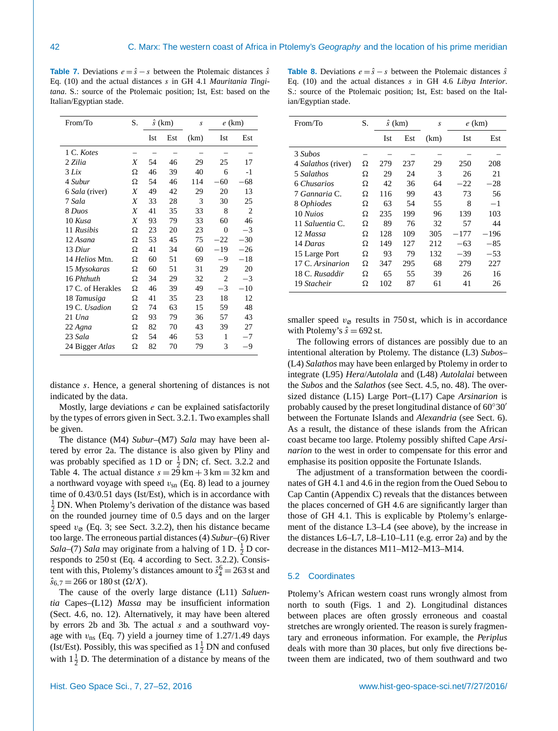**Table 7.** Deviations $e = \hat{s} - s$ between the Ptolemaic distances $\hat{s}$ Eq. (10) and the actual distances $s$ in GH 4.1 *Mauritania Tingitana*. S.: source of the Ptolemaic position; Ist, Est: based on the Italian/Egyptian stade.

| From/To | S. | $\hat{s}$ (km) | | $s$ | $e$ (km) | |
|---|---|---|---|---|---|---|
| | | Ist | Est | (km) | Ist | Est |
| 1 C. *Kotes* | – | – | – | – | – | – |
| 2 *Zilia* | $X$ | 54 | 46 | 29 | 25 | 17 |
| 3 *Lix* | Ω | 46 | 39 | 40 | 6 | -1 |
| 4 *Subur* | Ω | 54 | 46 | 114 | −60 | −68 |
| 6 *Sala* (river) | $X$ | 49 | 42 | 29 | 20 | 13 |
| 7 *Sala* | $X$ | 33 | 28 | 3 | 30 | 25 |
| 8 *Duos* | $X$ | 41 | 35 | 33 | 8 | 2 |
| 10 *Kusa* | $X$ | 93 | 79 | 33 | 60 | 46 |
| 11 *Rusibis* | Ω | 23 | 20 | 23 | 0 | −3 |
| 12 *Asana* | Ω | 53 | 45 | 75 | −22 | −30 |
| 13 *Diur* | Ω | 41 | 34 | 60 | −19 | −26 |
| 14 *Helios* Mtn. | Ω | 60 | 51 | 69 | −9 | −18 |
| 15 *Mysokaras* | Ω | 60 | 51 | 31 | 29 | 20 |
| 16 *Phthuth* | Ω | 34 | 29 | 32 | 2 | −3 |
| 17 C. of Herakles | Ω | 46 | 39 | 49 | −3 | −10 |
| 18 *Tamusiga* | Ω | 41 | 35 | 23 | 18 | 12 |
| 19 C. *Usadion* | Ω | 74 | 63 | 15 | 59 | 48 |
| 21 *Una* | Ω | 93 | 79 | 36 | 57 | 43 |
| 22 *Agna* | Ω | 82 | 70 | 43 | 39 | 27 |
| 23 *Sala* | Ω | 54 | 46 | 53 | 1 | −7 |
| 24 Bigger *Atlas* | Ω | 82 | 70 | 79 | 3 | −9 |

distance $s$. Hence, a general shortening of distances is not indicated by the data.

Mostly, large deviations $e$ can be explained satisfactorily by the types of errors given in Sect. 3.2.1. Two examples shall be given.

The distance (M4) *Subur*–(M7) *Sala* may have been altered by error 2a. The distance is also given by Pliny and was probably specified as 1 D or $\frac{1}{2}$ DN; cf. Sect. 3.2.2 and Table 4. The actual distance $s = 29\,\mathrm{km} + 3\,\mathrm{km} = 32\,\mathrm{km}$ and a northward voyage with speed $v_{\mathrm{sn}}$ (Eq. 8) lead to a journey time of 0.43/0.51 days (Ist/Est), which is in accordance with $\frac{1}{2}$ DN. When Ptolemy's derivation of the distance was based on the rounded journey time of 0.5 days and on the larger speed $v_{\varnothing}$ (Eq. 3; see Sect. 3.2.2), then his distance became too large. The erroneous partial distances (4) *Subur*–(6) River *Sala*–(7) *Sala* may originate from a halving of 1 D. $\frac{1}{2}$ D corresponds to 250 st (Eq. 4 according to Sect. 3.2.2). Consistent with this, Ptolemy's distances amount to $\hat{s}_4^6 = 263$ st and $\hat{s}_{6,7} = 266$ or 180 st (Ω/$X$).

The cause of the overly large distance (L11) *Saluentia* Capes–(L12) *Massa* may be insufficient information (Sect. 4.6, no. 12). Alternatively, it may have been altered by errors 2b and 3b. The actual $s$ and a southward voyage with $v_{\mathrm{ns}}$ (Eq. 7) yield a journey time of 1.27/1.49 days (Ist/Est). Possibly, this was specified as $1\frac{1}{2}$ DN and confused with $1\frac{1}{2}$ D. The determination of a distance by means of the

**Table 8.** Deviations $e = \hat{s} - s$ between the Ptolemaic distances $\hat{s}$ Eq. (10) and the actual distances $s$ in GH 4.6 *Libya Interior*. S.: source of the Ptolemaic position; Ist, Est: based on the Italian/Egyptian stade.

| From/To | S. | $\hat{s}$ (km) | | $s$ | $e$ (km) | |
|---|---|---|---|---|---|---|
| | | Ist | Est | (km) | Ist | Est |
| 3 *Subos* | – | – | – | – | – | – |
| 4 *Salathos* (river) | Ω | 279 | 237 | 29 | 250 | 208 |
| 5 *Salathos* | Ω | 29 | 24 | 3 | 26 | 21 |
| 6 *Chusarios* | Ω | 42 | 36 | 64 | −22 | −28 |
| 7 *Gannaria* C. | Ω | 116 | 99 | 43 | 73 | 56 |
| 8 *Ophiodes* | Ω | 63 | 54 | 55 | 8 | −1 |
| 10 *Nuios* | Ω | 235 | 199 | 96 | 139 | 103 |
| 11 *Saluentia* C. | Ω | 89 | 76 | 32 | 57 | 44 |
| 12 *Massa* | Ω | 128 | 109 | 305 | −177 | −196 |
| 14 *Daras* | Ω | 149 | 127 | 212 | −63 | −85 |
| 15 Large Port | Ω | 93 | 79 | 132 | −39 | −53 |
| 17 C. *Arsinarion* | Ω | 347 | 295 | 68 | 279 | 227 |
| 18 C. *Rusaddir* | Ω | 65 | 55 | 39 | 26 | 16 |
| 19 *Stacheir* | Ω | 102 | 87 | 61 | 41 | 26 |

smaller speed $v_{\varnothing}$ results in 750 st, which is in accordance with Ptolemy's $\hat{s} = 692$ st.

The following errors of distances are possibly due to an intentional alteration by Ptolemy. The distance (L3) *Subos*–(L4) *Salathos* may have been enlarged by Ptolemy in order to integrate (L95) *Hera*/*Autolala* and (L48) *Autolalai* between the *Subos* and the *Salathos* (see Sect. 4.5, no. 48). The oversized distance (L15) Large Port–(L17) Cape *Arsinarion* is probably caused by the preset longitudinal distance of 60°30′ between the Fortunate Islands and *Alexandria* (see Sect. 6). As a result, the distance of these islands from the African coast became too large. Ptolemy possibly shifted Cape *Arsinarion* to the west in order to compensate for this error and emphasise its position opposite the Fortunate Islands.

The adjustment of a transformation between the coordinates of GH 4.1 and 4.6 in the region from the Oued Sebou to Cap Cantin (Appendix C) reveals that the distances between the places concerned of GH 4.6 are significantly larger than those of GH 4.1. This is explicable by Ptolemy's enlargement of the distance L3–L4 (see above), by the increase in the distances L6–L7, L8–L10–L11 (e.g. error 2a) and by the decrease in the distances M11–M12–M13–M14.

## 5.2 Coordinates

Ptolemy's African western coast runs wrongly almost from north to south (Figs. 1 and 2). Longitudinal distances between places are often grossly erroneous and coastal stretches are wrongly oriented. The reason is surely fragmentary and erroneous information. For example, the *Periplus* deals with more than 30 places, but only five directions between them are indicated, two of them southward and two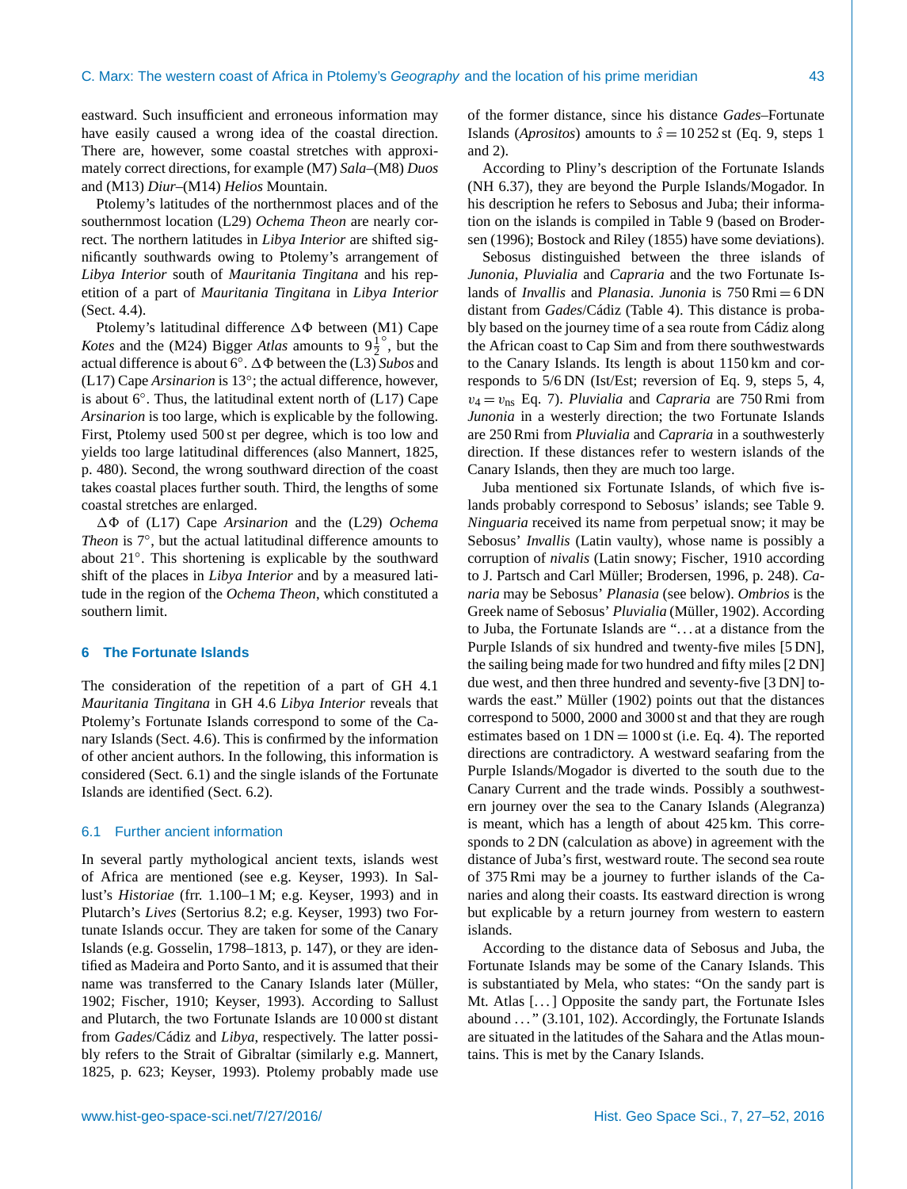eastward. Such insufficient and erroneous information may have easily caused a wrong idea of the coastal direction. There are, however, some coastal stretches with approximately correct directions, for example (M7) *Sala*–(M8) *Duos* and (M13) *Diur*–(M14) *Helios* Mountain.

Ptolemy's latitudes of the northernmost places and of the southernmost location (L29) *Ochema Theon* are nearly correct. The northern latitudes in *Libya Interior* are shifted significantly southwards owing to Ptolemy's arrangement of *Libya Interior* south of *Mauritania Tingitana* and his repetition of a part of *Mauritania Tingitana* in *Libya Interior* (Sect. 4.4).

Ptolemy's latitudinal difference $\Delta\Phi$ between (M1) Cape *Kotes* and the (M24) Bigger *Atlas* amounts to $9\frac{1}{2}^\circ$, but the actual difference is about 6°. $\Delta\Phi$ between the (L3) *Subos* and (L17) Cape *Arsinarion* is 13°; the actual difference, however, is about 6°. Thus, the latitudinal extent north of (L17) Cape *Arsinarion* is too large, which is explicable by the following. First, Ptolemy used 500 st per degree, which is too low and yields too large latitudinal differences (also Mannert, 1825, p. 480). Second, the wrong southward direction of the coast takes coastal places further south. Third, the lengths of some coastal stretches are enlarged.

$\Delta\Phi$ of (L17) Cape *Arsinarion* and the (L29) *Ochema Theon* is 7°, but the actual latitudinal difference amounts to about 21°. This shortening is explicable by the southward shift of the places in *Libya Interior* and by a measured latitude in the region of the *Ochema Theon*, which constituted a southern limit.

## 6 The Fortunate Islands

The consideration of the repetition of a part of GH 4.1 *Mauritania Tingitana* in GH 4.6 *Libya Interior* reveals that Ptolemy's Fortunate Islands correspond to some of the Canary Islands (Sect. 4.6). This is confirmed by the information of other ancient authors. In the following, this information is considered (Sect. 6.1) and the single islands of the Fortunate Islands are identified (Sect. 6.2).

### 6.1 Further ancient information

In several partly mythological ancient texts, islands west of Africa are mentioned (see e.g. Keyser, 1993). In Sallust's *Historiae* (frr. 1.100–1 M; e.g. Keyser, 1993) and in Plutarch's *Lives* (Sertorius 8.2; e.g. Keyser, 1993) two Fortunate Islands occur. They are taken for some of the Canary Islands (e.g. Gosselin, 1798–1813, p. 147), or they are identified as Madeira and Porto Santo, and it is assumed that their name was transferred to the Canary Islands later (Müller, 1902; Fischer, 1910; Keyser, 1993). According to Sallust and Plutarch, the two Fortunate Islands are 10 000 st distant from *Gades*/Cádiz and *Libya*, respectively. The latter possibly refers to the Strait of Gibraltar (similarly e.g. Mannert, 1825, p. 623; Keyser, 1993). Ptolemy probably made use of the former distance, since his distance *Gades*–Fortunate Islands (*Aprositos*) amounts to $\hat{s} = 10\,252$ st (Eq. 9, steps 1 and 2).

According to Pliny's description of the Fortunate Islands (NH 6.37), they are beyond the Purple Islands/Mogador. In his description he refers to Sebosus and Juba; their information on the islands is compiled in Table 9 (based on Brodersen (1996); Bostock and Riley (1855) have some deviations).

Sebosus distinguished between the three islands of *Junonia*, *Pluvialia* and *Capraria* and the two Fortunate Islands of *Invallis* and *Planasia*. *Junonia* is 750 Rmi = 6 DN distant from *Gades*/Cádiz (Table 4). This distance is probably based on the journey time of a sea route from Cádiz along the African coast to Cap Sim and from there southwestwards to the Canary Islands. Its length is about 1150 km and corresponds to 5/6 DN (Ist/Est; reversion of Eq. 9, steps 5, 4, $v_4 = v_{\mathrm{ns}}$ Eq. 7). *Pluvialia* and *Capraria* are 750 Rmi from *Junonia* in a westerly direction; the two Fortunate Islands are 250 Rmi from *Pluvialia* and *Capraria* in a southwesterly direction. If these distances refer to western islands of the Canary Islands, then they are much too large.

Juba mentioned six Fortunate Islands, of which five islands probably correspond to Sebosus' islands; see Table 9. *Ninguaria* received its name from perpetual snow; it may be Sebosus' *Invallis* (Latin vaulty), whose name is possibly a corruption of *nivalis* (Latin snowy; Fischer, 1910 according to J. Partsch and Carl Müller; Brodersen, 1996, p. 248). *Canaria* may be Sebosus' *Planasia* (see below). *Ombrios* is the Greek name of Sebosus' *Pluvialia* (Müller, 1902). According to Juba, the Fortunate Islands are "... at a distance from the Purple Islands of six hundred and twenty-five miles [5 DN], the sailing being made for two hundred and fifty miles [2 DN] due west, and then three hundred and seventy-five [3 DN] towards the east." Müller (1902) points out that the distances correspond to 5000, 2000 and 3000 st and that they are rough estimates based on 1 DN = 1000 st (i.e. Eq. 4). The reported directions are contradictory. A westward seafaring from the Purple Islands/Mogador is diverted to the south due to the Canary Current and the trade winds. Possibly a southwestern journey over the sea to the Canary Islands (Alegranza) is meant, which has a length of about 425 km. This corresponds to 2 DN (calculation as above) in agreement with the distance of Juba's first, westward route. The second sea route of 375 Rmi may be a journey to further islands of the Canaries and along their coasts. Its eastward direction is wrong but explicable by a return journey from western to eastern islands.

According to the distance data of Sebosus and Juba, the Fortunate Islands may be some of the Canary Islands. This is substantiated by Mela, who states: "On the sandy part is Mt. Atlas [...] Opposite the sandy part, the Fortunate Isles abound ..." (3.101, 102). Accordingly, the Fortunate Islands are situated in the latitudes of the Sahara and the Atlas mountains. This is met by the Canary Islands.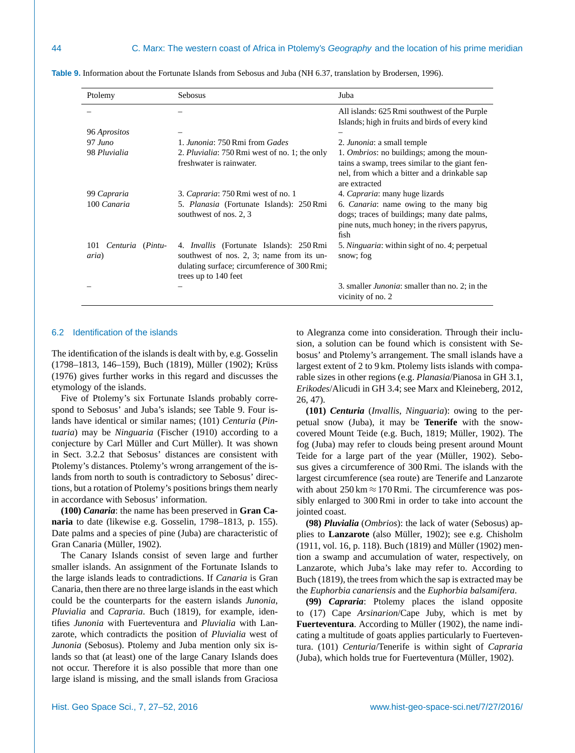**Table 9.** Information about the Fortunate Islands from Sebosus and Juba (NH 6.37, translation by Brodersen, 1996).

| Ptolemy | Sebosus | Juba |
|---|---|---|
| – | – | All islands: 625 Rmi southwest of the Purple Islands; high in fruits and birds of every kind |
| 96 *Aprositos* | – | – |
| 97 *Juno* | 1. *Junonia*: 750 Rmi from *Gades* | 2. *Junonia*: a small temple |
| 98 *Pluvialia* | 2. *Pluvialia*: 750 Rmi west of no. 1; the only freshwater is rainwater. | 1. *Ombrios*: no buildings; among the mountains a swamp, trees similar to the giant fennel, from which a bitter and a drinkable sap are extracted |
| 99 *Capraria* | 3. *Capraria*: 750 Rmi west of no. 1 | 4. *Capraria*: many huge lizards |
| 100 *Canaria* | 5. *Planasia* (Fortunate Islands): 250 Rmi southwest of nos. 2, 3 | 6. *Canaria*: name owing to the many big dogs; traces of buildings; many date palms, pine nuts, much honey; in the rivers papyrus, fish |
| 101 *Centuria* (*Pintuaria*) | 4. *Invallis* (Fortunate Islands): 250 Rmi southwest of nos. 2, 3; name from its undulating surface; circumference of 300 Rmi; trees up to 140 feet | 5. *Ninguaria*: within sight of no. 4; perpetual snow; fog |
| – | – | 3. smaller *Junonia*: smaller than no. 2; in the vicinity of no. 2 |

### 6.2 Identification of the islands

The identification of the islands is dealt with by, e.g. Gosselin (1798–1813, 146–159), Buch (1819), Müller (1902); Krüss (1976) gives further works in this regard and discusses the etymology of the islands.

Five of Ptolemy's six Fortunate Islands probably correspond to Sebosus' and Juba's islands; see Table 9. Four islands have identical or similar names; (101) *Centuria* (*Pintuaria*) may be *Ninguaria* (Fischer (1910) according to a conjecture by Carl Müller and Curt Müller). It was shown in Sect. 3.2.2 that Sebosus' distances are consistent with Ptolemy's distances. Ptolemy's wrong arrangement of the islands from north to south is contradictory to Sebosus' directions, but a rotation of Ptolemy's positions brings them nearly in accordance with Sebosus' information.

**(100)** ***Canaria***: the name has been preserved in **Gran Canaria** to date (likewise e.g. Gosselin, 1798–1813, p. 155). Date palms and a species of pine (Juba) are characteristic of Gran Canaria (Müller, 1902).

The Canary Islands consist of seven large and further smaller islands. An assignment of the Fortunate Islands to the large islands leads to contradictions. If *Canaria* is Gran Canaria, then there are no three large islands in the east which could be the counterparts for the eastern islands *Junonia*, *Pluvialia* and *Capraria*. Buch (1819), for example, identifies *Junonia* with Fuerteventura and *Pluvialia* with Lanzarote, which contradicts the position of *Pluvialia* west of *Junonia* (Sebosus). Ptolemy and Juba mention only six islands so that (at least) one of the large Canary Islands does not occur. Therefore it is also possible that more than one large island is missing, and the small islands from Graciosa to Alegranza come into consideration. Through their inclusion, a solution can be found which is consistent with Sebosus' and Ptolemy's arrangement. The small islands have a largest extent of 2 to 9 km. Ptolemy lists islands with comparable sizes in other regions (e.g. *Planasia*/Pianosa in GH 3.1, *Erikodes*/Alicudi in GH 3.4; see Marx and Kleineberg, 2012, 26, 47).

**(101)** ***Centuria*** (*Invallis*, *Ninguaria*): owing to the perpetual snow (Juba), it may be **Tenerife** with the snow-covered Mount Teide (e.g. Buch, 1819; Müller, 1902). The fog (Juba) may refer to clouds being present around Mount Teide for a large part of the year (Müller, 1902). Sebosus gives a circumference of 300 Rmi. The islands with the largest circumference (sea route) are Tenerife and Lanzarote with about 250 km $\approx$ 170 Rmi. The circumference was possibly enlarged to 300 Rmi in order to take into account the jointed coast.

**(98)** ***Pluvialia*** (*Ombrios*): the lack of water (Sebosus) applies to **Lanzarote** (also Müller, 1902); see e.g. Chisholm (1911, vol. 16, p. 118). Buch (1819) and Müller (1902) mention a swamp and accumulation of water, respectively, on Lanzarote, which Juba's lake may refer to. According to Buch (1819), the trees from which the sap is extracted may be the *Euphorbia canariensis* and the *Euphorbia balsamifera*.

**(99)** ***Capraria***: Ptolemy places the island opposite to (17) Cape *Arsinarion*/Cape Juby, which is met by **Fuerteventura**. According to Müller (1902), the name indicating a multitude of goats applies particularly to Fuerteventura. (101) *Centuria*/Tenerife is within sight of *Capraria* (Juba), which holds true for Fuerteventura (Müller, 1902).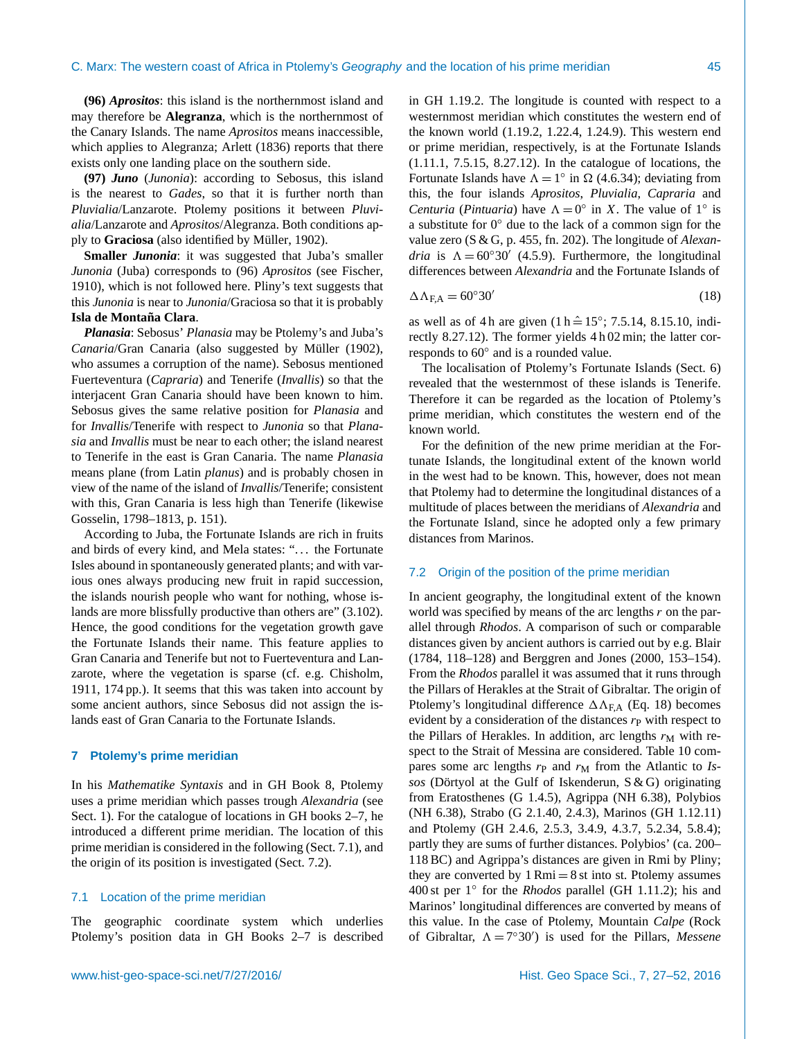**(96)** ***Aprositos***: this island is the northernmost island and may therefore be **Alegranza**, which is the northernmost of the Canary Islands. The name *Aprositos* means inaccessible, which applies to Alegranza; Arlett (1836) reports that there exists only one landing place on the southern side.

**(97)** ***Juno*** (*Junonia*): according to Sebosus, this island is the nearest to *Gades*, so that it is further north than *Pluvialia*/Lanzarote. Ptolemy positions it between *Pluvialia*/Lanzarote and *Aprositos*/Alegranza. Both conditions apply to **Graciosa** (also identified by Müller, 1902).

**Smaller** ***Junonia***: it was suggested that Juba's smaller *Junonia* (Juba) corresponds to (96) *Aprositos* (see Fischer, 1910), which is not followed here. Pliny's text suggests that this *Junonia* is near to *Junonia*/Graciosa so that it is probably **Isla de Montaña Clara**.

***Planasia***: Sebosus' *Planasia* may be Ptolemy's and Juba's *Canaria*/Gran Canaria (also suggested by Müller (1902), who assumes a corruption of the name). Sebosus mentioned Fuerteventura (*Capraria*) and Tenerife (*Invallis*) so that the interjacent Gran Canaria should have been known to him. Sebosus gives the same relative position for *Planasia* and for *Invallis*/Tenerife with respect to *Junonia* so that *Planasia* and *Invallis* must be near to each other; the island nearest to Tenerife in the east is Gran Canaria. The name *Planasia* means plane (from Latin *planus*) and is probably chosen in view of the name of the island of *Invallis*/Tenerife; consistent with this, Gran Canaria is less high than Tenerife (likewise Gosselin, 1798–1813, p. 151).

According to Juba, the Fortunate Islands are rich in fruits and birds of every kind, and Mela states: "… the Fortunate Isles abound in spontaneously generated plants; and with various ones always producing new fruit in rapid succession, the islands nourish people who want for nothing, whose islands are more blissfully productive than others are" (3.102). Hence, the good conditions for the vegetation growth gave the Fortunate Islands their name. This feature applies to Gran Canaria and Tenerife but not to Fuerteventura and Lanzarote, where the vegetation is sparse (cf. e.g. Chisholm, 1911, 174 pp.). It seems that this was taken into account by some ancient authors, since Sebosus did not assign the islands east of Gran Canaria to the Fortunate Islands.

## 7 Ptolemy's prime meridian

In his *Mathematike Syntaxis* and in GH Book 8, Ptolemy uses a prime meridian which passes trough *Alexandria* (see Sect. 1). For the catalogue of locations in GH books 2–7, he introduced a different prime meridian. The location of this prime meridian is considered in the following (Sect. 7.1), and the origin of its position is investigated (Sect. 7.2).

### 7.1 Location of the prime meridian

The geographic coordinate system which underlies Ptolemy's position data in GH Books 2–7 is described in GH 1.19.2. The longitude is counted with respect to a westernmost meridian which constitutes the western end of the known world (1.19.2, 1.22.4, 1.24.9). This western end or prime meridian, respectively, is at the Fortunate Islands (1.11.1, 7.5.15, 8.27.12). In the catalogue of locations, the Fortunate Islands have $\Lambda = 1°$ in $\Omega$ (4.6.34); deviating from this, the four islands *Aprositos*, *Pluvialia*, *Capraria* and *Centuria* (*Pintuaria*) have $\Lambda = 0°$ in $X$. The value of 1° is a substitute for 0° due to the lack of a common sign for the value zero (S & G, p. 455, fn. 202). The longitude of *Alexandria* is $\Lambda = 60°30'$ (4.5.9). Furthermore, the longitudinal differences between *Alexandria* and the Fortunate Islands of

$$\Delta\Lambda_{\mathrm{F,A}} = 60°30' \tag{18}$$

as well as of 4 h are given ($1\,\mathrm{h} \mathrel{\hat{=}} 15°$; 7.5.14, 8.15.10, indirectly 8.27.12). The former yields 4 h 02 min; the latter corresponds to 60° and is a rounded value.

The localisation of Ptolemy's Fortunate Islands (Sect. 6) revealed that the westernmost of these islands is Tenerife. Therefore it can be regarded as the location of Ptolemy's prime meridian, which constitutes the western end of the known world.

For the definition of the new prime meridian at the Fortunate Islands, the longitudinal extent of the known world in the west had to be known. This, however, does not mean that Ptolemy had to determine the longitudinal distances of a multitude of places between the meridians of *Alexandria* and the Fortunate Island, since he adopted only a few primary distances from Marinos.

### 7.2 Origin of the position of the prime meridian

In ancient geography, the longitudinal extent of the known world was specified by means of the arc lengths $r$ on the parallel through *Rhodos*. A comparison of such or comparable distances given by ancient authors is carried out by e.g. Blair (1784, 118–128) and Berggren and Jones (2000, 153–154). From the *Rhodos* parallel it was assumed that it runs through the Pillars of Herakles at the Strait of Gibraltar. The origin of Ptolemy's longitudinal difference $\Delta\Lambda_{\mathrm{F,A}}$ (Eq. 18) becomes evident by a consideration of the distances $r_{\mathrm{P}}$ with respect to the Pillars of Herakles. In addition, arc lengths $r_{\mathrm{M}}$ with respect to the Strait of Messina are considered. Table 10 compares some arc lengths $r_{\mathrm{P}}$ and $r_{\mathrm{M}}$ from the Atlantic to *Issos* (Dörtyol at the Gulf of Iskenderun, S & G) originating from Eratosthenes (G 1.4.5), Agrippa (NH 6.38), Polybios (NH 6.38), Strabo (G 2.1.40, 2.4.3), Marinos (GH 1.12.11) and Ptolemy (GH 2.4.6, 2.5.3, 3.4.9, 4.3.7, 5.2.34, 5.8.4); partly they are sums of further distances. Polybios' (ca. 200–118 BC) and Agrippa's distances are given in Rmi by Pliny; they are converted by 1 Rmi = 8 st into st. Ptolemy assumes 400 st per 1° for the *Rhodos* parallel (GH 1.11.2); his and Marinos' longitudinal differences are converted by means of this value. In the case of Ptolemy, Mountain *Calpe* (Rock of Gibraltar, $\Lambda = 7°30'$) is used for the Pillars, *Messene*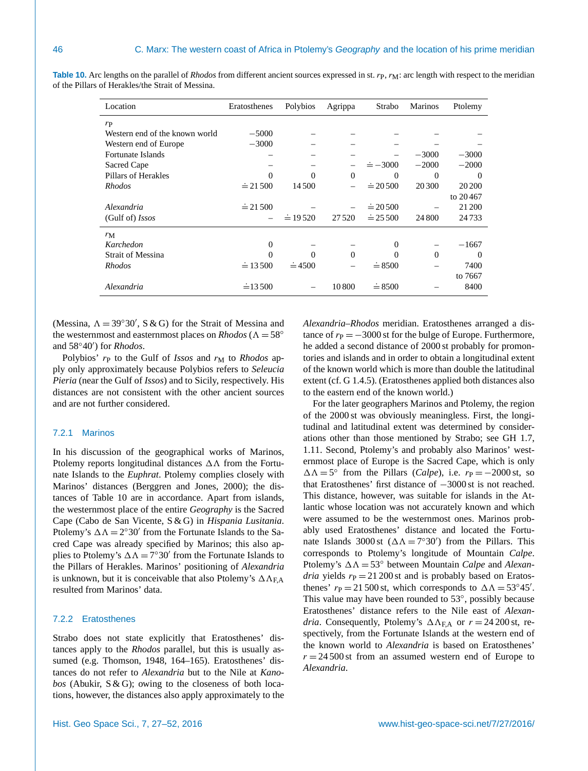**Table 10.** Arc lengths on the parallel of *Rhodos* from different ancient sources expressed in st. $r_\mathrm{P}$, $r_\mathrm{M}$: arc length with respect to the meridian of the Pillars of Herakles/the Strait of Messina.

| Location | Eratosthenes | Polybios | Agrippa | Strabo | Marinos | Ptolemy |
|---|---|---|---|---|---|---|
| $r_\mathrm{P}$ | | | | | | |
| Western end of the known world | −5000 | – | – | – | – | – |
| Western end of Europe | −3000 | – | – | – | – | – |
| Fortunate Islands | – | – | – | – | −3000 | −3000 |
| Sacred Cape | – | – | – | $\doteq -3000$ | −2000 | −2000 |
| Pillars of Herakles | 0 | 0 | 0 | 0 | 0 | 0 |
| *Rhodos* | $\doteq$ 21 500 | 14 500 | – | $\doteq$ 20 500 | 20 300 | 20 200 to 20 467 |
| *Alexandria* | $\doteq$ 21 500 | – | – | $\doteq$ 20 500 | – | 21 200 |
| (Gulf of) *Issos* | – | $\doteq$ 19 520 | 27 520 | $\doteq$ 25 500 | 24 800 | 24 733 |
| $r_\mathrm{M}$ | | | | | | |
| *Karchedon* | 0 | – | – | 0 | – | −1667 |
| Strait of Messina | 0 | 0 | 0 | 0 | 0 | 0 |
| *Rhodos* | $\doteq$ 13 500 | $\doteq$ 4500 | – | $\doteq$ 8500 | – | 7400 to 7667 |
| *Alexandria* | $\doteq$ 13 500 | – | 10 800 | $\doteq$ 8500 | – | 8400 |

(Messina, $\Lambda = 39°30'$, S & G) for the Strait of Messina and the westernmost and easternmost places on *Rhodos* ($\Lambda = 58°$ and $58°40'$) for *Rhodos*.

Polybios' $r_\mathrm{P}$ to the Gulf of *Issos* and $r_\mathrm{M}$ to *Rhodos* apply only approximately because Polybios refers to *Seleucia Pieria* (near the Gulf of *Issos*) and to Sicily, respectively. His distances are not consistent with the other ancient sources and are not further considered.

### 7.2.1 Marinos

In his discussion of the geographical works of Marinos, Ptolemy reports longitudinal distances $\Delta\Lambda$ from the Fortunate Islands to the *Euphrat*. Ptolemy complies closely with Marinos' distances (Berggren and Jones, 2000); the distances of Table 10 are in accordance. Apart from islands, the westernmost place of the entire *Geography* is the Sacred Cape (Cabo de San Vicente, S & G) in *Hispania Lusitania*. Ptolemy's $\Delta\Lambda = 2°30'$ from the Fortunate Islands to the Sacred Cape was already specified by Marinos; this also applies to Ptolemy's $\Delta\Lambda = 7°30'$ from the Fortunate Islands to the Pillars of Herakles. Marinos' positioning of *Alexandria* is unknown, but it is conceivable that also Ptolemy's $\Delta\Lambda_{\mathrm{F,A}}$ resulted from Marinos' data.

### 7.2.2 Eratosthenes

Strabo does not state explicitly that Eratosthenes' distances apply to the *Rhodos* parallel, but this is usually assumed (e.g. Thomson, 1948, 164–165). Eratosthenes' distances do not refer to *Alexandria* but to the Nile at *Kanobos* (Abukir, S & G); owing to the closeness of both locations, however, the distances also apply approximately to the *Alexandria–Rhodos* meridian. Eratosthenes arranged a distance of $r_\mathrm{P} = -3000$ st for the bulge of Europe. Furthermore, he added a second distance of 2000 st probably for promontories and islands and in order to obtain a longitudinal extent of the known world which is more than double the latitudinal extent (cf. G 1.4.5). (Eratosthenes applied both distances also to the eastern end of the known world.)

For the later geographers Marinos and Ptolemy, the region of the 2000 st was obviously meaningless. First, the longitudinal and latitudinal extent was determined by considerations other than those mentioned by Strabo; see GH 1.7, 1.11. Second, Ptolemy's and probably also Marinos' westernmost place of Europe is the Sacred Cape, which is only $\Delta\Lambda = 5°$ from the Pillars (*Calpe*), i.e. $r_\mathrm{P} = -2000$ st, so that Eratosthenes' first distance of $-3000$ st is not reached. This distance, however, was suitable for islands in the Atlantic whose location was not accurately known and which were assumed to be the westernmost ones. Marinos probably used Eratosthenes' distance and located the Fortunate Islands 3000 st ($\Delta\Lambda = 7°30'$) from the Pillars. This corresponds to Ptolemy's longitude of Mountain *Calpe*. Ptolemy's $\Delta\Lambda = 53°$ between Mountain *Calpe* and *Alexandria* yields $r_\mathrm{P} = 21\,200$ st and is probably based on Eratosthenes' $r_\mathrm{P} = 21\,500$ st, which corresponds to $\Delta\Lambda = 53°45'$. This value may have been rounded to 53°, possibly because Eratosthenes' distance refers to the Nile east of *Alexandria*. Consequently, Ptolemy's $\Delta\Lambda_{\mathrm{F,A}}$ or $r = 24\,200$ st, respectively, from the Fortunate Islands at the western end of the known world to *Alexandria* is based on Eratosthenes' $r = 24\,500$ st from an assumed western end of Europe to *Alexandria*.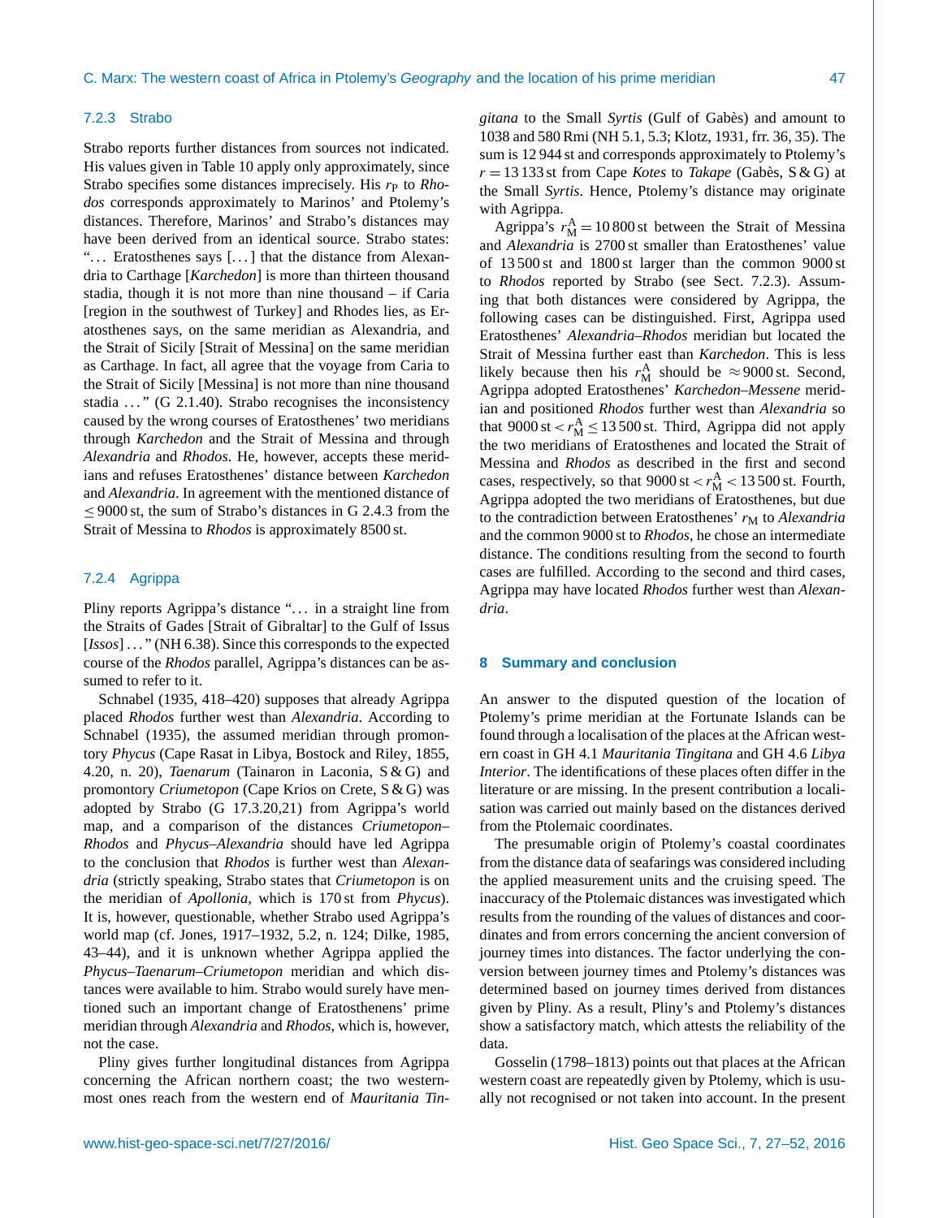### 7.2.3 Strabo

Strabo reports further distances from sources not indicated. His values given in Table 10 apply only approximately, since Strabo specifies some distances imprecisely. His $r_P$ to *Rhodos* corresponds approximately to Marinos' and Ptolemy's distances. Therefore, Marinos' and Strabo's distances may have been derived from an identical source. Strabo states: "... Eratosthenes says [...] that the distance from Alexandria to Carthage [*Karchedon*] is more than thirteen thousand stadia, though it is not more than nine thousand – if Caria [region in the southwest of Turkey] and Rhodes lies, as Eratosthenes says, on the same meridian as Alexandria, and the Strait of Sicily [Strait of Messina] on the same meridian as Carthage. In fact, all agree that the voyage from Caria to the Strait of Sicily [Messina] is not more than nine thousand stadia ..." (G 2.1.40). Strabo recognises the inconsistency caused by the wrong courses of Eratosthenes' two meridians through *Karchedon* and the Strait of Messina and through *Alexandria* and *Rhodos*. He, however, accepts these meridians and refuses Eratosthenes' distance between *Karchedon* and *Alexandria*. In agreement with the mentioned distance of $\leq 9000$ st, the sum of Strabo's distances in G 2.4.3 from the Strait of Messina to *Rhodos* is approximately 8500 st.

### 7.2.4 Agrippa

Pliny reports Agrippa's distance "... in a straight line from the Straits of Gades [Strait of Gibraltar] to the Gulf of Issus [*Issos*] ..." (NH 6.38). Since this corresponds to the expected course of the *Rhodos* parallel, Agrippa's distances can be assumed to refer to it.

Schnabel (1935, 418–420) supposes that already Agrippa placed *Rhodos* further west than *Alexandria*. According to Schnabel (1935), the assumed meridian through promontory *Phycus* (Cape Rasat in Libya, Bostock and Riley, 1855, 4.20, n. 20), *Taenarum* (Tainaron in Laconia, S & G) and promontory *Criumetopon* (Cape Krios on Crete, S & G) was adopted by Strabo (G 17.3.20,21) from Agrippa's world map, and a comparison of the distances *Criumetopon*–*Rhodos* and *Phycus*–*Alexandria* should have led Agrippa to the conclusion that *Rhodos* is further west than *Alexandria* (strictly speaking, Strabo states that *Criumetopon* is on the meridian of *Apollonia,* which is 170 st from *Phycus*). It is, however, questionable, whether Strabo used Agrippa's world map (cf. Jones, 1917–1932, 5.2, n. 124; Dilke, 1985, 43–44), and it is unknown whether Agrippa applied the *Phycus*–*Taenarum*–*Criumetopon* meridian and which distances were available to him. Strabo would surely have mentioned such an important change of Eratosthenens' prime meridian through *Alexandria* and *Rhodos*, which is, however, not the case.

Pliny gives further longitudinal distances from Agrippa concerning the African northern coast; the two westernmost ones reach from the western end of *Mauritania Tingitana* to the Small *Syrtis* (Gulf of Gabès) and amount to 1038 and 580 Rmi (NH 5.1, 5.3; Klotz, 1931, frr. 36, 35). The sum is 12 944 st and corresponds approximately to Ptolemy's $r = 13\,133$ st from Cape *Kotes* to *Takape* (Gabès, S & G) at the Small *Syrtis*. Hence, Ptolemy's distance may originate with Agrippa.

Agrippa's $r_M^A = 10\,800$ st between the Strait of Messina and *Alexandria* is 2700 st smaller than Eratosthenes' value of 13 500 st and 1800 st larger than the common 9000 st to *Rhodos* reported by Strabo (see Sect. 7.2.3). Assuming that both distances were considered by Agrippa, the following cases can be distinguished. First, Agrippa used Eratosthenes' *Alexandria*–*Rhodos* meridian but located the Strait of Messina further east than *Karchedon*. This is less likely because then his $r_M^A$ should be $\approx 9000$ st. Second, Agrippa adopted Eratosthenes' *Karchedon*–*Messene* meridian and positioned *Rhodos* further west than *Alexandria* so that $9000\,\text{st} < r_M^A \leq 13\,500$ st. Third, Agrippa did not apply the two meridians of Eratosthenes and located the Strait of Messina and *Rhodos* as described in the first and second cases, respectively, so that $9000\,\text{st} < r_M^A < 13\,500$ st. Fourth, Agrippa adopted the two meridians of Eratosthenes, but due to the contradiction between Eratosthenes' $r_M$ to *Alexandria* and the common 9000 st to *Rhodos*, he chose an intermediate distance. The conditions resulting from the second to fourth cases are fulfilled. According to the second and third cases, Agrippa may have located *Rhodos* further west than *Alexandria*.

## 8 Summary and conclusion

An answer to the disputed question of the location of Ptolemy's prime meridian at the Fortunate Islands can be found through a localisation of the places at the African western coast in GH 4.1 *Mauritania Tingitana* and GH 4.6 *Libya Interior*. The identifications of these places often differ in the literature or are missing. In the present contribution a localisation was carried out mainly based on the distances derived from the Ptolemaic coordinates.

The presumable origin of Ptolemy's coastal coordinates from the distance data of seafarings was considered including the applied measurement units and the cruising speed. The inaccuracy of the Ptolemaic distances was investigated which results from the rounding of the values of distances and coordinates and from errors concerning the ancient conversion of journey times into distances. The factor underlying the conversion between journey times and Ptolemy's distances was determined based on journey times derived from distances given by Pliny. As a result, Pliny's and Ptolemy's distances show a satisfactory match, which attests the reliability of the data.

Gosselin (1798–1813) points out that places at the African western coast are repeatedly given by Ptolemy, which is usually not recognised or not taken into account. In the present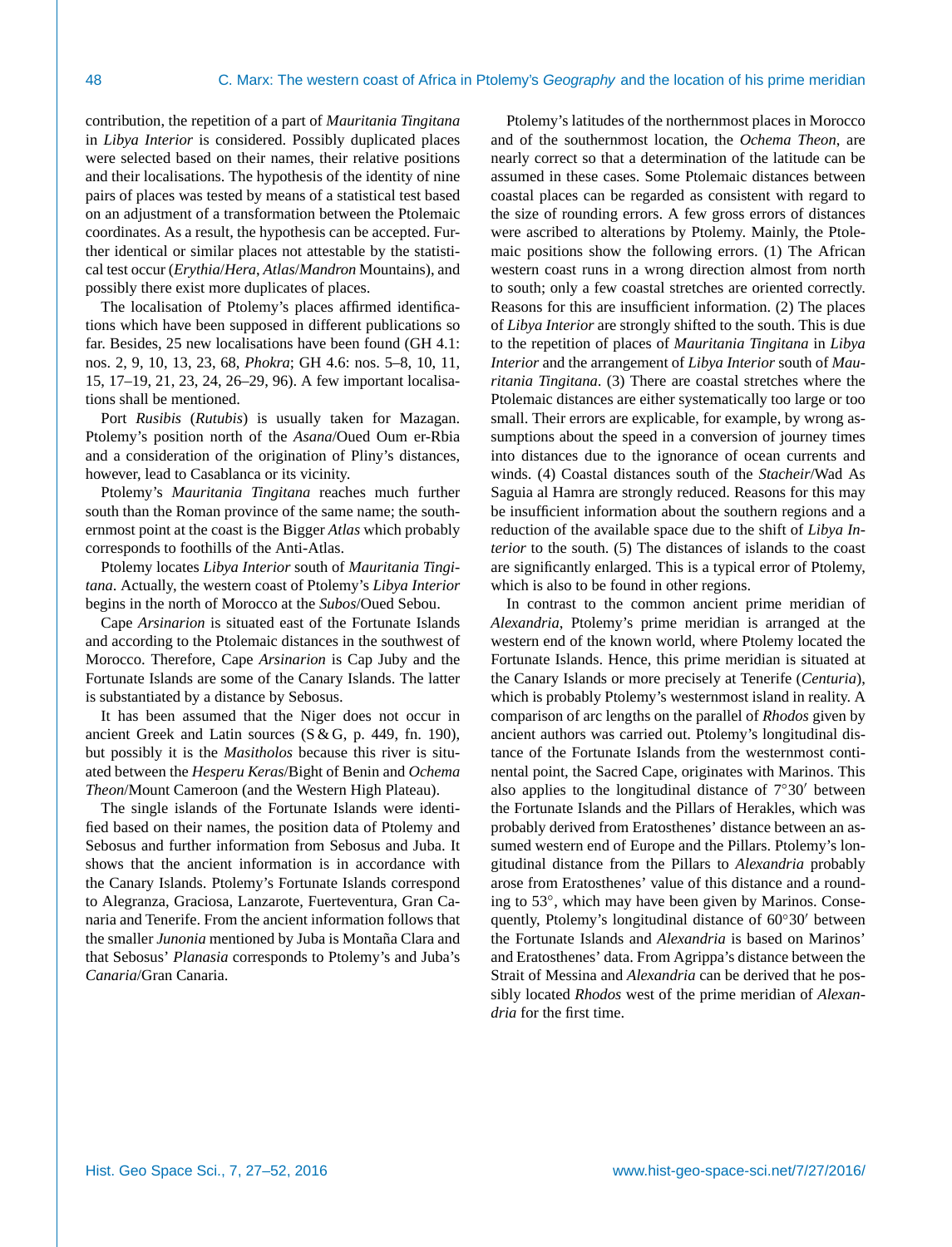contribution, the repetition of a part of *Mauritania Tingitana* in *Libya Interior* is considered. Possibly duplicated places were selected based on their names, their relative positions and their localisations. The hypothesis of the identity of nine pairs of places was tested by means of a statistical test based on an adjustment of a transformation between the Ptolemaic coordinates. As a result, the hypothesis can be accepted. Further identical or similar places not attestable by the statistical test occur (*Erythia*/*Hera*, *Atlas*/*Mandron* Mountains), and possibly there exist more duplicates of places.

The localisation of Ptolemy's places affirmed identifications which have been supposed in different publications so far. Besides, 25 new localisations have been found (GH 4.1: nos. 2, 9, 10, 13, 23, 68, *Phokra*; GH 4.6: nos. 5–8, 10, 11, 15, 17–19, 21, 23, 24, 26–29, 96). A few important localisations shall be mentioned.

Port *Rusibis* (*Rutubis*) is usually taken for Mazagan. Ptolemy's position north of the *Asana*/Oued Oum er-Rbia and a consideration of the origination of Pliny's distances, however, lead to Casablanca or its vicinity.

Ptolemy's *Mauritania Tingitana* reaches much further south than the Roman province of the same name; the southernmost point at the coast is the Bigger *Atlas* which probably corresponds to foothills of the Anti-Atlas.

Ptolemy locates *Libya Interior* south of *Mauritania Tingitana*. Actually, the western coast of Ptolemy's *Libya Interior* begins in the north of Morocco at the *Subos*/Oued Sebou.

Cape *Arsinarion* is situated east of the Fortunate Islands and according to the Ptolemaic distances in the southwest of Morocco. Therefore, Cape *Arsinarion* is Cap Juby and the Fortunate Islands are some of the Canary Islands. The latter is substantiated by a distance by Sebosus.

It has been assumed that the Niger does not occur in ancient Greek and Latin sources (S & G, p. 449, fn. 190), but possibly it is the *Masitholos* because this river is situated between the *Hesperu Keras*/Bight of Benin and *Ochema Theon*/Mount Cameroon (and the Western High Plateau).

The single islands of the Fortunate Islands were identified based on their names, the position data of Ptolemy and Sebosus and further information from Sebosus and Juba. It shows that the ancient information is in accordance with the Canary Islands. Ptolemy's Fortunate Islands correspond to Alegranza, Graciosa, Lanzarote, Fuerteventura, Gran Canaria and Tenerife. From the ancient information follows that the smaller *Junonia* mentioned by Juba is Montaña Clara and that Sebosus' *Planasia* corresponds to Ptolemy's and Juba's *Canaria*/Gran Canaria.

Ptolemy's latitudes of the northernmost places in Morocco and of the southernmost location, the *Ochema Theon*, are nearly correct so that a determination of the latitude can be assumed in these cases. Some Ptolemaic distances between coastal places can be regarded as consistent with regard to the size of rounding errors. A few gross errors of distances were ascribed to alterations by Ptolemy. Mainly, the Ptolemaic positions show the following errors. (1) The African western coast runs in a wrong direction almost from north to south; only a few coastal stretches are oriented correctly. Reasons for this are insufficient information. (2) The places of *Libya Interior* are strongly shifted to the south. This is due to the repetition of places of *Mauritania Tingitana* in *Libya Interior* and the arrangement of *Libya Interior* south of *Mauritania Tingitana*. (3) There are coastal stretches where the Ptolemaic distances are either systematically too large or too small. Their errors are explicable, for example, by wrong assumptions about the speed in a conversion of journey times into distances due to the ignorance of ocean currents and winds. (4) Coastal distances south of the *Stacheir*/Wad As Saguia al Hamra are strongly reduced. Reasons for this may be insufficient information about the southern regions and a reduction of the available space due to the shift of *Libya Interior* to the south. (5) The distances of islands to the coast are significantly enlarged. This is a typical error of Ptolemy, which is also to be found in other regions.

In contrast to the common ancient prime meridian of *Alexandria*, Ptolemy's prime meridian is arranged at the western end of the known world, where Ptolemy located the Fortunate Islands. Hence, this prime meridian is situated at the Canary Islands or more precisely at Tenerife (*Centuria*), which is probably Ptolemy's westernmost island in reality. A comparison of arc lengths on the parallel of *Rhodos* given by ancient authors was carried out. Ptolemy's longitudinal distance of the Fortunate Islands from the westernmost continental point, the Sacred Cape, originates with Marinos. This also applies to the longitudinal distance of $7°30'$ between the Fortunate Islands and the Pillars of Herakles, which was probably derived from Eratosthenes' distance between an assumed western end of Europe and the Pillars. Ptolemy's longitudinal distance from the Pillars to *Alexandria* probably arose from Eratosthenes' value of this distance and a rounding to 53°, which may have been given by Marinos. Consequently, Ptolemy's longitudinal distance of $60°30'$ between the Fortunate Islands and *Alexandria* is based on Marinos' and Eratosthenes' data. From Agrippa's distance between the Strait of Messina and *Alexandria* can be derived that he possibly located *Rhodos* west of the prime meridian of *Alexandria* for the first time.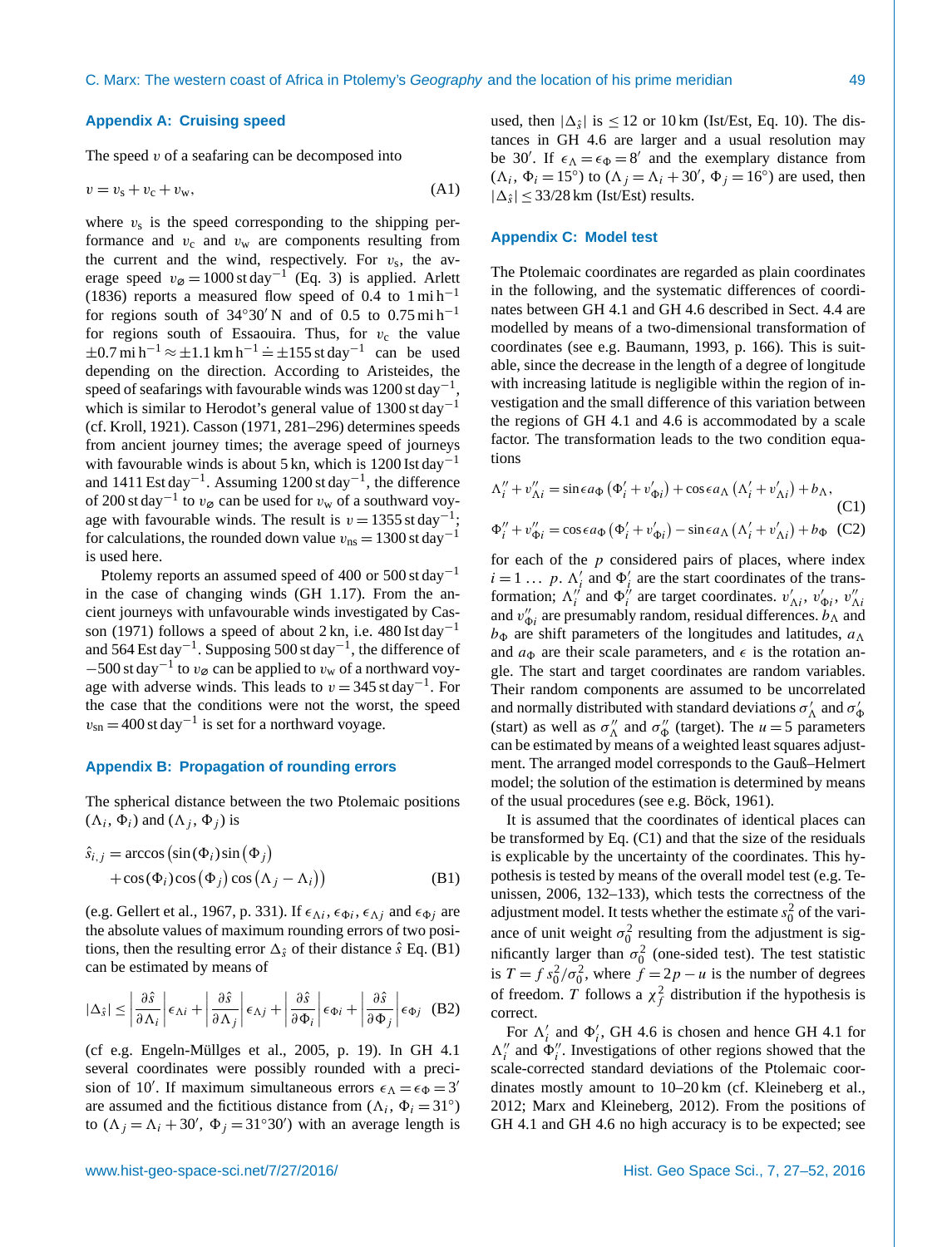## Appendix A: Cruising speed

The speed $v$ of a seafaring can be decomposed into

$$v = v_s + v_c + v_w, \tag{A1}$$

where $v_s$ is the speed corresponding to the shipping performance and $v_c$ and $v_w$ are components resulting from the current and the wind, respectively. For $v_s$, the average speed $v_\varnothing = 1000\,\mathrm{st\,day^{-1}}$ (Eq. 3) is applied. Arlett (1836) reports a measured flow speed of 0.4 to $1\,\mathrm{mi\,h^{-1}}$ for regions south of 34°30′ N and of 0.5 to $0.75\,\mathrm{mi\,h^{-1}}$ for regions south of Essaouira. Thus, for $v_c$ the value $\pm 0.7\,\mathrm{mi\,h^{-1}} \approx \pm 1.1\,\mathrm{km\,h^{-1}} \doteq \pm 155\,\mathrm{st\,day^{-1}}$ can be used depending on the direction. According to Aristeides, the speed of seafarings with favourable winds was $1200\,\mathrm{st\,day^{-1}}$, which is similar to Herodot's general value of $1300\,\mathrm{st\,day^{-1}}$ (cf. Kroll, 1921). Casson (1971, 281–296) determines speeds from ancient journey times; the average speed of journeys with favourable winds is about 5 kn, which is $1200\,\mathrm{Ist\,day^{-1}}$ and $1411\,\mathrm{Est\,day^{-1}}$. Assuming $1200\,\mathrm{st\,day^{-1}}$, the difference of $200\,\mathrm{st\,day^{-1}}$ to $v_\varnothing$ can be used for $v_w$ of a southward voyage with favourable winds. The result is $v = 1355\,\mathrm{st\,day^{-1}}$; for calculations, the rounded down value $v_{ns} = 1300\,\mathrm{st\,day^{-1}}$ is used here.

Ptolemy reports an assumed speed of 400 or $500\,\mathrm{st\,day^{-1}}$ in the case of changing winds (GH 1.17). From the ancient journeys with unfavourable winds investigated by Casson (1971) follows a speed of about 2 kn, i.e. $480\,\mathrm{Ist\,day^{-1}}$ and $564\,\mathrm{Est\,day^{-1}}$. Supposing $500\,\mathrm{st\,day^{-1}}$, the difference of $-500\,\mathrm{st\,day^{-1}}$ to $v_\varnothing$ can be applied to $v_w$ of a northward voyage with adverse winds. This leads to $v = 345\,\mathrm{st\,day^{-1}}$. For the case that the conditions were not the worst, the speed $v_{sn} = 400\,\mathrm{st\,day^{-1}}$ is set for a northward voyage.

## Appendix B: Propagation of rounding errors

The spherical distance between the two Ptolemaic positions $(\Lambda_i, \Phi_i)$ and $(\Lambda_j, \Phi_j)$ is

$$\hat{s}_{i,j} = \arccos\big(\sin(\Phi_i)\sin(\Phi_j) + \cos(\Phi_i)\cos(\Phi_j)\cos(\Lambda_j - \Lambda_i)\big) \tag{B1}$$

(e.g. Gellert et al., 1967, p. 331). If $\epsilon_{\Lambda i}, \epsilon_{\Phi i}, \epsilon_{\Lambda j}$ and $\epsilon_{\Phi j}$ are the absolute values of maximum rounding errors of two positions, then the resulting error $\Delta_{\hat{s}}$ of their distance $\hat{s}$ Eq. (B1) can be estimated by means of

$$|\Delta_{\hat{s}}| \le \left|\frac{\partial \hat{s}}{\partial \Lambda_i}\right|\epsilon_{\Lambda i} + \left|\frac{\partial \hat{s}}{\partial \Lambda_j}\right|\epsilon_{\Lambda j} + \left|\frac{\partial \hat{s}}{\partial \Phi_i}\right|\epsilon_{\Phi i} + \left|\frac{\partial \hat{s}}{\partial \Phi_j}\right|\epsilon_{\Phi j} \tag{B2}$$

(cf e.g. Engeln-Müllges et al., 2005, p. 19). In GH 4.1 several coordinates were possibly rounded with a precision of 10′. If maximum simultaneous errors $\epsilon_\Lambda = \epsilon_\Phi = 3'$ are assumed and the fictitious distance from $(\Lambda_i, \Phi_i = 31°)$ to $(\Lambda_j = \Lambda_i + 30', \Phi_j = 31°30')$ with an average length is used, then $|\Delta_{\hat{s}}|$ is $\le 12$ or 10 km (Ist/Est, Eq. 10). The distances in GH 4.6 are larger and a usual resolution may be 30′. If $\epsilon_\Lambda = \epsilon_\Phi = 8'$ and the exemplary distance from $(\Lambda_i, \Phi_i = 15°)$ to $(\Lambda_j = \Lambda_i + 30', \Phi_j = 16°)$ are used, then $|\Delta_{\hat{s}}| \le 33/28$ km (Ist/Est) results.

## Appendix C: Model test

The Ptolemaic coordinates are regarded as plain coordinates in the following, and the systematic differences of coordinates between GH 4.1 and GH 4.6 described in Sect. 4.4 are modelled by means of a two-dimensional transformation of coordinates (see e.g. Baumann, 1993, p. 166). This is suitable, since the decrease in the length of a degree of longitude with increasing latitude is negligible within the region of investigation and the small difference of this variation between the regions of GH 4.1 and 4.6 is accommodated by a scale factor. The transformation leads to the two condition equations

$$\Lambda_i'' + v_{\Lambda i}'' = \sin\epsilon a_\Phi\left(\Phi_i' + v_{\Phi i}'\right) + \cos\epsilon a_\Lambda\left(\Lambda_i' + v_{\Lambda i}'\right) + b_\Lambda, \tag{C1}$$

$$\Phi_i'' + v_{\Phi i}'' = \cos\epsilon a_\Phi\left(\Phi_i' + v_{\Phi i}'\right) - \sin\epsilon a_\Lambda\left(\Lambda_i' + v_{\Lambda i}'\right) + b_\Phi \tag{C2}$$

for each of the $p$ considered pairs of places, where index $i = 1 \ldots p$. $\Lambda_i'$ and $\Phi_i'$ are the start coordinates of the transformation; $\Lambda_i''$ and $\Phi_i''$ are target coordinates. $v_{\Lambda i}'$, $v_{\Phi i}'$, $v_{\Lambda i}''$ and $v_{\Phi i}''$ are presumably random, residual differences. $b_\Lambda$ and $b_\Phi$ are shift parameters of the longitudes and latitudes, $a_\Lambda$ and $a_\Phi$ are their scale parameters, and $\epsilon$ is the rotation angle. The start and target coordinates are random variables. Their random components are assumed to be uncorrelated and normally distributed with standard deviations $\sigma_\Lambda'$ and $\sigma_\Phi'$ (start) as well as $\sigma_\Lambda''$ and $\sigma_\Phi''$ (target). The $u = 5$ parameters can be estimated by means of a weighted least squares adjustment. The arranged model corresponds to the Gauß–Helmert model; the solution of the estimation is determined by means of the usual procedures (see e.g. Böck, 1961).

It is assumed that the coordinates of identical places can be transformed by Eq. (C1) and that the size of the residuals is explicable by the uncertainty of the coordinates. This hypothesis is tested by means of the overall model test (e.g. Teunissen, 2006, 132–133), which tests the correctness of the adjustment model. It tests whether the estimate $s_0^2$ of the variance of unit weight $\sigma_0^2$ resulting from the adjustment is significantly larger than $\sigma_0^2$ (one-sided test). The test statistic is $T = f\, s_0^2/\sigma_0^2$, where $f = 2p - u$ is the number of degrees of freedom. $T$ follows a $\chi_f^2$ distribution if the hypothesis is correct.

For $\Lambda_i'$ and $\Phi_i'$, GH 4.6 is chosen and hence GH 4.1 for $\Lambda_i''$ and $\Phi_i''$. Investigations of other regions showed that the scale-corrected standard deviations of the Ptolemaic coordinates mostly amount to 10–20 km (cf. Kleineberg et al., 2012; Marx and Kleineberg, 2012). From the positions of GH 4.1 and GH 4.6 no high accuracy is to be expected; see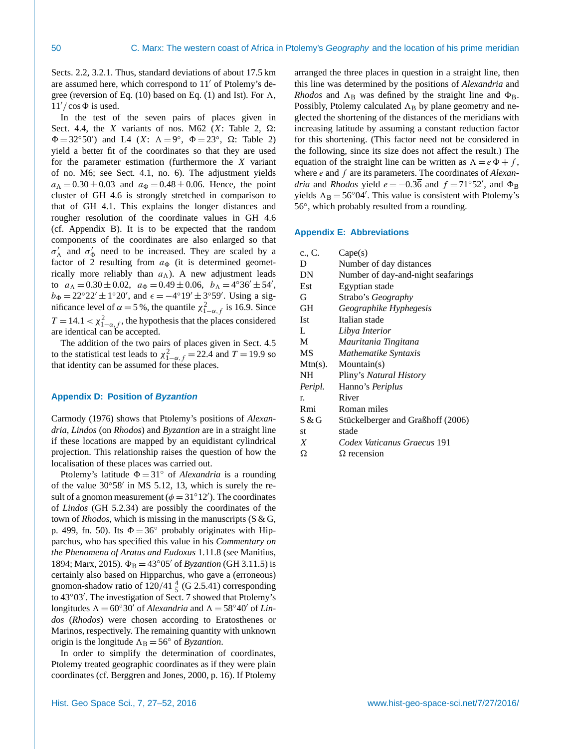Sects. 2.2, 3.2.1. Thus, standard deviations of about 17.5 km are assumed here, which correspond to $11'$ of Ptolemy's degree (reversion of Eq. (10) based on Eq. (1) and Ist). For $\Lambda$, $11'/\cos\Phi$ is used.

In the test of the seven pairs of places given in Sect. 4.4, the *X* variants of nos. M62 (*X*: Table 2, $\Omega$: $\Phi = 32°50'$) and L4 (*X*: $\Lambda = 9°$, $\Phi = 23°$, $\Omega$: Table 2) yield a better fit of the coordinates so that they are used for the parameter estimation (furthermore the *X* variant of no. M6; see Sect. 4.1, no. 6). The adjustment yields $a_\Lambda = 0.30 \pm 0.03$ and $a_\Phi = 0.48 \pm 0.06$. Hence, the point cluster of GH 4.6 is strongly stretched in comparison to that of GH 4.1. This explains the longer distances and rougher resolution of the coordinate values in GH 4.6 (cf. Appendix B). It is to be expected that the random components of the coordinates are also enlarged so that $\sigma'_\Lambda$ and $\sigma'_\Phi$ need to be increased. They are scaled by a factor of 2 resulting from $a_\Phi$ (it is determined geometrically more reliably than $a_\Lambda$). A new adjustment leads to $a_\Lambda = 0.30 \pm 0.02$, $a_\Phi = 0.49 \pm 0.06$, $b_\Lambda = 4°36' \pm 54'$, $b_\Phi = 22°22' \pm 1°20'$, and $\epsilon = -4°19' \pm 3°59'$. Using a significance level of $\alpha = 5\,\%$, the quantile $\chi^2_{1-\alpha,f}$ is 16.9. Since $T = 14.1 < \chi^2_{1-\alpha,f}$, the hypothesis that the places considered are identical can be accepted.

The addition of the two pairs of places given in Sect. 4.5 to the statistical test leads to $\chi^2_{1-\alpha,f} = 22.4$ and $T = 19.9$ so that identity can be assumed for these places.

## Appendix D: Position of *Byzantion*

Carmody (1976) shows that Ptolemy's positions of *Alexandria*, *Lindos* (on *Rhodos*) and *Byzantion* are in a straight line if these locations are mapped by an equidistant cylindrical projection. This relationship raises the question of how the localisation of these places was carried out.

Ptolemy's latitude $\Phi = 31°$ of *Alexandria* is a rounding of the value $30°58'$ in MS 5.12, 13, which is surely the result of a gnomon measurement ($\phi = 31°12'$). The coordinates of *Lindos* (GH 5.2.34) are possibly the coordinates of the town of *Rhodos*, which is missing in the manuscripts (S & G, p. 499, fn. 50). Its $\Phi = 36°$ probably originates with Hipparchus, who has specified this value in his *Commentary on the Phenomena of Aratus and Eudoxus* 1.11.8 (see Manitius, 1894; Marx, 2015). $\Phi_\mathrm{B} = 43°05'$ of *Byzantion* (GH 3.11.5) is certainly also based on Hipparchus, who gave a (erroneous) gnomon-shadow ratio of $120/41\,\frac{4}{5}$ (G 2.5.41) corresponding to $43°03'$. The investigation of Sect. 7 showed that Ptolemy's longitudes $\Lambda = 60°30'$ of *Alexandria* and $\Lambda = 58°40'$ of *Lindos* (*Rhodos*) were chosen according to Eratosthenes or Marinos, respectively. The remaining quantity with unknown origin is the longitude $\Lambda_\mathrm{B} = 56°$ of *Byzantion*.

In order to simplify the determination of coordinates, Ptolemy treated geographic coordinates as if they were plain coordinates (cf. Berggren and Jones, 2000, p. 16). If Ptolemy arranged the three places in question in a straight line, then this line was determined by the positions of *Alexandria* and *Rhodos* and $\Lambda_\mathrm{B}$ was defined by the straight line and $\Phi_\mathrm{B}$. Possibly, Ptolemy calculated $\Lambda_\mathrm{B}$ by plane geometry and neglected the shortening of the distances of the meridians with increasing latitude by assuming a constant reduction factor for this shortening. (This factor need not be considered in the following, since its size does not affect the result.) The equation of the straight line can be written as $\Lambda = e\,\Phi + f$, where $e$ and $f$ are its parameters. The coordinates of *Alexandria* and *Rhodos* yield $e = -0.3\overline{6}$ and $f = 71°52'$, and $\Phi_\mathrm{B}$ yields $\Lambda_\mathrm{B} = 56°04'$. This value is consistent with Ptolemy's $56°$, which probably resulted from a rounding.

## Appendix E: Abbreviations

| | |
|---|---|
| c., C. | Cape(s) |
| D | Number of day distances |
| DN | Number of day-and-night seafarings |
| Est | Egyptian stade |
| G | Strabo's *Geography* |
| GH | *Geographike Hyphegesis* |
| Ist | Italian stade |
| L | *Libya Interior* |
| M | *Mauritania Tingitana* |
| MS | *Mathematike Syntaxis* |
| Mtn(s). | Mountain(s) |
| NH | Pliny's *Natural History* |
| *Peripl.* | Hanno's *Periplus* |
| r. | River |
| Rmi | Roman miles |
| S & G | Stückelberger and Graßhoff (2006) |
| st | stade |
| *X* | *Codex Vaticanus Graecus* 191 |
| $\Omega$ | $\Omega$ recension |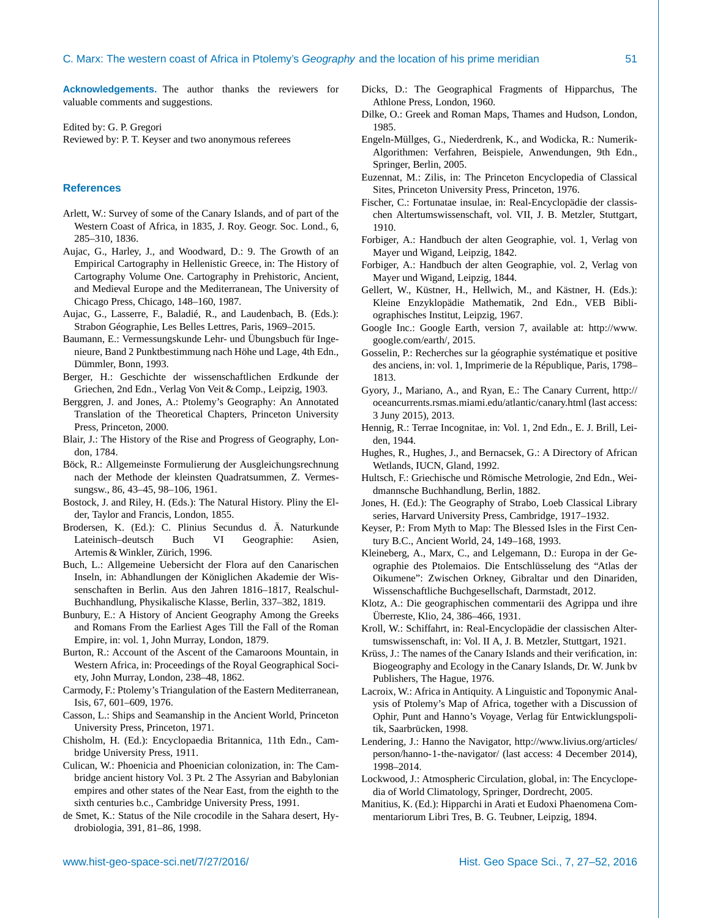**Acknowledgements.** The author thanks the reviewers for valuable comments and suggestions.

Edited by: G. P. Gregori
Reviewed by: P. T. Keyser and two anonymous referees

## References

Arlett, W.: Survey of some of the Canary Islands, and of part of the Western Coast of Africa, in 1835, J. Roy. Geogr. Soc. Lond., 6, 285–310, 1836.

Aujac, G., Harley, J., and Woodward, D.: 9. The Growth of an Empirical Cartography in Hellenistic Greece, in: The History of Cartography Volume One. Cartography in Prehistoric, Ancient, and Medieval Europe and the Mediterranean, The University of Chicago Press, Chicago, 148–160, 1987.

Aujac, G., Lasserre, F., Baladié, R., and Laudenbach, B. (Eds.): Strabon Géographie, Les Belles Lettres, Paris, 1969–2015.

Baumann, E.: Vermessungskunde Lehr- und Übungsbuch für Ingenieure, Band 2 Punktbestimmung nach Höhe und Lage, 4th Edn., Dümmler, Bonn, 1993.

Berger, H.: Geschichte der wissenschaftlichen Erdkunde der Griechen, 2nd Edn., Verlag Von Veit & Comp., Leipzig, 1903.

Berggren, J. and Jones, A.: Ptolemy's Geography: An Annotated Translation of the Theoretical Chapters, Princeton University Press, Princeton, 2000.

Blair, J.: The History of the Rise and Progress of Geography, London, 1784.

Böck, R.: Allgemeinste Formulierung der Ausgleichungsrechnung nach der Methode der kleinsten Quadratsummen, Z. Vermessungsw., 86, 43–45, 98–106, 1961.

Bostock, J. and Riley, H. (Eds.): The Natural History. Pliny the Elder, Taylor and Francis, London, 1855.

Brodersen, K. (Ed.): C. Plinius Secundus d. Ä. Naturkunde Lateinisch–deutsch Buch VI Geographie: Asien, Artemis & Winkler, Zürich, 1996.

Buch, L.: Allgemeine Uebersicht der Flora auf den Canarischen Inseln, in: Abhandlungen der Königlichen Akademie der Wissenschaften in Berlin. Aus den Jahren 1816–1817, Realschul-Buchhandlung, Physikalische Klasse, Berlin, 337–382, 1819.

Bunbury, E.: A History of Ancient Geography Among the Greeks and Romans From the Earliest Ages Till the Fall of the Roman Empire, in: vol. 1, John Murray, London, 1879.

Burton, R.: Account of the Ascent of the Camaroons Mountain, in Western Africa, in: Proceedings of the Royal Geographical Society, John Murray, London, 238–48, 1862.

Carmody, F.: Ptolemy's Triangulation of the Eastern Mediterranean, Isis, 67, 601–609, 1976.

Casson, L.: Ships and Seamanship in the Ancient World, Princeton University Press, Princeton, 1971.

Chisholm, H. (Ed.): Encyclopaedia Britannica, 11th Edn., Cambridge University Press, 1911.

Culican, W.: Phoenicia and Phoenician colonization, in: The Cambridge ancient history Vol. 3 Pt. 2 The Assyrian and Babylonian empires and other states of the Near East, from the eighth to the sixth centuries b.c., Cambridge University Press, 1991.

de Smet, K.: Status of the Nile crocodile in the Sahara desert, Hydrobiologia, 391, 81–86, 1998.

Dicks, D.: The Geographical Fragments of Hipparchus, The Athlone Press, London, 1960.

Dilke, O.: Greek and Roman Maps, Thames and Hudson, London, 1985.

Engeln-Müllges, G., Niederdrenk, K., and Wodicka, R.: Numerik-Algorithmen: Verfahren, Beispiele, Anwendungen, 9th Edn., Springer, Berlin, 2005.

Euzennat, M.: Zilis, in: The Princeton Encyclopedia of Classical Sites, Princeton University Press, Princeton, 1976.

Fischer, C.: Fortunatae insulae, in: Real-Encyclopädie der classischen Altertumswissenschaft, vol. VII, J. B. Metzler, Stuttgart, 1910.

Forbiger, A.: Handbuch der alten Geographie, vol. 1, Verlag von Mayer und Wigand, Leipzig, 1842.

Forbiger, A.: Handbuch der alten Geographie, vol. 2, Verlag von Mayer und Wigand, Leipzig, 1844.

Gellert, W., Küstner, H., Hellwich, M., and Kästner, H. (Eds.): Kleine Enzyklopädie Mathematik, 2nd Edn., VEB Bibliographisches Institut, Leipzig, 1967.

Google Inc.: Google Earth, version 7, available at: http://www.google.com/earth/, 2015.

Gosselin, P.: Recherches sur la géographie systématique et positive des anciens, in: vol. 1, Imprimerie de la République, Paris, 1798–1813.

Gyory, J., Mariano, A., and Ryan, E.: The Canary Current, http://oceancurrents.rsmas.miami.edu/atlantic/canary.html (last access: 3 Juny 2015), 2013.

Hennig, R.: Terrae Incognitae, in: Vol. 1, 2nd Edn., E. J. Brill, Leiden, 1944.

Hughes, R., Hughes, J., and Bernacsek, G.: A Directory of African Wetlands, IUCN, Gland, 1992.

Hultsch, F.: Griechische und Römische Metrologie, 2nd Edn., Weidmannsche Buchhandlung, Berlin, 1882.

Jones, H. (Ed.): The Geography of Strabo, Loeb Classical Library series, Harvard University Press, Cambridge, 1917–1932.

Keyser, P.: From Myth to Map: The Blessed Isles in the First Century B.C., Ancient World, 24, 149–168, 1993.

Kleineberg, A., Marx, C., and Lelgemann, D.: Europa in der Geographie des Ptolemaios. Die Entschlüsselung des "Atlas der Oikumene": Zwischen Orkney, Gibraltar und den Dinariden, Wissenschaftliche Buchgesellschaft, Darmstadt, 2012.

Klotz, A.: Die geographischen commentarii des Agrippa und ihre Überreste, Klio, 24, 386–466, 1931.

Kroll, W.: Schiffahrt, in: Real-Encyclopädie der classischen Altertumswissenschaft, in: Vol. II A, J. B. Metzler, Stuttgart, 1921.

Krüss, J.: The names of the Canary Islands and their verification, in: Biogeography and Ecology in the Canary Islands, Dr. W. Junk bv Publishers, The Hague, 1976.

Lacroix, W.: Africa in Antiquity. A Linguistic and Toponymic Analysis of Ptolemy's Map of Africa, together with a Discussion of Ophir, Punt and Hanno's Voyage, Verlag für Entwicklungspolitik, Saarbrücken, 1998.

Lendering, J.: Hanno the Navigator, http://www.livius.org/articles/person/hanno-1-the-navigator/ (last access: 4 December 2014), 1998–2014.

Lockwood, J.: Atmospheric Circulation, global, in: The Encyclopedia of World Climatology, Springer, Dordrecht, 2005.

Manitius, K. (Ed.): Hipparchi in Arati et Eudoxi Phaenomena Commentariorum Libri Tres, B. G. Teubner, Leipzig, 1894.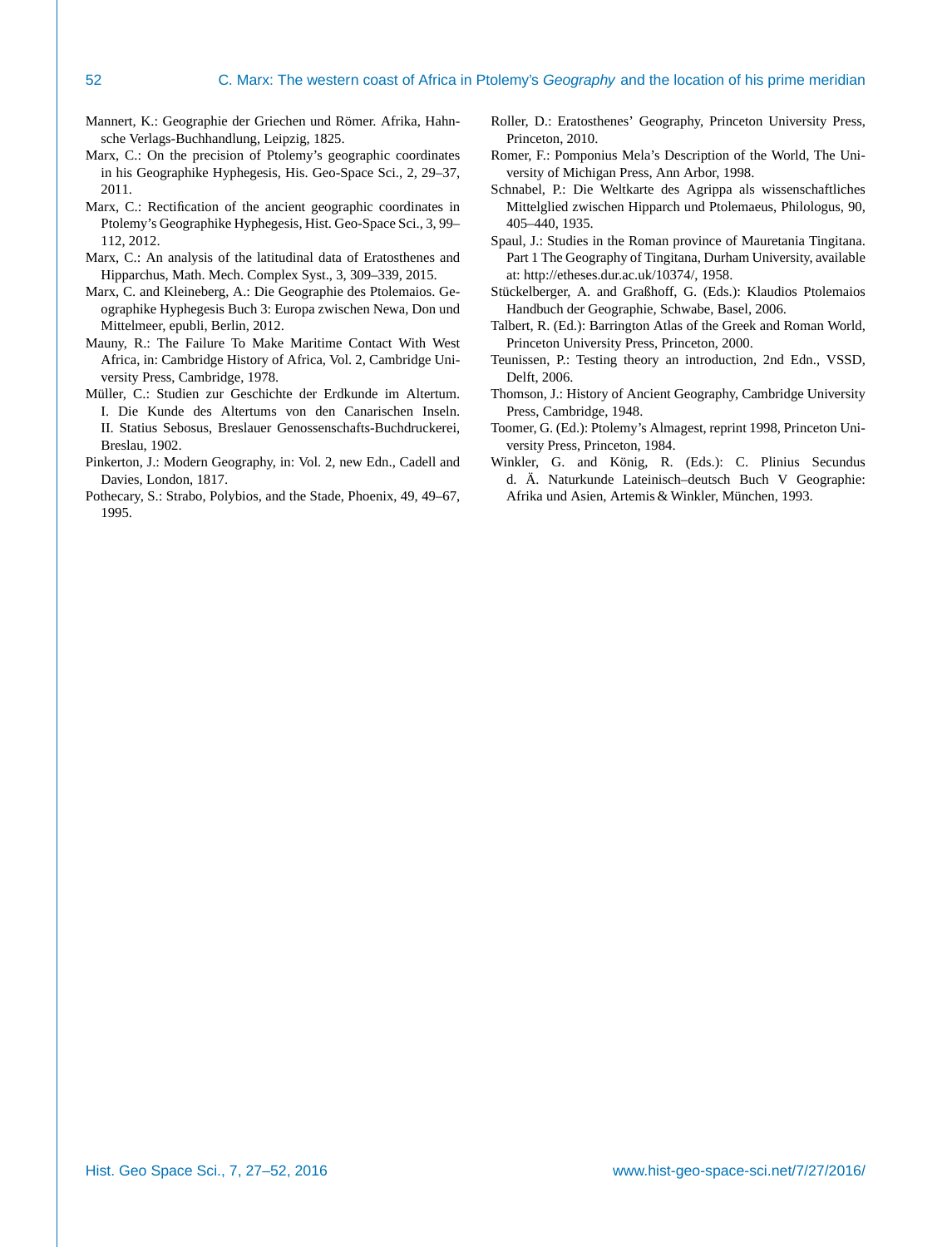Mannert, K.: Geographie der Griechen und Römer. Afrika, Hahnsche Verlags-Buchhandlung, Leipzig, 1825.

Marx, C.: On the precision of Ptolemy's geographic coordinates in his Geographike Hyphegesis, His. Geo-Space Sci., 2, 29–37, 2011.

Marx, C.: Rectification of the ancient geographic coordinates in Ptolemy's Geographike Hyphegesis, Hist. Geo-Space Sci., 3, 99–112, 2012.

Marx, C.: An analysis of the latitudinal data of Eratosthenes and Hipparchus, Math. Mech. Complex Syst., 3, 309–339, 2015.

Marx, C. and Kleineberg, A.: Die Geographie des Ptolemaios. Geographike Hyphegesis Buch 3: Europa zwischen Newa, Don und Mittelmeer, epubli, Berlin, 2012.

Mauny, R.: The Failure To Make Maritime Contact With West Africa, in: Cambridge History of Africa, Vol. 2, Cambridge University Press, Cambridge, 1978.

Müller, C.: Studien zur Geschichte der Erdkunde im Altertum. I. Die Kunde des Altertums von den Canarischen Inseln. II. Statius Sebosus, Breslauer Genossenschafts-Buchdruckerei, Breslau, 1902.

Pinkerton, J.: Modern Geography, in: Vol. 2, new Edn., Cadell and Davies, London, 1817.

Pothecary, S.: Strabo, Polybios, and the Stade, Phoenix, 49, 49–67, 1995.

Roller, D.: Eratosthenes' Geography, Princeton University Press, Princeton, 2010.

Romer, F.: Pomponius Mela's Description of the World, The University of Michigan Press, Ann Arbor, 1998.

Schnabel, P.: Die Weltkarte des Agrippa als wissenschaftliches Mittelglied zwischen Hipparch und Ptolemaeus, Philologus, 90, 405–440, 1935.

Spaul, J.: Studies in the Roman province of Mauretania Tingitana. Part 1 The Geography of Tingitana, Durham University, available at: http://etheses.dur.ac.uk/10374/, 1958.

Stückelberger, A. and Graßhoff, G. (Eds.): Klaudios Ptolemaios Handbuch der Geographie, Schwabe, Basel, 2006.

Talbert, R. (Ed.): Barrington Atlas of the Greek and Roman World, Princeton University Press, Princeton, 2000.

Teunissen, P.: Testing theory an introduction, 2nd Edn., VSSD, Delft, 2006.

Thomson, J.: History of Ancient Geography, Cambridge University Press, Cambridge, 1948.

Toomer, G. (Ed.): Ptolemy's Almagest, reprint 1998, Princeton University Press, Princeton, 1984.

Winkler, G. and König, R. (Eds.): C. Plinius Secundus d. Ä. Naturkunde Lateinisch–deutsch Buch V Geographie: Afrika und Asien, Artemis & Winkler, München, 1993.